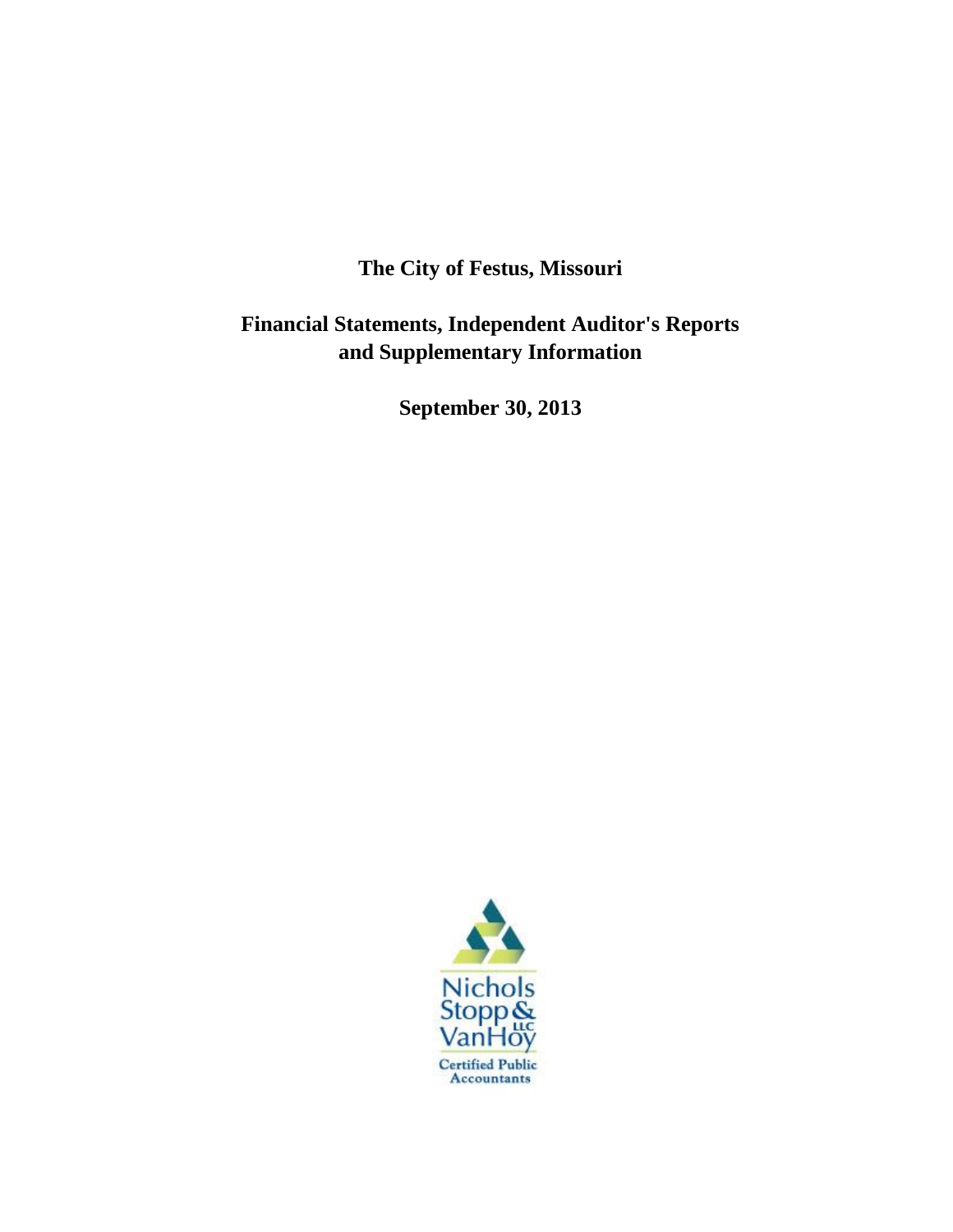# The City of Festus, Missouri

## Financial Statements, Independent Auditor's Reports and Supplementary Information

### September 30, 2013

Nichols Stopp & VanHoy LLC

Certified Public Accountants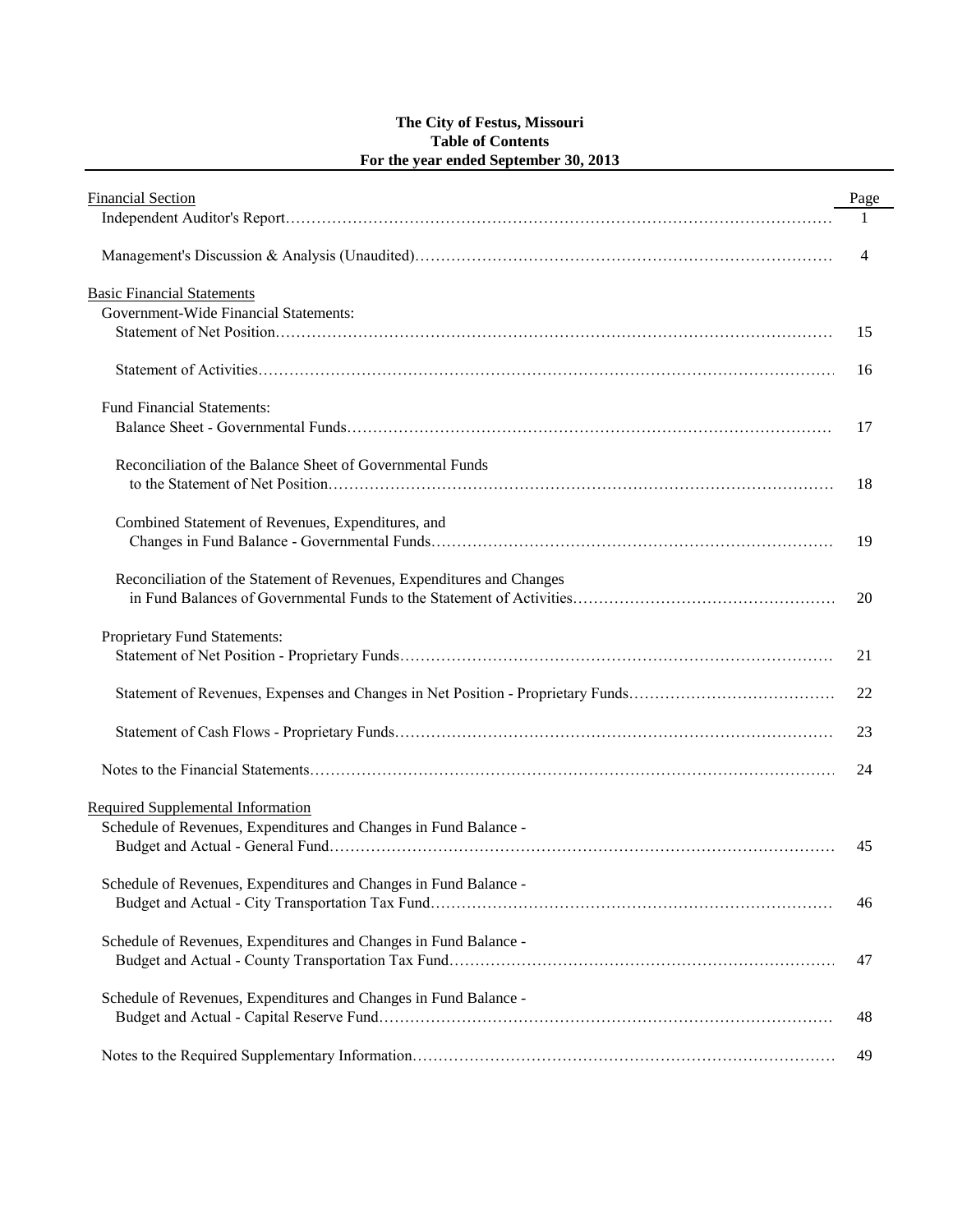# The City of Festus, Missouri
## Table of Contents
### For the year ended September 30, 2013

| Financial Section | Page |
|---|---|
| Independent Auditor's Report | 1 |
| Management's Discussion & Analysis (Unaudited) | 4 |
| **Basic Financial Statements** | |
| Government-Wide Financial Statements: | |
| Statement of Net Position | 15 |
| Statement of Activities | 16 |
| Fund Financial Statements: | |
| Balance Sheet - Governmental Funds | 17 |
| Reconciliation of the Balance Sheet of Governmental Funds to the Statement of Net Position | 18 |
| Combined Statement of Revenues, Expenditures, and Changes in Fund Balance - Governmental Funds | 19 |
| Reconciliation of the Statement of Revenues, Expenditures and Changes in Fund Balances of Governmental Funds to the Statement of Activities | 20 |
| Proprietary Fund Statements: | |
| Statement of Net Position - Proprietary Funds | 21 |
| Statement of Revenues, Expenses and Changes in Net Position - Proprietary Funds | 22 |
| Statement of Cash Flows - Proprietary Funds | 23 |
| Notes to the Financial Statements | 24 |
| **Required Supplemental Information** | |
| Schedule of Revenues, Expenditures and Changes in Fund Balance - Budget and Actual - General Fund | 45 |
| Schedule of Revenues, Expenditures and Changes in Fund Balance - Budget and Actual - City Transportation Tax Fund | 46 |
| Schedule of Revenues, Expenditures and Changes in Fund Balance - Budget and Actual - County Transportation Tax Fund | 47 |
| Schedule of Revenues, Expenditures and Changes in Fund Balance - Budget and Actual - Capital Reserve Fund | 48 |
| Notes to the Required Supplementary Information | 49 |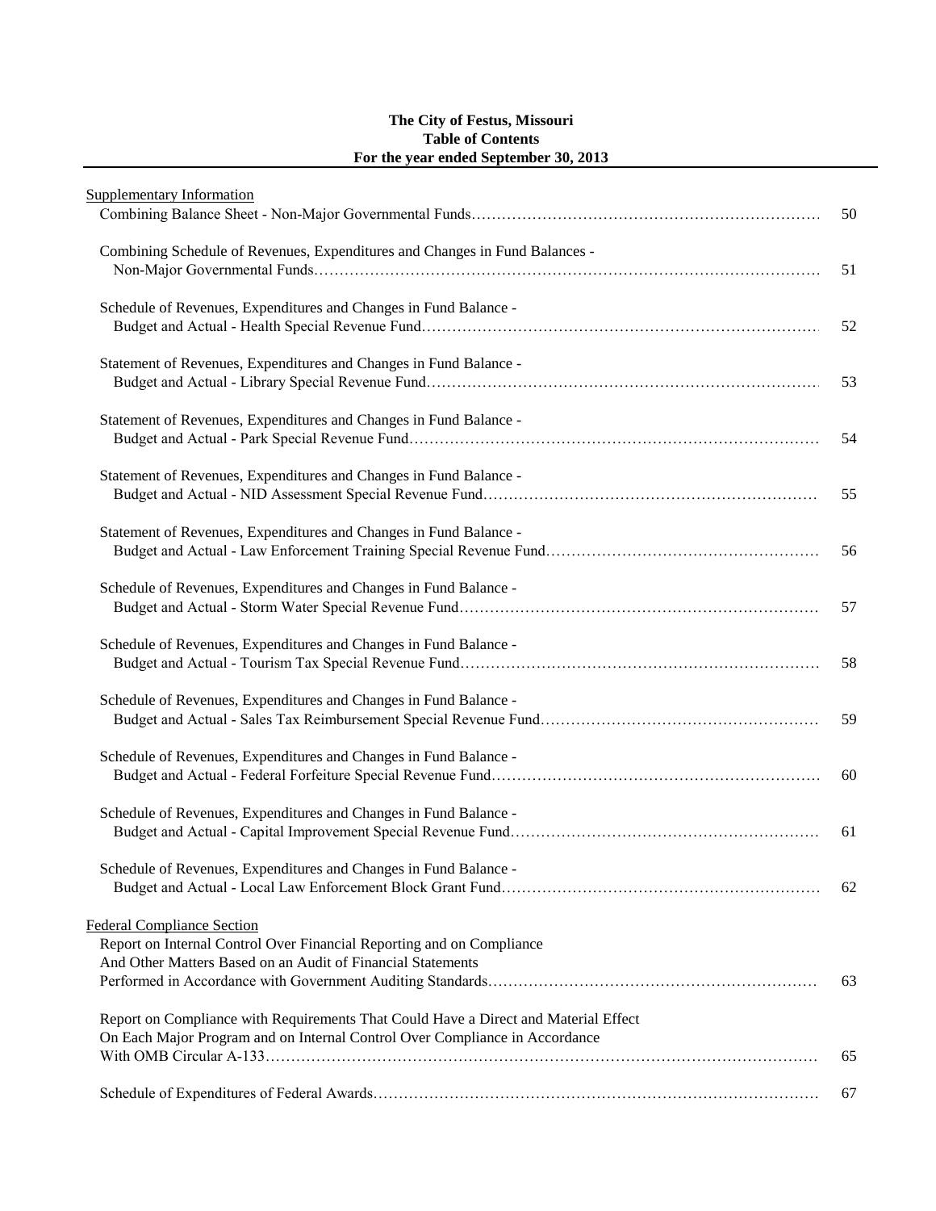**The City of Festus, Missouri**
**Table of Contents**
**For the year ended September 30, 2013**

| | |
|---|---|
| Supplementary Information | |
| Combining Balance Sheet - Non-Major Governmental Funds | 50 |
| Combining Schedule of Revenues, Expenditures and Changes in Fund Balances - Non-Major Governmental Funds | 51 |
| Schedule of Revenues, Expenditures and Changes in Fund Balance - Budget and Actual - Health Special Revenue Fund | 52 |
| Statement of Revenues, Expenditures and Changes in Fund Balance - Budget and Actual - Library Special Revenue Fund | 53 |
| Statement of Revenues, Expenditures and Changes in Fund Balance - Budget and Actual - Park Special Revenue Fund | 54 |
| Statement of Revenues, Expenditures and Changes in Fund Balance - Budget and Actual - NID Assessment Special Revenue Fund | 55 |
| Statement of Revenues, Expenditures and Changes in Fund Balance - Budget and Actual - Law Enforcement Training Special Revenue Fund | 56 |
| Schedule of Revenues, Expenditures and Changes in Fund Balance - Budget and Actual - Storm Water Special Revenue Fund | 57 |
| Schedule of Revenues, Expenditures and Changes in Fund Balance - Budget and Actual - Tourism Tax Special Revenue Fund | 58 |
| Schedule of Revenues, Expenditures and Changes in Fund Balance - Budget and Actual - Sales Tax Reimbursement Special Revenue Fund | 59 |
| Schedule of Revenues, Expenditures and Changes in Fund Balance - Budget and Actual - Federal Forfeiture Special Revenue Fund | 60 |
| Schedule of Revenues, Expenditures and Changes in Fund Balance - Budget and Actual - Capital Improvement Special Revenue Fund | 61 |
| Schedule of Revenues, Expenditures and Changes in Fund Balance - Budget and Actual - Local Law Enforcement Block Grant Fund | 62 |
| Federal Compliance Section | |
| Report on Internal Control Over Financial Reporting and on Compliance And Other Matters Based on an Audit of Financial Statements Performed in Accordance with Government Auditing Standards | 63 |
| Report on Compliance with Requirements That Could Have a Direct and Material Effect On Each Major Program and on Internal Control Over Compliance in Accordance With OMB Circular A-133 | 65 |
| Schedule of Expenditures of Federal Awards | 67 |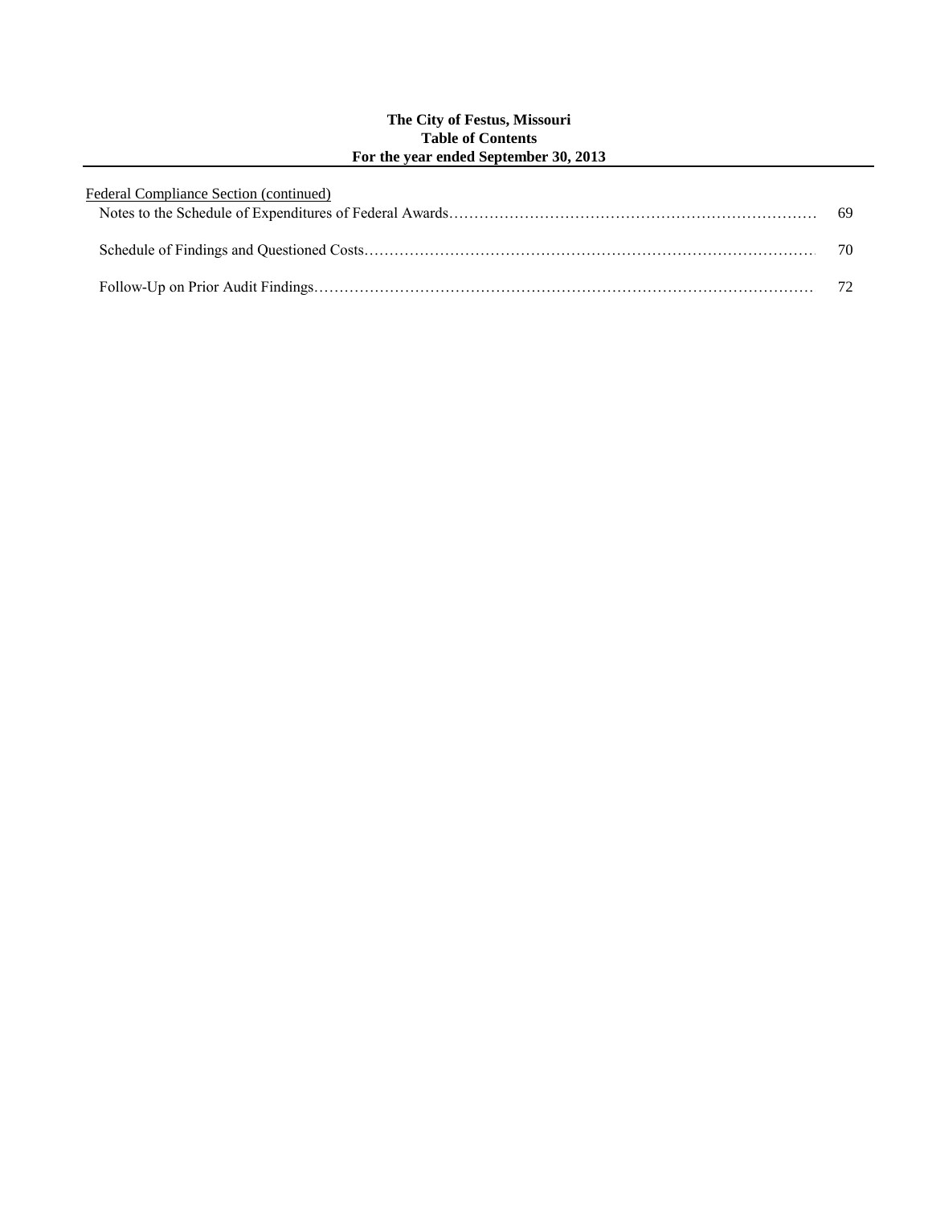**The City of Festus, Missouri**
**Table of Contents**
**For the year ended September 30, 2013**

Federal Compliance Section (continued)

| | |
|---|---|
| Notes to the Schedule of Expenditures of Federal Awards | 69 |
| Schedule of Findings and Questioned Costs | 70 |
| Follow-Up on Prior Audit Findings | 72 |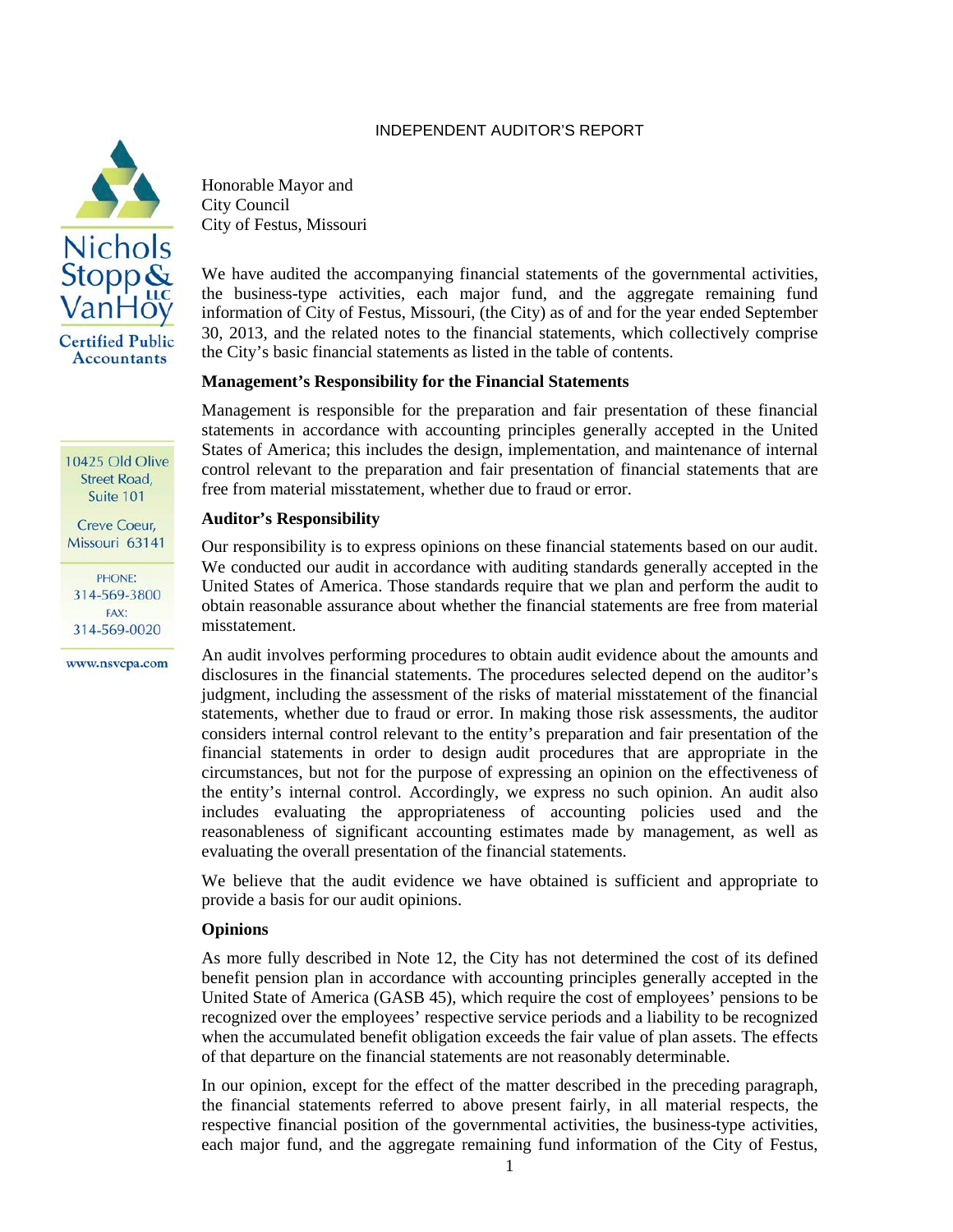INDEPENDENT AUDITOR'S REPORT

Nichols Stopp & VanHoy LLC
Certified Public Accountants

10425 Old Olive Street Road, Suite 101

Creve Coeur, Missouri 63141

PHONE: 314-569-3800
FAX: 314-569-0020

www.nsvcpa.com

Honorable Mayor and
City Council
City of Festus, Missouri

We have audited the accompanying financial statements of the governmental activities, the business-type activities, each major fund, and the aggregate remaining fund information of City of Festus, Missouri, (the City) as of and for the year ended September 30, 2013, and the related notes to the financial statements, which collectively comprise the City's basic financial statements as listed in the table of contents.

**Management's Responsibility for the Financial Statements**

Management is responsible for the preparation and fair presentation of these financial statements in accordance with accounting principles generally accepted in the United States of America; this includes the design, implementation, and maintenance of internal control relevant to the preparation and fair presentation of financial statements that are free from material misstatement, whether due to fraud or error.

**Auditor's Responsibility**

Our responsibility is to express opinions on these financial statements based on our audit. We conducted our audit in accordance with auditing standards generally accepted in the United States of America. Those standards require that we plan and perform the audit to obtain reasonable assurance about whether the financial statements are free from material misstatement.

An audit involves performing procedures to obtain audit evidence about the amounts and disclosures in the financial statements. The procedures selected depend on the auditor's judgment, including the assessment of the risks of material misstatement of the financial statements, whether due to fraud or error. In making those risk assessments, the auditor considers internal control relevant to the entity's preparation and fair presentation of the financial statements in order to design audit procedures that are appropriate in the circumstances, but not for the purpose of expressing an opinion on the effectiveness of the entity's internal control. Accordingly, we express no such opinion. An audit also includes evaluating the appropriateness of accounting policies used and the reasonableness of significant accounting estimates made by management, as well as evaluating the overall presentation of the financial statements.

We believe that the audit evidence we have obtained is sufficient and appropriate to provide a basis for our audit opinions.

**Opinions**

As more fully described in Note 12, the City has not determined the cost of its defined benefit pension plan in accordance with accounting principles generally accepted in the United State of America (GASB 45), which require the cost of employees' pensions to be recognized over the employees' respective service periods and a liability to be recognized when the accumulated benefit obligation exceeds the fair value of plan assets. The effects of that departure on the financial statements are not reasonably determinable.

In our opinion, except for the effect of the matter described in the preceding paragraph, the financial statements referred to above present fairly, in all material respects, the respective financial position of the governmental activities, the business-type activities, each major fund, and the aggregate remaining fund information of the City of Festus,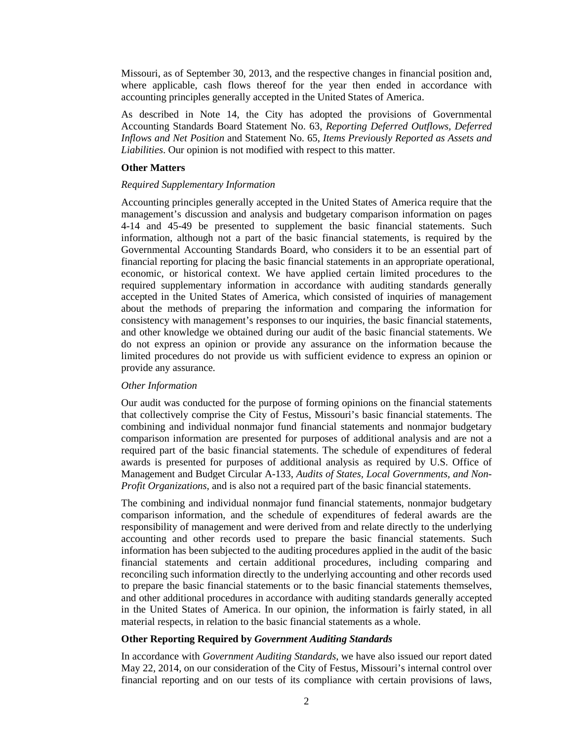Missouri, as of September 30, 2013, and the respective changes in financial position and, where applicable, cash flows thereof for the year then ended in accordance with accounting principles generally accepted in the United States of America.

As described in Note 14, the City has adopted the provisions of Governmental Accounting Standards Board Statement No. 63, *Reporting Deferred Outflows, Deferred Inflows and Net Position* and Statement No. 65, *Items Previously Reported as Assets and Liabilities*. Our opinion is not modified with respect to this matter.

**Other Matters**

*Required Supplementary Information*

Accounting principles generally accepted in the United States of America require that the management's discussion and analysis and budgetary comparison information on pages 4-14 and 45-49 be presented to supplement the basic financial statements. Such information, although not a part of the basic financial statements, is required by the Governmental Accounting Standards Board, who considers it to be an essential part of financial reporting for placing the basic financial statements in an appropriate operational, economic, or historical context. We have applied certain limited procedures to the required supplementary information in accordance with auditing standards generally accepted in the United States of America, which consisted of inquiries of management about the methods of preparing the information and comparing the information for consistency with management's responses to our inquiries, the basic financial statements, and other knowledge we obtained during our audit of the basic financial statements. We do not express an opinion or provide any assurance on the information because the limited procedures do not provide us with sufficient evidence to express an opinion or provide any assurance.

*Other Information*

Our audit was conducted for the purpose of forming opinions on the financial statements that collectively comprise the City of Festus, Missouri's basic financial statements. The combining and individual nonmajor fund financial statements and nonmajor budgetary comparison information are presented for purposes of additional analysis and are not a required part of the basic financial statements. The schedule of expenditures of federal awards is presented for purposes of additional analysis as required by U.S. Office of Management and Budget Circular A-133, *Audits of States, Local Governments, and Non-Profit Organizations*, and is also not a required part of the basic financial statements.

The combining and individual nonmajor fund financial statements, nonmajor budgetary comparison information, and the schedule of expenditures of federal awards are the responsibility of management and were derived from and relate directly to the underlying accounting and other records used to prepare the basic financial statements. Such information has been subjected to the auditing procedures applied in the audit of the basic financial statements and certain additional procedures, including comparing and reconciling such information directly to the underlying accounting and other records used to prepare the basic financial statements or to the basic financial statements themselves, and other additional procedures in accordance with auditing standards generally accepted in the United States of America. In our opinion, the information is fairly stated, in all material respects, in relation to the basic financial statements as a whole.

**Other Reporting Required by *Government Auditing Standards***

In accordance with *Government Auditing Standards*, we have also issued our report dated May 22, 2014, on our consideration of the City of Festus, Missouri's internal control over financial reporting and on our tests of its compliance with certain provisions of laws,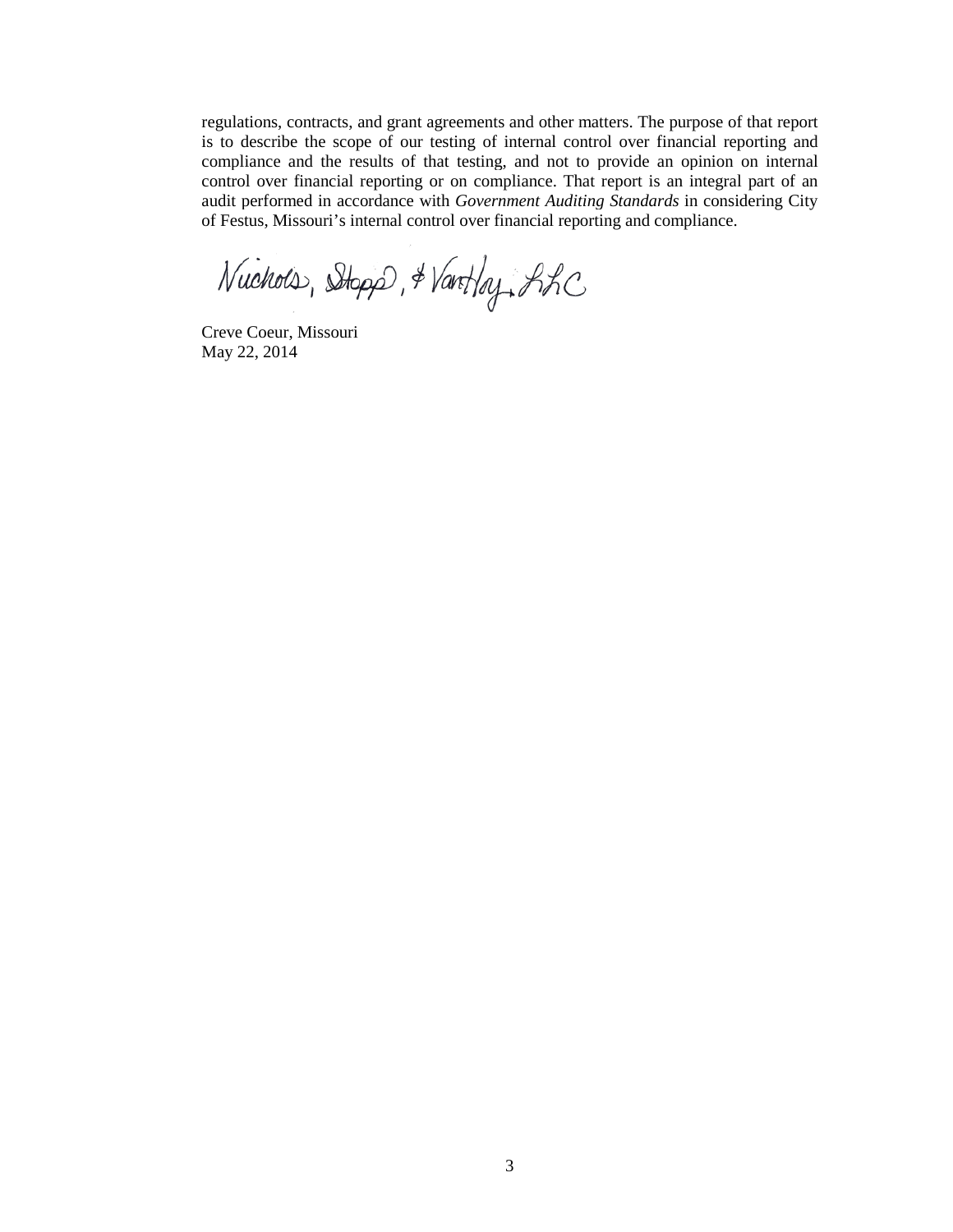regulations, contracts, and grant agreements and other matters. The purpose of that report is to describe the scope of our testing of internal control over financial reporting and compliance and the results of that testing, and not to provide an opinion on internal control over financial reporting or on compliance. That report is an integral part of an audit performed in accordance with *Government Auditing Standards* in considering City of Festus, Missouri's internal control over financial reporting and compliance.

Nichols, Stopp, & VanHoy, LLC

Creve Coeur, Missouri
May 22, 2014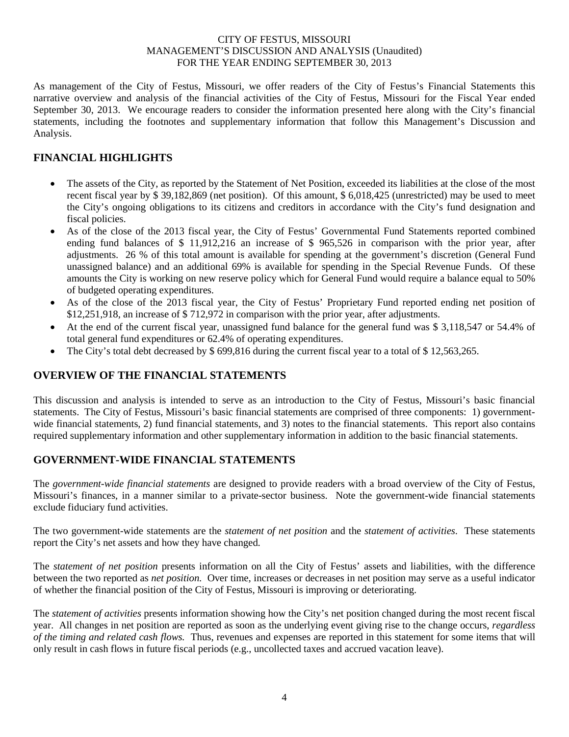CITY OF FESTUS, MISSOURI
MANAGEMENT'S DISCUSSION AND ANALYSIS (Unaudited)
FOR THE YEAR ENDING SEPTEMBER 30, 2013

As management of the City of Festus, Missouri, we offer readers of the City of Festus's Financial Statements this narrative overview and analysis of the financial activities of the City of Festus, Missouri for the Fiscal Year ended September 30, 2013. We encourage readers to consider the information presented here along with the City's financial statements, including the footnotes and supplementary information that follow this Management's Discussion and Analysis.

## FINANCIAL HIGHLIGHTS

- The assets of the City, as reported by the Statement of Net Position, exceeded its liabilities at the close of the most recent fiscal year by $ 39,182,869 (net position). Of this amount, $ 6,018,425 (unrestricted) may be used to meet the City's ongoing obligations to its citizens and creditors in accordance with the City's fund designation and fiscal policies.
- As of the close of the 2013 fiscal year, the City of Festus' Governmental Fund Statements reported combined ending fund balances of $ 11,912,216 an increase of $ 965,526 in comparison with the prior year, after adjustments. 26 % of this total amount is available for spending at the government's discretion (General Fund unassigned balance) and an additional 69% is available for spending in the Special Revenue Funds. Of these amounts the City is working on new reserve policy which for General Fund would require a balance equal to 50% of budgeted operating expenditures.
- As of the close of the 2013 fiscal year, the City of Festus' Proprietary Fund reported ending net position of $12,251,918, an increase of $ 712,972 in comparison with the prior year, after adjustments.
- At the end of the current fiscal year, unassigned fund balance for the general fund was $ 3,118,547 or 54.4% of total general fund expenditures or 62.4% of operating expenditures.
- The City's total debt decreased by $ 699,816 during the current fiscal year to a total of $ 12,563,265.

## OVERVIEW OF THE FINANCIAL STATEMENTS

This discussion and analysis is intended to serve as an introduction to the City of Festus, Missouri's basic financial statements. The City of Festus, Missouri's basic financial statements are comprised of three components: 1) government-wide financial statements, 2) fund financial statements, and 3) notes to the financial statements. This report also contains required supplementary information and other supplementary information in addition to the basic financial statements.

## GOVERNMENT-WIDE FINANCIAL STATEMENTS

The *government-wide financial statements* are designed to provide readers with a broad overview of the City of Festus, Missouri's finances, in a manner similar to a private-sector business. Note the government-wide financial statements exclude fiduciary fund activities.

The two government-wide statements are the *statement of net position* and the *statement of activities*. These statements report the City's net assets and how they have changed.

The *statement of net position* presents information on all the City of Festus' assets and liabilities, with the difference between the two reported as *net position*. Over time, increases or decreases in net position may serve as a useful indicator of whether the financial position of the City of Festus, Missouri is improving or deteriorating.

The *statement of activities* presents information showing how the City's net position changed during the most recent fiscal year. All changes in net position are reported as soon as the underlying event giving rise to the change occurs, *regardless of the timing and related cash flows.* Thus, revenues and expenses are reported in this statement for some items that will only result in cash flows in future fiscal periods (e.g., uncollected taxes and accrued vacation leave).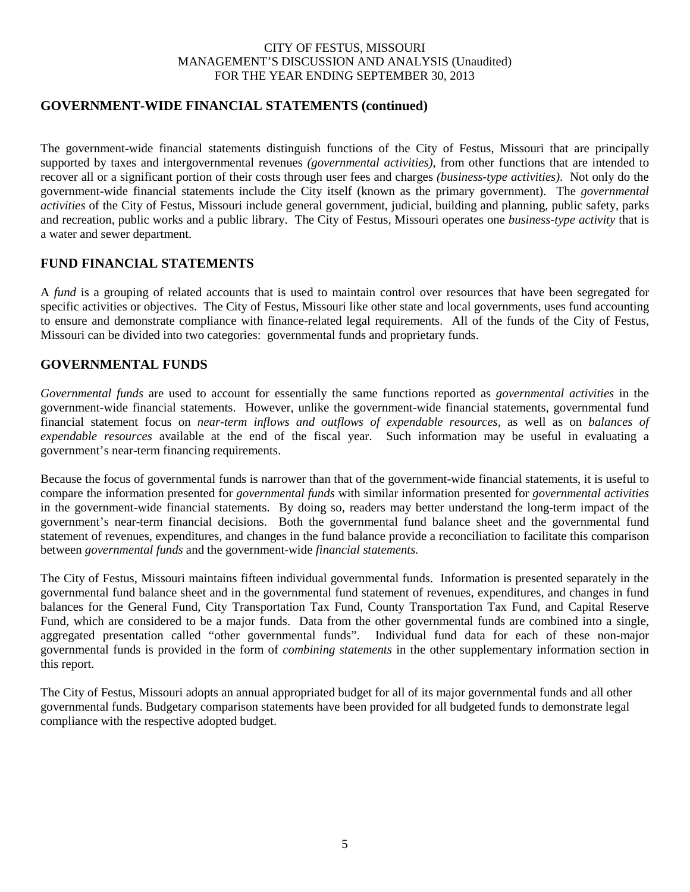## GOVERNMENT-WIDE FINANCIAL STATEMENTS (continued)

The government-wide financial statements distinguish functions of the City of Festus, Missouri that are principally supported by taxes and intergovernmental revenues *(governmental activities)*, from other functions that are intended to recover all or a significant portion of their costs through user fees and charges *(business-type activities)*. Not only do the government-wide financial statements include the City itself (known as the primary government). The *governmental activities* of the City of Festus, Missouri include general government, judicial, building and planning, public safety, parks and recreation, public works and a public library. The City of Festus, Missouri operates one *business-type activity* that is a water and sewer department.

## FUND FINANCIAL STATEMENTS

A *fund* is a grouping of related accounts that is used to maintain control over resources that have been segregated for specific activities or objectives. The City of Festus, Missouri like other state and local governments, uses fund accounting to ensure and demonstrate compliance with finance-related legal requirements. All of the funds of the City of Festus, Missouri can be divided into two categories: governmental funds and proprietary funds.

## GOVERNMENTAL FUNDS

*Governmental funds* are used to account for essentially the same functions reported as *governmental activities* in the government-wide financial statements. However, unlike the government-wide financial statements, governmental fund financial statement focus on *near-term inflows and outflows of expendable resources*, as well as on *balances of expendable resources* available at the end of the fiscal year. Such information may be useful in evaluating a government's near-term financing requirements.

Because the focus of governmental funds is narrower than that of the government-wide financial statements, it is useful to compare the information presented for *governmental funds* with similar information presented for *governmental activities* in the government-wide financial statements. By doing so, readers may better understand the long-term impact of the government's near-term financial decisions. Both the governmental fund balance sheet and the governmental fund statement of revenues, expenditures, and changes in the fund balance provide a reconciliation to facilitate this comparison between *governmental funds* and the government-wide *financial statements.*

The City of Festus, Missouri maintains fifteen individual governmental funds. Information is presented separately in the governmental fund balance sheet and in the governmental fund statement of revenues, expenditures, and changes in fund balances for the General Fund, City Transportation Tax Fund, County Transportation Tax Fund, and Capital Reserve Fund, which are considered to be a major funds. Data from the other governmental funds are combined into a single, aggregated presentation called "other governmental funds". Individual fund data for each of these non-major governmental funds is provided in the form of *combining statements* in the other supplementary information section in this report.

The City of Festus, Missouri adopts an annual appropriated budget for all of its major governmental funds and all other governmental funds. Budgetary comparison statements have been provided for all budgeted funds to demonstrate legal compliance with the respective adopted budget.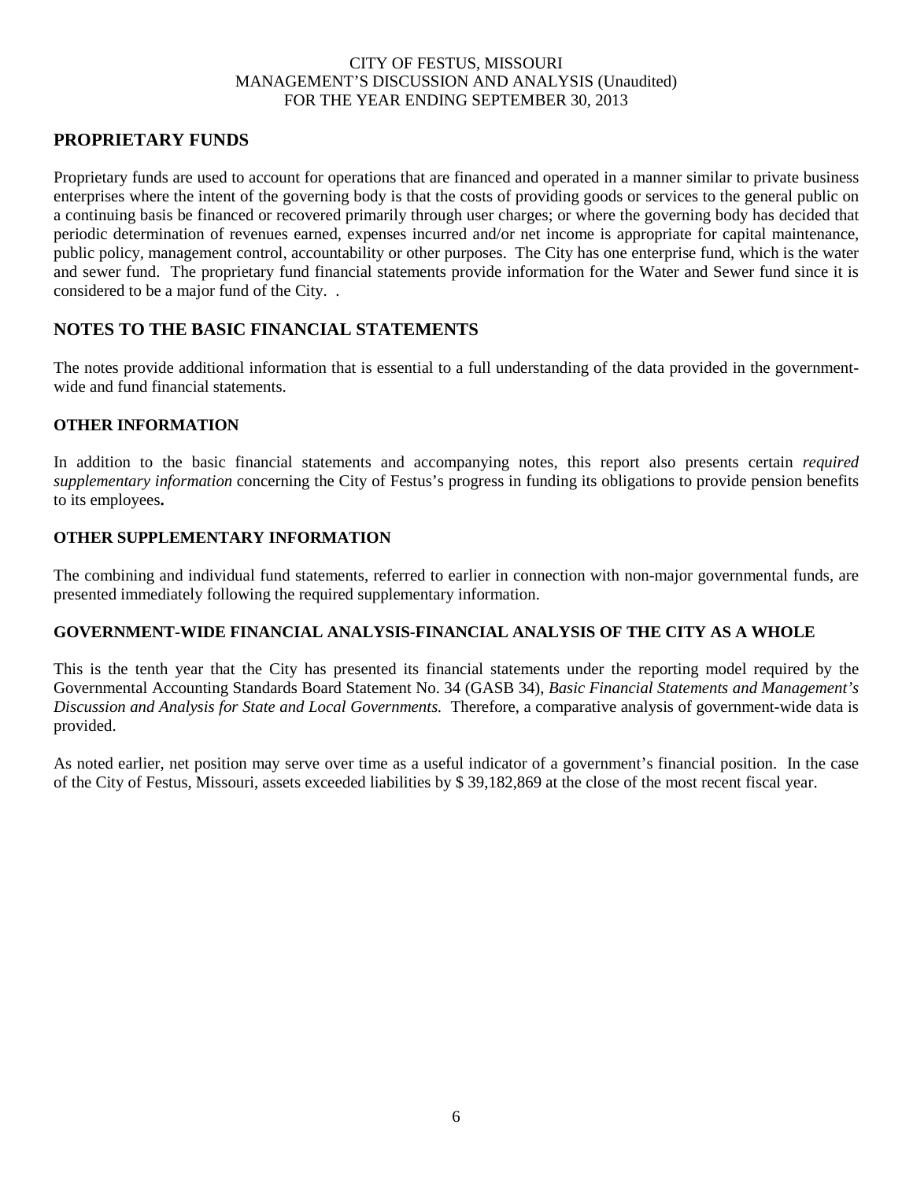## PROPRIETARY FUNDS

Proprietary funds are used to account for operations that are financed and operated in a manner similar to private business enterprises where the intent of the governing body is that the costs of providing goods or services to the general public on a continuing basis be financed or recovered primarily through user charges; or where the governing body has decided that periodic determination of revenues earned, expenses incurred and/or net income is appropriate for capital maintenance, public policy, management control, accountability or other purposes. The City has one enterprise fund, which is the water and sewer fund. The proprietary fund financial statements provide information for the Water and Sewer fund since it is considered to be a major fund of the City. .

## NOTES TO THE BASIC FINANCIAL STATEMENTS

The notes provide additional information that is essential to a full understanding of the data provided in the government-wide and fund financial statements.

### OTHER INFORMATION

In addition to the basic financial statements and accompanying notes, this report also presents certain *required supplementary information* concerning the City of Festus's progress in funding its obligations to provide pension benefits to its employees**.**

### OTHER SUPPLEMENTARY INFORMATION

The combining and individual fund statements, referred to earlier in connection with non-major governmental funds, are presented immediately following the required supplementary information.

### GOVERNMENT-WIDE FINANCIAL ANALYSIS-FINANCIAL ANALYSIS OF THE CITY AS A WHOLE

This is the tenth year that the City has presented its financial statements under the reporting model required by the Governmental Accounting Standards Board Statement No. 34 (GASB 34), *Basic Financial Statements and Management's Discussion and Analysis for State and Local Governments.* Therefore, a comparative analysis of government-wide data is provided.

As noted earlier, net position may serve over time as a useful indicator of a government's financial position. In the case of the City of Festus, Missouri, assets exceeded liabilities by $ 39,182,869 at the close of the most recent fiscal year.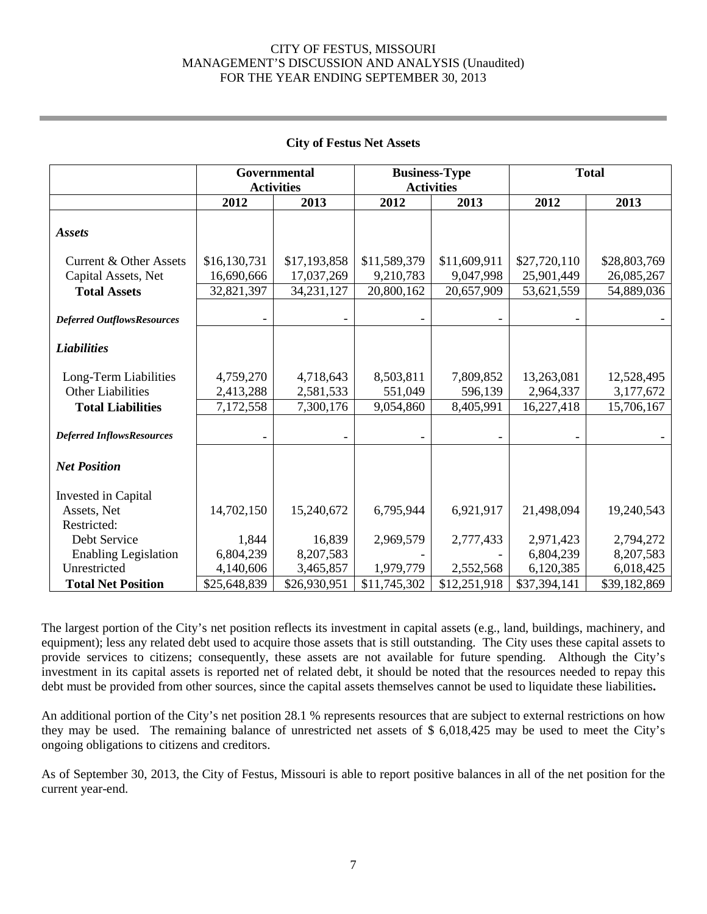**City of Festus Net Assets**

| | Governmental Activities | | Business-Type Activities | | Total | |
|---|---|---|---|---|---|---|
| | 2012 | 2013 | 2012 | 2013 | 2012 | 2013 |
| ***Assets*** | | | | | | |
| Current & Other Assets | $16,130,731 | $17,193,858 | $11,589,379 | $11,609,911 | $27,720,110 | $28,803,769 |
| Capital Assets, Net | 16,690,666 | 17,037,269 | 9,210,783 | 9,047,998 | 25,901,449 | 26,085,267 |
| **Total Assets** | 32,821,397 | 34,231,127 | 20,800,162 | 20,657,909 | 53,621,559 | 54,889,036 |
| ***Deferred OutflowsResources*** | - | - | - | - | - | - |
| ***Liabilities*** | | | | | | |
| Long-Term Liabilities | 4,759,270 | 4,718,643 | 8,503,811 | 7,809,852 | 13,263,081 | 12,528,495 |
| Other Liabilities | 2,413,288 | 2,581,533 | 551,049 | 596,139 | 2,964,337 | 3,177,672 |
| **Total Liabilities** | 7,172,558 | 7,300,176 | 9,054,860 | 8,405,991 | 16,227,418 | 15,706,167 |
| ***Deferred InflowsResources*** | - | - | - | - | - | - |
| ***Net Position*** | | | | | | |
| Invested in Capital Assets, Net | 14,702,150 | 15,240,672 | 6,795,944 | 6,921,917 | 21,498,094 | 19,240,543 |
| Restricted: | | | | | | |
| Debt Service | 1,844 | 16,839 | 2,969,579 | 2,777,433 | 2,971,423 | 2,794,272 |
| Enabling Legislation | 6,804,239 | 8,207,583 | - | - | 6,804,239 | 8,207,583 |
| Unrestricted | 4,140,606 | 3,465,857 | 1,979,779 | 2,552,568 | 6,120,385 | 6,018,425 |
| **Total Net Position** | $25,648,839 | $26,930,951 | $11,745,302 | $12,251,918 | $37,394,141 | $39,182,869 |

The largest portion of the City's net position reflects its investment in capital assets (e.g., land, buildings, machinery, and equipment); less any related debt used to acquire those assets that is still outstanding. The City uses these capital assets to provide services to citizens; consequently, these assets are not available for future spending. Although the City's investment in its capital assets is reported net of related debt, it should be noted that the resources needed to repay this debt must be provided from other sources, since the capital assets themselves cannot be used to liquidate these liabilities**.**

An additional portion of the City's net position 28.1 % represents resources that are subject to external restrictions on how they may be used. The remaining balance of unrestricted net assets of $ 6,018,425 may be used to meet the City's ongoing obligations to citizens and creditors.

As of September 30, 2013, the City of Festus, Missouri is able to report positive balances in all of the net position for the current year-end.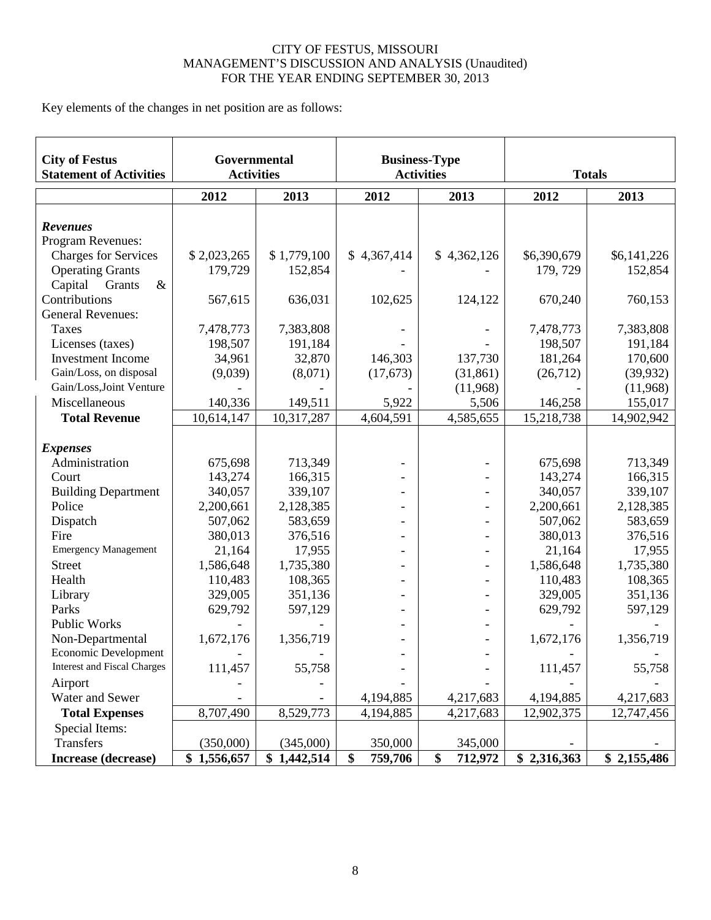CITY OF FESTUS, MISSOURI
MANAGEMENT'S DISCUSSION AND ANALYSIS (Unaudited)
FOR THE YEAR ENDING SEPTEMBER 30, 2013

Key elements of the changes in net position are as follows:

| City of Festus Statement of Activities | Governmental Activities | | Business-Type Activities | | Totals | |
|---|---|---|---|---|---|---|
| | 2012 | 2013 | 2012 | 2013 | 2012 | 2013 |
| ***Revenues*** | | | | | | |
| Program Revenues: | | | | | | |
| Charges for Services | $ 2,023,265 | $ 1,779,100 | $ 4,367,414 | $ 4,362,126 | $6,390,679 | $6,141,226 |
| Operating Grants | 179,729 | 152,854 | - | - | 179, 729 | 152,854 |
| Capital Grants & Contributions | 567,615 | 636,031 | 102,625 | 124,122 | 670,240 | 760,153 |
| General Revenues: | | | | | | |
| Taxes | 7,478,773 | 7,383,808 | - | - | 7,478,773 | 7,383,808 |
| Licenses (taxes) | 198,507 | 191,184 | - | - | 198,507 | 191,184 |
| Investment Income | 34,961 | 32,870 | 146,303 | 137,730 | 181,264 | 170,600 |
| Gain/Loss, on disposal | (9,039) | (8,071) | (17,673) | (31,861) | (26,712) | (39,932) |
| Gain/Loss,Joint Venture | - | - | - | (11,968) | - | (11,968) |
| Miscellaneous | 140,336 | 149,511 | 5,922 | 5,506 | 146,258 | 155,017 |
| **Total Revenue** | 10,614,147 | 10,317,287 | 4,604,591 | 4,585,655 | 15,218,738 | 14,902,942 |
| ***Expenses*** | | | | | | |
| Administration | 675,698 | 713,349 | - | - | 675,698 | 713,349 |
| Court | 143,274 | 166,315 | - | - | 143,274 | 166,315 |
| Building Department | 340,057 | 339,107 | - | - | 340,057 | 339,107 |
| Police | 2,200,661 | 2,128,385 | - | - | 2,200,661 | 2,128,385 |
| Dispatch | 507,062 | 583,659 | - | - | 507,062 | 583,659 |
| Fire | 380,013 | 376,516 | - | - | 380,013 | 376,516 |
| Emergency Management | 21,164 | 17,955 | - | - | 21,164 | 17,955 |
| Street | 1,586,648 | 1,735,380 | - | - | 1,586,648 | 1,735,380 |
| Health | 110,483 | 108,365 | - | - | 110,483 | 108,365 |
| Library | 329,005 | 351,136 | - | - | 329,005 | 351,136 |
| Parks | 629,792 | 597,129 | - | - | 629,792 | 597,129 |
| Public Works | - | - | - | - | - | - |
| Non-Departmental | 1,672,176 | 1,356,719 | - | - | 1,672,176 | 1,356,719 |
| Economic Development | - | - | - | - | - | - |
| Interest and Fiscal Charges | 111,457 | 55,758 | - | - | 111,457 | 55,758 |
| Airport | - | - | - | - | - | - |
| Water and Sewer | - | - | 4,194,885 | 4,217,683 | 4,194,885 | 4,217,683 |
| **Total Expenses** | 8,707,490 | 8,529,773 | 4,194,885 | 4,217,683 | 12,902,375 | 12,747,456 |
| Special Items: | | | | | | |
| Transfers | (350,000) | (345,000) | 350,000 | 345,000 | - | - |
| **Increase (decrease)** | **$ 1,556,657** | **$ 1,442,514** | **$ 759,706** | **$ 712,972** | **$ 2,316,363** | **$ 2,155,486** |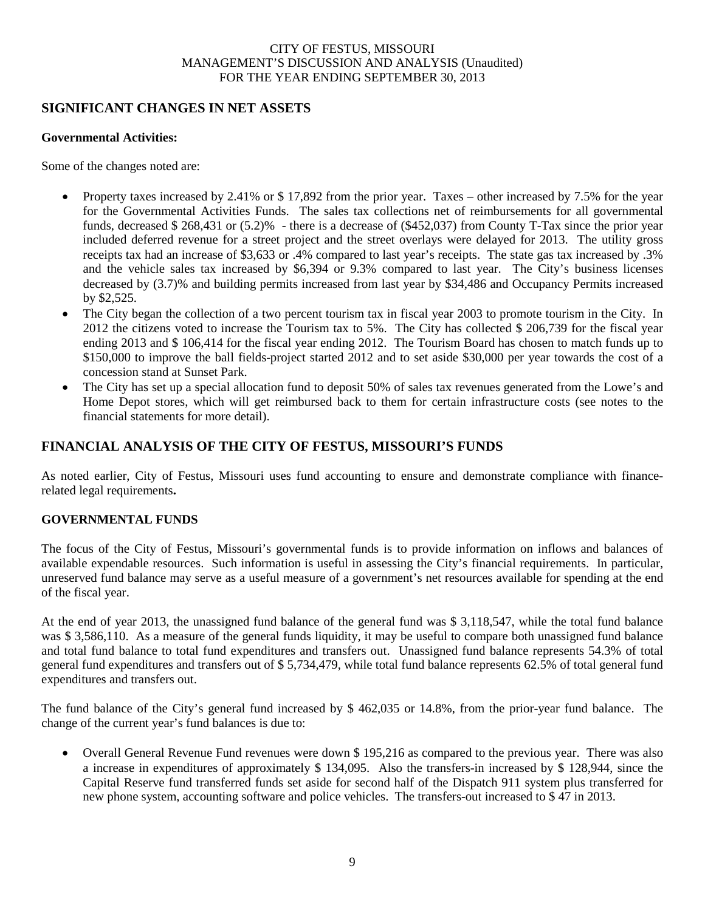## SIGNIFICANT CHANGES IN NET ASSETS

**Governmental Activities:**

Some of the changes noted are:

- Property taxes increased by 2.41% or $ 17,892 from the prior year. Taxes – other increased by 7.5% for the year for the Governmental Activities Funds. The sales tax collections net of reimbursements for all governmental funds, decreased $ 268,431 or (5.2)% - there is a decrease of ($452,037) from County T-Tax since the prior year included deferred revenue for a street project and the street overlays were delayed for 2013. The utility gross receipts tax had an increase of $3,633 or .4% compared to last year's receipts. The state gas tax increased by .3% and the vehicle sales tax increased by $6,394 or 9.3% compared to last year. The City's business licenses decreased by (3.7)% and building permits increased from last year by $34,486 and Occupancy Permits increased by $2,525.
- The City began the collection of a two percent tourism tax in fiscal year 2003 to promote tourism in the City. In 2012 the citizens voted to increase the Tourism tax to 5%. The City has collected $ 206,739 for the fiscal year ending 2013 and $ 106,414 for the fiscal year ending 2012. The Tourism Board has chosen to match funds up to $150,000 to improve the ball fields-project started 2012 and to set aside $30,000 per year towards the cost of a concession stand at Sunset Park.
- The City has set up a special allocation fund to deposit 50% of sales tax revenues generated from the Lowe's and Home Depot stores, which will get reimbursed back to them for certain infrastructure costs (see notes to the financial statements for more detail).

## FINANCIAL ANALYSIS OF THE CITY OF FESTUS, MISSOURI'S FUNDS

As noted earlier, City of Festus, Missouri uses fund accounting to ensure and demonstrate compliance with finance-related legal requirements**.**

### GOVERNMENTAL FUNDS

The focus of the City of Festus, Missouri's governmental funds is to provide information on inflows and balances of available expendable resources. Such information is useful in assessing the City's financial requirements. In particular, unreserved fund balance may serve as a useful measure of a government's net resources available for spending at the end of the fiscal year.

At the end of year 2013, the unassigned fund balance of the general fund was $ 3,118,547, while the total fund balance was $ 3,586,110. As a measure of the general funds liquidity, it may be useful to compare both unassigned fund balance and total fund balance to total fund expenditures and transfers out. Unassigned fund balance represents 54.3% of total general fund expenditures and transfers out of $ 5,734,479, while total fund balance represents 62.5% of total general fund expenditures and transfers out.

The fund balance of the City's general fund increased by $ 462,035 or 14.8%, from the prior-year fund balance. The change of the current year's fund balances is due to:

- Overall General Revenue Fund revenues were down $ 195,216 as compared to the previous year. There was also a increase in expenditures of approximately $ 134,095. Also the transfers-in increased by $ 128,944, since the Capital Reserve fund transferred funds set aside for second half of the Dispatch 911 system plus transferred for new phone system, accounting software and police vehicles. The transfers-out increased to $ 47 in 2013.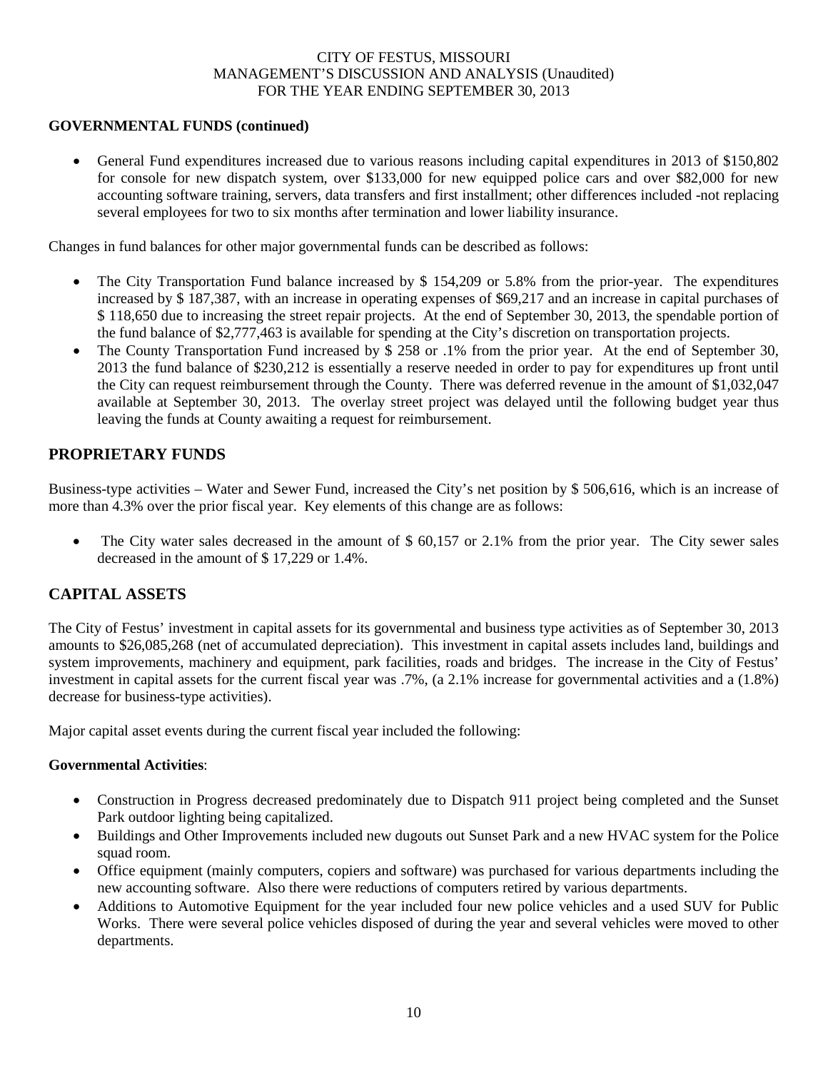### GOVERNMENTAL FUNDS (continued)

- General Fund expenditures increased due to various reasons including capital expenditures in 2013 of $150,802 for console for new dispatch system, over $133,000 for new equipped police cars and over $82,000 for new accounting software training, servers, data transfers and first installment; other differences included -not replacing several employees for two to six months after termination and lower liability insurance.

Changes in fund balances for other major governmental funds can be described as follows:

- The City Transportation Fund balance increased by $ 154,209 or 5.8% from the prior-year. The expenditures increased by $ 187,387, with an increase in operating expenses of $69,217 and an increase in capital purchases of $ 118,650 due to increasing the street repair projects. At the end of September 30, 2013, the spendable portion of the fund balance of $2,777,463 is available for spending at the City's discretion on transportation projects.
- The County Transportation Fund increased by $ 258 or .1% from the prior year. At the end of September 30, 2013 the fund balance of $230,212 is essentially a reserve needed in order to pay for expenditures up front until the City can request reimbursement through the County. There was deferred revenue in the amount of $1,032,047 available at September 30, 2013. The overlay street project was delayed until the following budget year thus leaving the funds at County awaiting a request for reimbursement.

## PROPRIETARY FUNDS

Business-type activities – Water and Sewer Fund, increased the City's net position by $ 506,616, which is an increase of more than 4.3% over the prior fiscal year. Key elements of this change are as follows:

- The City water sales decreased in the amount of $ 60,157 or 2.1% from the prior year. The City sewer sales decreased in the amount of $ 17,229 or 1.4%.

## CAPITAL ASSETS

The City of Festus' investment in capital assets for its governmental and business type activities as of September 30, 2013 amounts to $26,085,268 (net of accumulated depreciation). This investment in capital assets includes land, buildings and system improvements, machinery and equipment, park facilities, roads and bridges. The increase in the City of Festus' investment in capital assets for the current fiscal year was .7%, (a 2.1% increase for governmental activities and a (1.8%) decrease for business-type activities).

Major capital asset events during the current fiscal year included the following:

**Governmental Activities**:

- Construction in Progress decreased predominately due to Dispatch 911 project being completed and the Sunset Park outdoor lighting being capitalized.
- Buildings and Other Improvements included new dugouts out Sunset Park and a new HVAC system for the Police squad room.
- Office equipment (mainly computers, copiers and software) was purchased for various departments including the new accounting software. Also there were reductions of computers retired by various departments.
- Additions to Automotive Equipment for the year included four new police vehicles and a used SUV for Public Works. There were several police vehicles disposed of during the year and several vehicles were moved to other departments.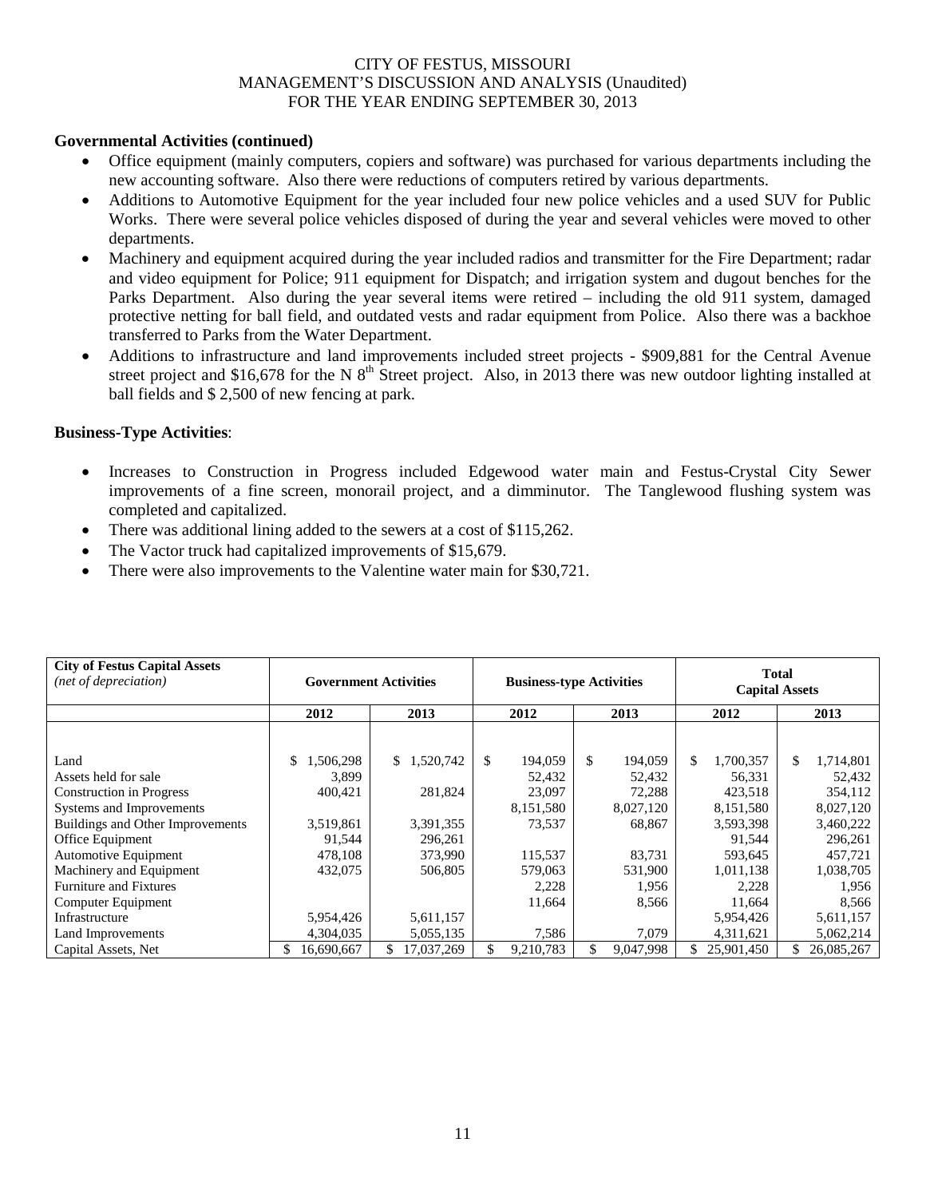CITY OF FESTUS, MISSOURI
MANAGEMENT'S DISCUSSION AND ANALYSIS (Unaudited)
FOR THE YEAR ENDING SEPTEMBER 30, 2013

**Governmental Activities (continued)**

- Office equipment (mainly computers, copiers and software) was purchased for various departments including the new accounting software. Also there were reductions of computers retired by various departments.
- Additions to Automotive Equipment for the year included four new police vehicles and a used SUV for Public Works. There were several police vehicles disposed of during the year and several vehicles were moved to other departments.
- Machinery and equipment acquired during the year included radios and transmitter for the Fire Department; radar and video equipment for Police; 911 equipment for Dispatch; and irrigation system and dugout benches for the Parks Department. Also during the year several items were retired – including the old 911 system, damaged protective netting for ball field, and outdated vests and radar equipment from Police. Also there was a backhoe transferred to Parks from the Water Department.
- Additions to infrastructure and land improvements included street projects - $909,881 for the Central Avenue street project and $16,678 for the N 8th Street project. Also, in 2013 there was new outdoor lighting installed at ball fields and $ 2,500 of new fencing at park.

**Business-Type Activities**:

- Increases to Construction in Progress included Edgewood water main and Festus-Crystal City Sewer improvements of a fine screen, monorail project, and a dimminutor. The Tanglewood flushing system was completed and capitalized.
- There was additional lining added to the sewers at a cost of $115,262.
- The Vactor truck had capitalized improvements of $15,679.
- There were also improvements to the Valentine water main for $30,721.

| **City of Festus Capital Assets** *(net of depreciation)* | **Government Activities** | | **Business-type Activities** | | **Total Capital Assets** | |
|---|---|---|---|---|---|---|
| | **2012** | **2013** | **2012** | **2013** | **2012** | **2013** |
| Land | $ 1,506,298 | $ 1,520,742 | $ 194,059 | $ 194,059 | $ 1,700,357 | $ 1,714,801 |
| Assets held for sale | 3,899 | | 52,432 | 52,432 | 56,331 | 52,432 |
| Construction in Progress | 400,421 | 281,824 | 23,097 | 72,288 | 423,518 | 354,112 |
| Systems and Improvements | | | 8,151,580 | 8,027,120 | 8,151,580 | 8,027,120 |
| Buildings and Other Improvements | 3,519,861 | 3,391,355 | 73,537 | 68,867 | 3,593,398 | 3,460,222 |
| Office Equipment | 91,544 | 296,261 | | | 91,544 | 296,261 |
| Automotive Equipment | 478,108 | 373,990 | 115,537 | 83,731 | 593,645 | 457,721 |
| Machinery and Equipment | 432,075 | 506,805 | 579,063 | 531,900 | 1,011,138 | 1,038,705 |
| Furniture and Fixtures | | | 2,228 | 1,956 | 2,228 | 1,956 |
| Computer Equipment | | | 11,664 | 8,566 | 11,664 | 8,566 |
| Infrastructure | 5,954,426 | 5,611,157 | | | 5,954,426 | 5,611,157 |
| Land Improvements | 4,304,035 | 5,055,135 | 7,586 | 7,079 | 4,311,621 | 5,062,214 |
| Capital Assets, Net | $ 16,690,667 | $ 17,037,269 | $ 9,210,783 | $ 9,047,998 | $ 25,901,450 | $ 26,085,267 |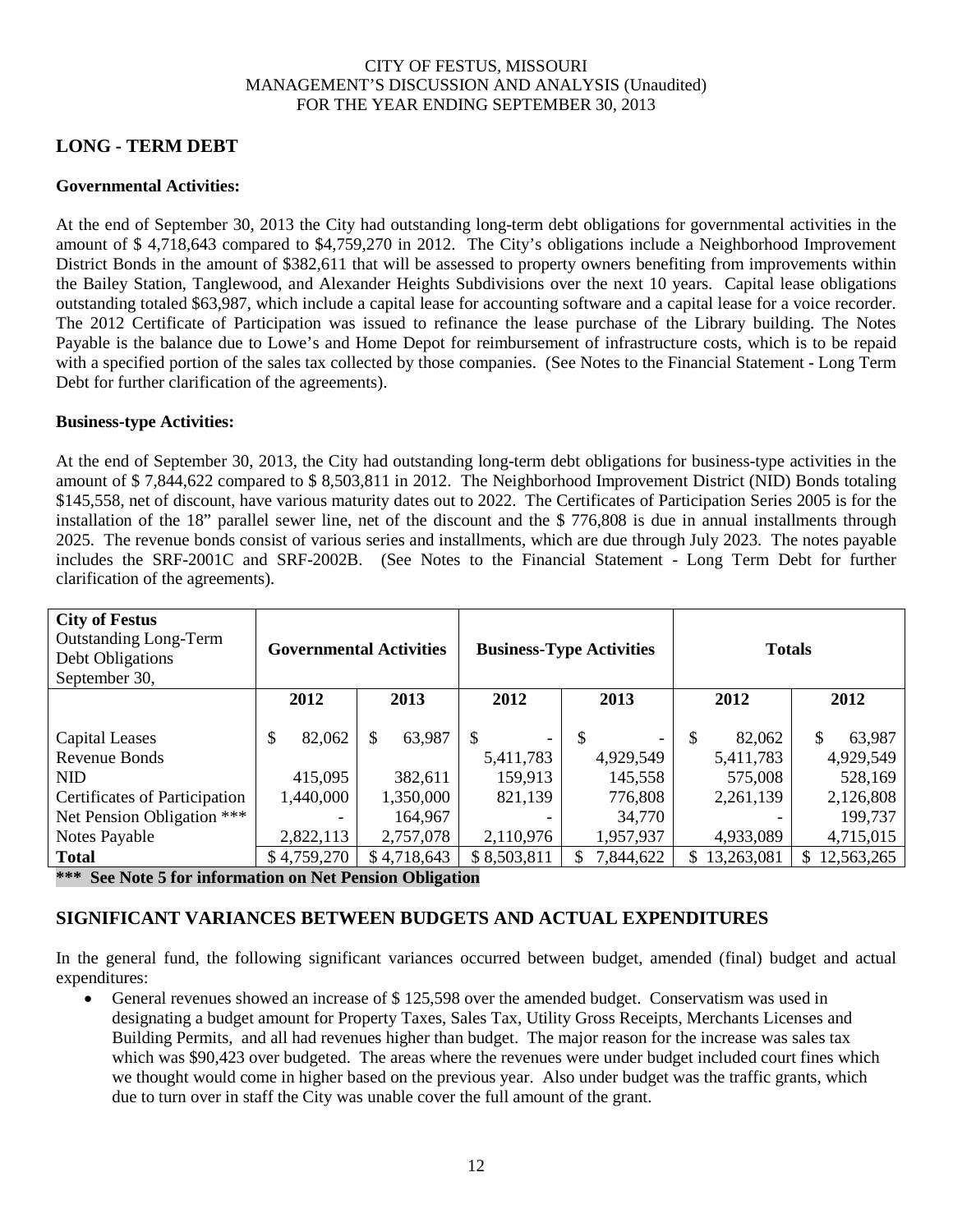CITY OF FESTUS, MISSOURI
MANAGEMENT'S DISCUSSION AND ANALYSIS (Unaudited)
FOR THE YEAR ENDING SEPTEMBER 30, 2013

## LONG - TERM DEBT

**Governmental Activities:**

At the end of September 30, 2013 the City had outstanding long-term debt obligations for governmental activities in the amount of $ 4,718,643 compared to $4,759,270 in 2012. The City's obligations include a Neighborhood Improvement District Bonds in the amount of $382,611 that will be assessed to property owners benefiting from improvements within the Bailey Station, Tanglewood, and Alexander Heights Subdivisions over the next 10 years. Capital lease obligations outstanding totaled $63,987, which include a capital lease for accounting software and a capital lease for a voice recorder. The 2012 Certificate of Participation was issued to refinance the lease purchase of the Library building. The Notes Payable is the balance due to Lowe's and Home Depot for reimbursement of infrastructure costs, which is to be repaid with a specified portion of the sales tax collected by those companies. (See Notes to the Financial Statement - Long Term Debt for further clarification of the agreements).

**Business-type Activities:**

At the end of September 30, 2013, the City had outstanding long-term debt obligations for business-type activities in the amount of $ 7,844,622 compared to $ 8,503,811 in 2012. The Neighborhood Improvement District (NID) Bonds totaling $145,558, net of discount, have various maturity dates out to 2022. The Certificates of Participation Series 2005 is for the installation of the 18" parallel sewer line, net of the discount and the $ 776,808 is due in annual installments through 2025. The revenue bonds consist of various series and installments, which are due through July 2023. The notes payable includes the SRF-2001C and SRF-2002B. (See Notes to the Financial Statement - Long Term Debt for further clarification of the agreements).

| **City of Festus** Outstanding Long-Term Debt Obligations September 30, | **Governmental Activities** | | **Business-Type Activities** | | **Totals** | |
|---|---|---|---|---|---|---|
| | **2012** | **2013** | **2012** | **2013** | **2012** | **2012** |
| Capital Leases | $ 82,062 | $ 63,987 | $ - | $ - | $ 82,062 | $ 63,987 |
| Revenue Bonds | | | 5,411,783 | 4,929,549 | 5,411,783 | 4,929,549 |
| NID | 415,095 | 382,611 | 159,913 | 145,558 | 575,008 | 528,169 |
| Certificates of Participation | 1,440,000 | 1,350,000 | 821,139 | 776,808 | 2,261,139 | 2,126,808 |
| Net Pension Obligation *** | - | 164,967 | - | 34,770 | - | 199,737 |
| Notes Payable | 2,822,113 | 2,757,078 | 2,110,976 | 1,957,937 | 4,933,089 | 4,715,015 |
| **Total** | $ 4,759,270 | $ 4,718,643 | $ 8,503,811 | $ 7,844,622 | $ 13,263,081 | $ 12,563,265 |

**\*\*\* See Note 5 for information on Net Pension Obligation**

## SIGNIFICANT VARIANCES BETWEEN BUDGETS AND ACTUAL EXPENDITURES

In the general fund, the following significant variances occurred between budget, amended (final) budget and actual expenditures:

- General revenues showed an increase of $ 125,598 over the amended budget. Conservatism was used in designating a budget amount for Property Taxes, Sales Tax, Utility Gross Receipts, Merchants Licenses and Building Permits, and all had revenues higher than budget. The major reason for the increase was sales tax which was $90,423 over budgeted. The areas where the revenues were under budget included court fines which we thought would come in higher based on the previous year. Also under budget was the traffic grants, which due to turn over in staff the City was unable cover the full amount of the grant.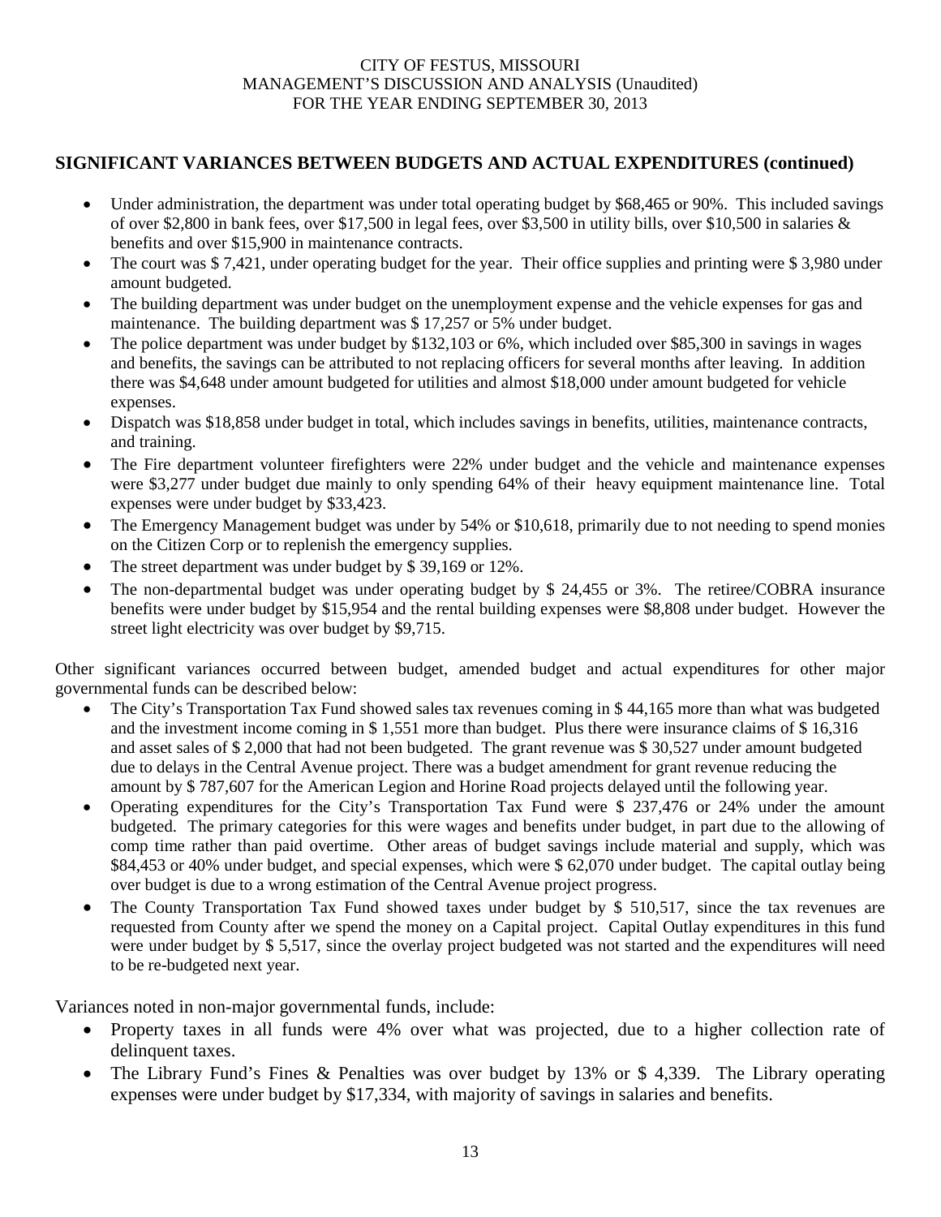## SIGNIFICANT VARIANCES BETWEEN BUDGETS AND ACTUAL EXPENDITURES (continued)

- Under administration, the department was under total operating budget by $68,465 or 90%. This included savings of over $2,800 in bank fees, over $17,500 in legal fees, over $3,500 in utility bills, over $10,500 in salaries & benefits and over $15,900 in maintenance contracts.
- The court was $ 7,421, under operating budget for the year. Their office supplies and printing were $ 3,980 under amount budgeted.
- The building department was under budget on the unemployment expense and the vehicle expenses for gas and maintenance. The building department was $ 17,257 or 5% under budget.
- The police department was under budget by $132,103 or 6%, which included over $85,300 in savings in wages and benefits, the savings can be attributed to not replacing officers for several months after leaving. In addition there was $4,648 under amount budgeted for utilities and almost $18,000 under amount budgeted for vehicle expenses.
- Dispatch was $18,858 under budget in total, which includes savings in benefits, utilities, maintenance contracts, and training.
- The Fire department volunteer firefighters were 22% under budget and the vehicle and maintenance expenses were $3,277 under budget due mainly to only spending 64% of their heavy equipment maintenance line. Total expenses were under budget by $33,423.
- The Emergency Management budget was under by 54% or $10,618, primarily due to not needing to spend monies on the Citizen Corp or to replenish the emergency supplies.
- The street department was under budget by $ 39,169 or 12%.
- The non-departmental budget was under operating budget by $ 24,455 or 3%. The retiree/COBRA insurance benefits were under budget by $15,954 and the rental building expenses were $8,808 under budget. However the street light electricity was over budget by $9,715.

Other significant variances occurred between budget, amended budget and actual expenditures for other major governmental funds can be described below:

- The City's Transportation Tax Fund showed sales tax revenues coming in $ 44,165 more than what was budgeted and the investment income coming in $ 1,551 more than budget. Plus there were insurance claims of $ 16,316 and asset sales of $ 2,000 that had not been budgeted. The grant revenue was $ 30,527 under amount budgeted due to delays in the Central Avenue project. There was a budget amendment for grant revenue reducing the amount by $ 787,607 for the American Legion and Horine Road projects delayed until the following year.
- Operating expenditures for the City's Transportation Tax Fund were $ 237,476 or 24% under the amount budgeted. The primary categories for this were wages and benefits under budget, in part due to the allowing of comp time rather than paid overtime. Other areas of budget savings include material and supply, which was $84,453 or 40% under budget, and special expenses, which were $ 62,070 under budget. The capital outlay being over budget is due to a wrong estimation of the Central Avenue project progress.
- The County Transportation Tax Fund showed taxes under budget by $ 510,517, since the tax revenues are requested from County after we spend the money on a Capital project. Capital Outlay expenditures in this fund were under budget by $ 5,517, since the overlay project budgeted was not started and the expenditures will need to be re-budgeted next year.

Variances noted in non-major governmental funds, include:

- Property taxes in all funds were 4% over what was projected, due to a higher collection rate of delinquent taxes.
- The Library Fund's Fines & Penalties was over budget by 13% or $ 4,339. The Library operating expenses were under budget by $17,334, with majority of savings in salaries and benefits.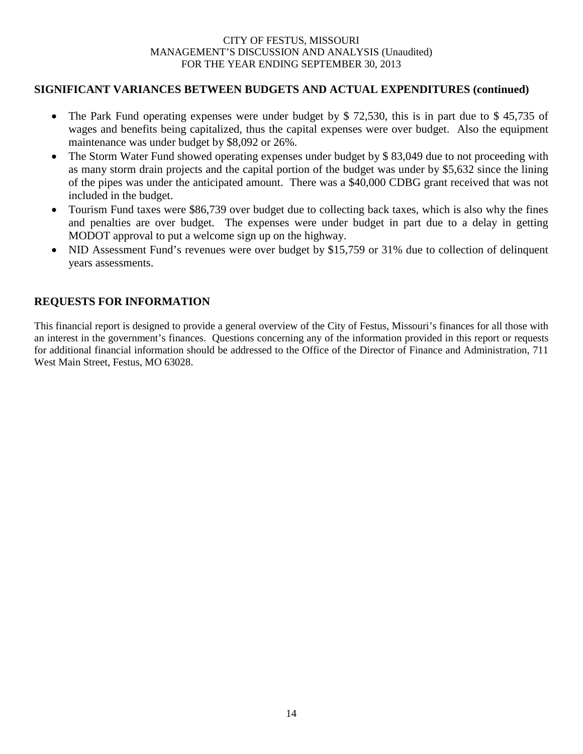## SIGNIFICANT VARIANCES BETWEEN BUDGETS AND ACTUAL EXPENDITURES (continued)

- The Park Fund operating expenses were under budget by $ 72,530, this is in part due to $ 45,735 of wages and benefits being capitalized, thus the capital expenses were over budget. Also the equipment maintenance was under budget by $8,092 or 26%.
- The Storm Water Fund showed operating expenses under budget by $ 83,049 due to not proceeding with as many storm drain projects and the capital portion of the budget was under by $5,632 since the lining of the pipes was under the anticipated amount. There was a $40,000 CDBG grant received that was not included in the budget.
- Tourism Fund taxes were $86,739 over budget due to collecting back taxes, which is also why the fines and penalties are over budget. The expenses were under budget in part due to a delay in getting MODOT approval to put a welcome sign up on the highway.
- NID Assessment Fund's revenues were over budget by $15,759 or 31% due to collection of delinquent years assessments.

## REQUESTS FOR INFORMATION

This financial report is designed to provide a general overview of the City of Festus, Missouri's finances for all those with an interest in the government's finances. Questions concerning any of the information provided in this report or requests for additional financial information should be addressed to the Office of the Director of Finance and Administration, 711 West Main Street, Festus, MO 63028.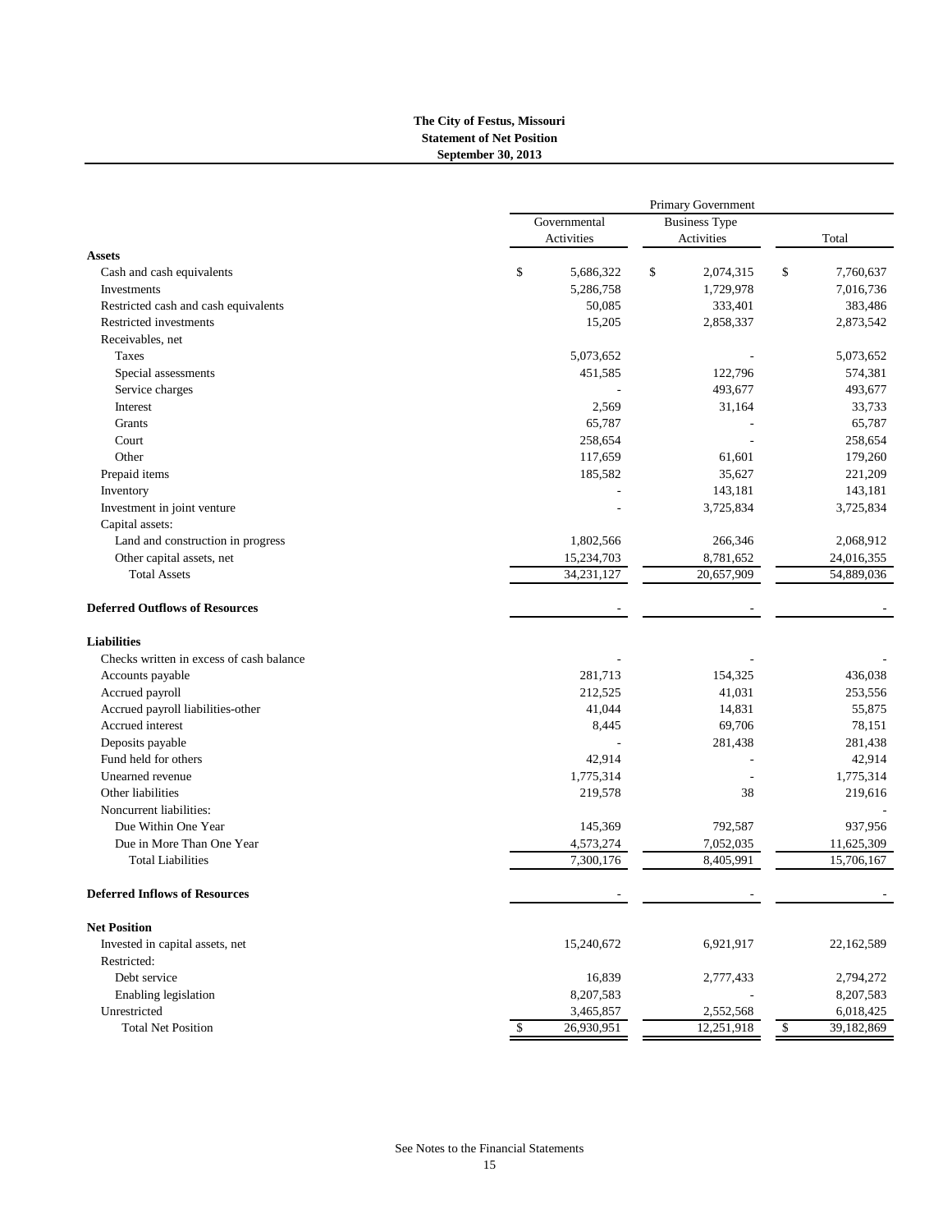**The City of Festus, Missouri**
**Statement of Net Position**
**September 30, 2013**

| | Primary Government | | |
|---|---|---|---|
| | Governmental Activities | Business Type Activities | Total |
| **Assets** | | | |
| Cash and cash equivalents | $ 5,686,322 | $ 2,074,315 | $ 7,760,637 |
| Investments | 5,286,758 | 1,729,978 | 7,016,736 |
| Restricted cash and cash equivalents | 50,085 | 333,401 | 383,486 |
| Restricted investments | 15,205 | 2,858,337 | 2,873,542 |
| Receivables, net | | | |
| Taxes | 5,073,652 | - | 5,073,652 |
| Special assessments | 451,585 | 122,796 | 574,381 |
| Service charges | - | 493,677 | 493,677 |
| Interest | 2,569 | 31,164 | 33,733 |
| Grants | 65,787 | - | 65,787 |
| Court | 258,654 | - | 258,654 |
| Other | 117,659 | 61,601 | 179,260 |
| Prepaid items | 185,582 | 35,627 | 221,209 |
| Inventory | - | 143,181 | 143,181 |
| Investment in joint venture | - | 3,725,834 | 3,725,834 |
| Capital assets: | | | |
| Land and construction in progress | 1,802,566 | 266,346 | 2,068,912 |
| Other capital assets, net | 15,234,703 | 8,781,652 | 24,016,355 |
| Total Assets | 34,231,127 | 20,657,909 | 54,889,036 |
| **Deferred Outflows of Resources** | - | - | - |
| **Liabilities** | | | |
| Checks written in excess of cash balance | - | - | - |
| Accounts payable | 281,713 | 154,325 | 436,038 |
| Accrued payroll | 212,525 | 41,031 | 253,556 |
| Accrued payroll liabilities-other | 41,044 | 14,831 | 55,875 |
| Accrued interest | 8,445 | 69,706 | 78,151 |
| Deposits payable | - | 281,438 | 281,438 |
| Fund held for others | 42,914 | - | 42,914 |
| Unearned revenue | 1,775,314 | - | 1,775,314 |
| Other liabilities | 219,578 | 38 | 219,616 |
| Noncurrent liabilities: | | | - |
| Due Within One Year | 145,369 | 792,587 | 937,956 |
| Due in More Than One Year | 4,573,274 | 7,052,035 | 11,625,309 |
| Total Liabilities | 7,300,176 | 8,405,991 | 15,706,167 |
| **Deferred Inflows of Resources** | - | - | - |
| **Net Position** | | | |
| Invested in capital assets, net | 15,240,672 | 6,921,917 | 22,162,589 |
| Restricted: | | | |
| Debt service | 16,839 | 2,777,433 | 2,794,272 |
| Enabling legislation | 8,207,583 | - | 8,207,583 |
| Unrestricted | 3,465,857 | 2,552,568 | 6,018,425 |
| Total Net Position | $ 26,930,951 | 12,251,918 | $ 39,182,869 |

See Notes to the Financial Statements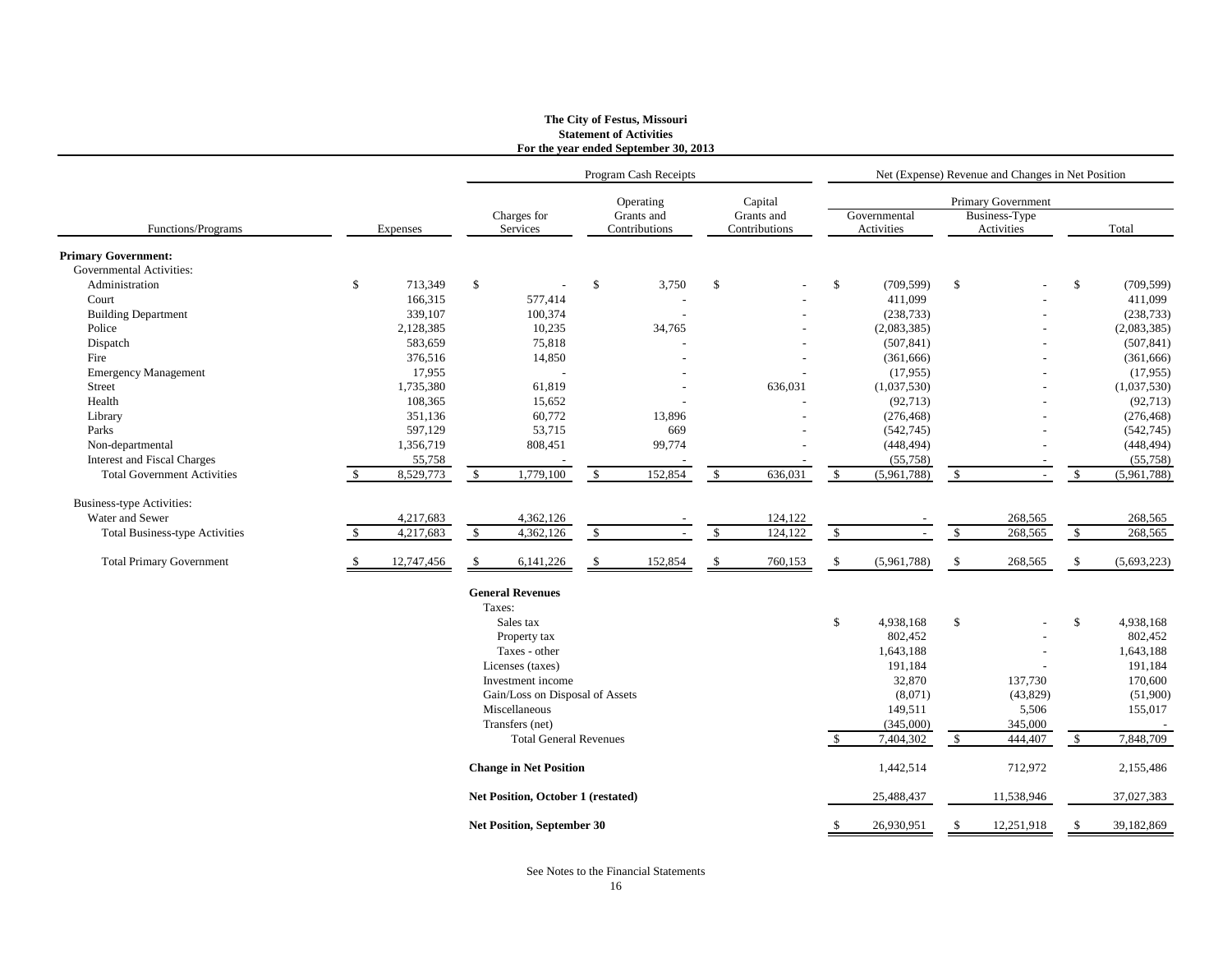**The City of Festus, Missouri**
**Statement of Activities**
**For the year ended September 30, 2013**

| | | Program Cash Receipts | | | Net (Expense) Revenue and Changes in Net Position | | |
|---|---|---|---|---|---|---|---|
| | | | | | Primary Government | | |
| Functions/Programs | Expenses | Charges for Services | Operating Grants and Contributions | Capital Grants and Contributions | Governmental Activities | Business-Type Activities | Total |
| **Primary Government:** | | | | | | | |
| Governmental Activities: | | | | | | | |
| Administration | $ 713,349 | $ - | $ 3,750 | $ - | $ (709,599) | $ - | $ (709,599) |
| Court | 166,315 | 577,414 | - | - | 411,099 | - | 411,099 |
| Building Department | 339,107 | 100,374 | - | - | (238,733) | - | (238,733) |
| Police | 2,128,385 | 10,235 | 34,765 | - | (2,083,385) | - | (2,083,385) |
| Dispatch | 583,659 | 75,818 | - | - | (507,841) | - | (507,841) |
| Fire | 376,516 | 14,850 | - | - | (361,666) | - | (361,666) |
| Emergency Management | 17,955 | - | - | - | (17,955) | - | (17,955) |
| Street | 1,735,380 | 61,819 | - | 636,031 | (1,037,530) | - | (1,037,530) |
| Health | 108,365 | 15,652 | - | - | (92,713) | - | (92,713) |
| Library | 351,136 | 60,772 | 13,896 | - | (276,468) | - | (276,468) |
| Parks | 597,129 | 53,715 | 669 | - | (542,745) | - | (542,745) |
| Non-departmental | 1,356,719 | 808,451 | 99,774 | - | (448,494) | - | (448,494) |
| Interest and Fiscal Charges | 55,758 | - | - | - | (55,758) | - | (55,758) |
| Total Government Activities | $ 8,529,773 | $ 1,779,100 | $ 152,854 | $ 636,031 | $ (5,961,788) | $ - | $ (5,961,788) |
| Business-type Activities: | | | | | | | |
| Water and Sewer | 4,217,683 | 4,362,126 | - | 124,122 | - | 268,565 | 268,565 |
| Total Business-type Activities | $ 4,217,683 | $ 4,362,126 | $ - | $ 124,122 | $ - | $ 268,565 | $ 268,565 |
| Total Primary Government | $ 12,747,456 | $ 6,141,226 | $ 152,854 | $ 760,153 | $ (5,961,788) | $ 268,565 | $ (5,693,223) |
| | | **General Revenues** | | | | | |
| | | Taxes: | | | | | |
| | | Sales tax | | | $ 4,938,168 | $ - | $ 4,938,168 |
| | | Property tax | | | 802,452 | - | 802,452 |
| | | Taxes - other | | | 1,643,188 | - | 1,643,188 |
| | | Licenses (taxes) | | | 191,184 | - | 191,184 |
| | | Investment income | | | 32,870 | 137,730 | 170,600 |
| | | Gain/Loss on Disposal of Assets | | | (8,071) | (43,829) | (51,900) |
| | | Miscellaneous | | | 149,511 | 5,506 | 155,017 |
| | | Transfers (net) | | | (345,000) | 345,000 | - |
| | | Total General Revenues | | | $ 7,404,302 | $ 444,407 | $ 7,848,709 |
| | | **Change in Net Position** | | | 1,442,514 | 712,972 | 2,155,486 |
| | | **Net Position, October 1 (restated)** | | | 25,488,437 | 11,538,946 | 37,027,383 |
| | | **Net Position, September 30** | | | $ 26,930,951 | $ 12,251,918 | $ 39,182,869 |

See Notes to the Financial Statements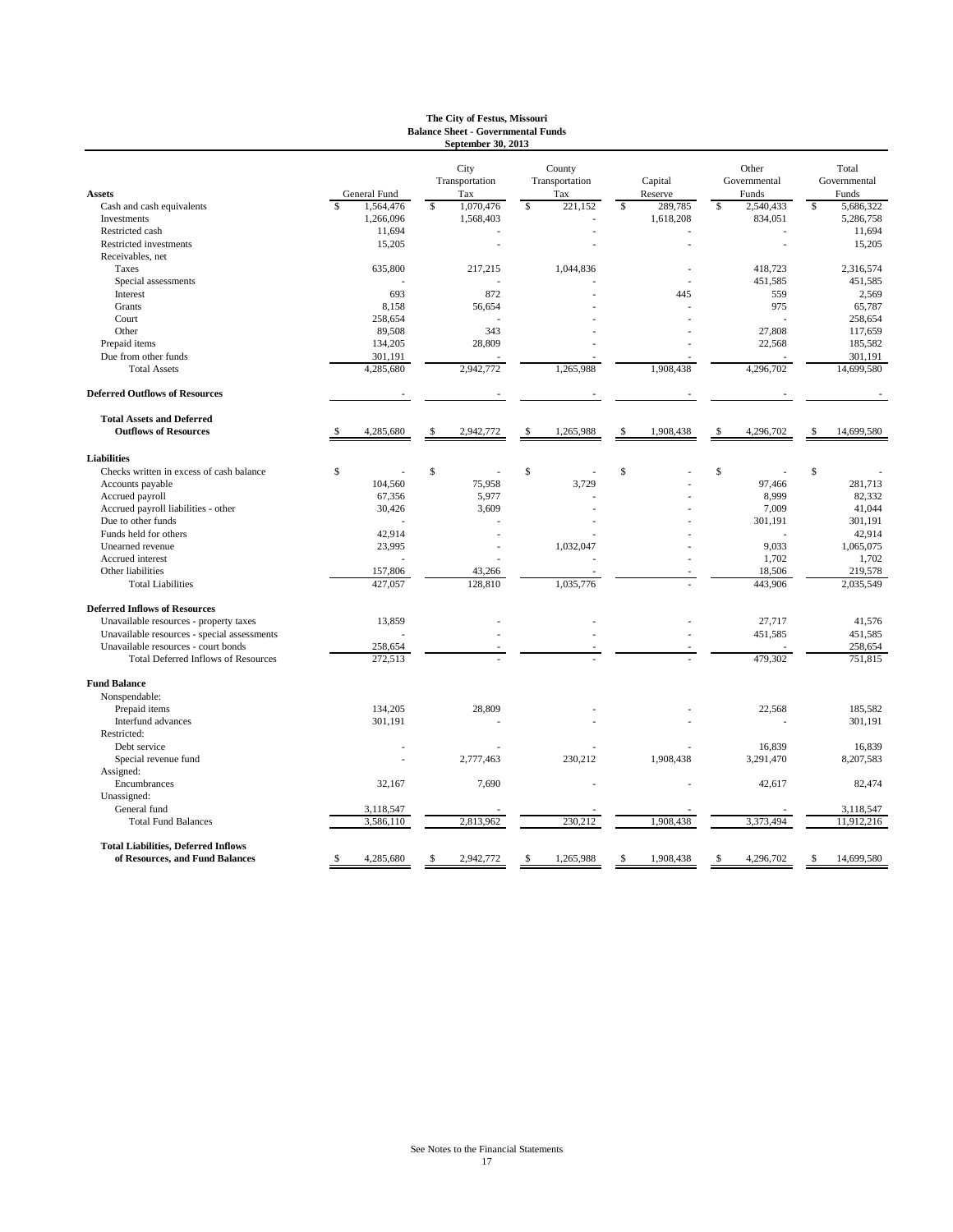# The City of Festus, Missouri
## Balance Sheet - Governmental Funds
### September 30, 2013

| Assets | General Fund | City Transportation Tax | County Transportation Tax | Capital Reserve | Other Governmental Funds | Total Governmental Funds |
|---|---|---|---|---|---|---|
| Cash and cash equivalents | $ 1,564,476 | $ 1,070,476 | $ 221,152 | $ 289,785 | $ 2,540,433 | $ 5,686,322 |
| Investments | 1,266,096 | 1,568,403 | - | 1,618,208 | 834,051 | 5,286,758 |
| Restricted cash | 11,694 | - | - | - | - | 11,694 |
| Restricted investments | 15,205 | - | - | - | - | 15,205 |
| Receivables, net | | | | | | |
| Taxes | 635,800 | 217,215 | 1,044,836 | - | 418,723 | 2,316,574 |
| Special assessments | - | - | - | - | 451,585 | 451,585 |
| Interest | 693 | 872 | - | 445 | 559 | 2,569 |
| Grants | 8,158 | 56,654 | - | - | 975 | 65,787 |
| Court | 258,654 | - | - | - | - | 258,654 |
| Other | 89,508 | 343 | - | - | 27,808 | 117,659 |
| Prepaid items | 134,205 | 28,809 | - | - | 22,568 | 185,582 |
| Due from other funds | 301,191 | - | - | - | - | 301,191 |
| Total Assets | 4,285,680 | 2,942,772 | 1,265,988 | 1,908,438 | 4,296,702 | 14,699,580 |
| **Deferred Outflows of Resources** | - | - | - | - | - | - |
| **Total Assets and Deferred Outflows of Resources** | $ 4,285,680 | $ 2,942,772 | $ 1,265,988 | $ 1,908,438 | $ 4,296,702 | $ 14,699,580 |
| **Liabilities** | | | | | | |
| Checks written in excess of cash balance | $ - | $ - | $ - | $ - | $ - | $ - |
| Accounts payable | 104,560 | 75,958 | 3,729 | - | 97,466 | 281,713 |
| Accrued payroll | 67,356 | 5,977 | - | - | 8,999 | 82,332 |
| Accrued payroll liabilities - other | 30,426 | 3,609 | - | - | 7,009 | 41,044 |
| Due to other funds | - | - | - | - | 301,191 | 301,191 |
| Funds held for others | 42,914 | - | - | - | - | 42,914 |
| Unearned revenue | 23,995 | - | 1,032,047 | - | 9,033 | 1,065,075 |
| Accrued interest | - | - | - | - | 1,702 | 1,702 |
| Other liabilities | 157,806 | 43,266 | - | - | 18,506 | 219,578 |
| Total Liabilities | 427,057 | 128,810 | 1,035,776 | - | 443,906 | 2,035,549 |
| **Deferred Inflows of Resources** | | | | | | |
| Unavailable resources - property taxes | 13,859 | - | - | - | 27,717 | 41,576 |
| Unavailable resources - special assessments | - | - | - | - | 451,585 | 451,585 |
| Unavailable resources - court bonds | 258,654 | - | - | - | - | 258,654 |
| Total Deferred Inflows of Resources | 272,513 | - | - | - | 479,302 | 751,815 |
| **Fund Balance** | | | | | | |
| Nonspendable: | | | | | | |
| Prepaid items | 134,205 | 28,809 | - | - | 22,568 | 185,582 |
| Interfund advances | 301,191 | - | - | - | - | 301,191 |
| Restricted: | | | | | | |
| Debt service | - | - | - | - | 16,839 | 16,839 |
| Special revenue fund | - | 2,777,463 | 230,212 | 1,908,438 | 3,291,470 | 8,207,583 |
| Assigned: | | | | | | |
| Encumbrances | 32,167 | 7,690 | - | - | 42,617 | 82,474 |
| Unassigned: | | | | | | |
| General fund | 3,118,547 | - | - | - | - | 3,118,547 |
| Total Fund Balances | 3,586,110 | 2,813,962 | 230,212 | 1,908,438 | 3,373,494 | 11,912,216 |
| **Total Liabilities, Deferred Inflows of Resources, and Fund Balances** | $ 4,285,680 | $ 2,942,772 | $ 1,265,988 | $ 1,908,438 | $ 4,296,702 | $ 14,699,580 |

See Notes to the Financial Statements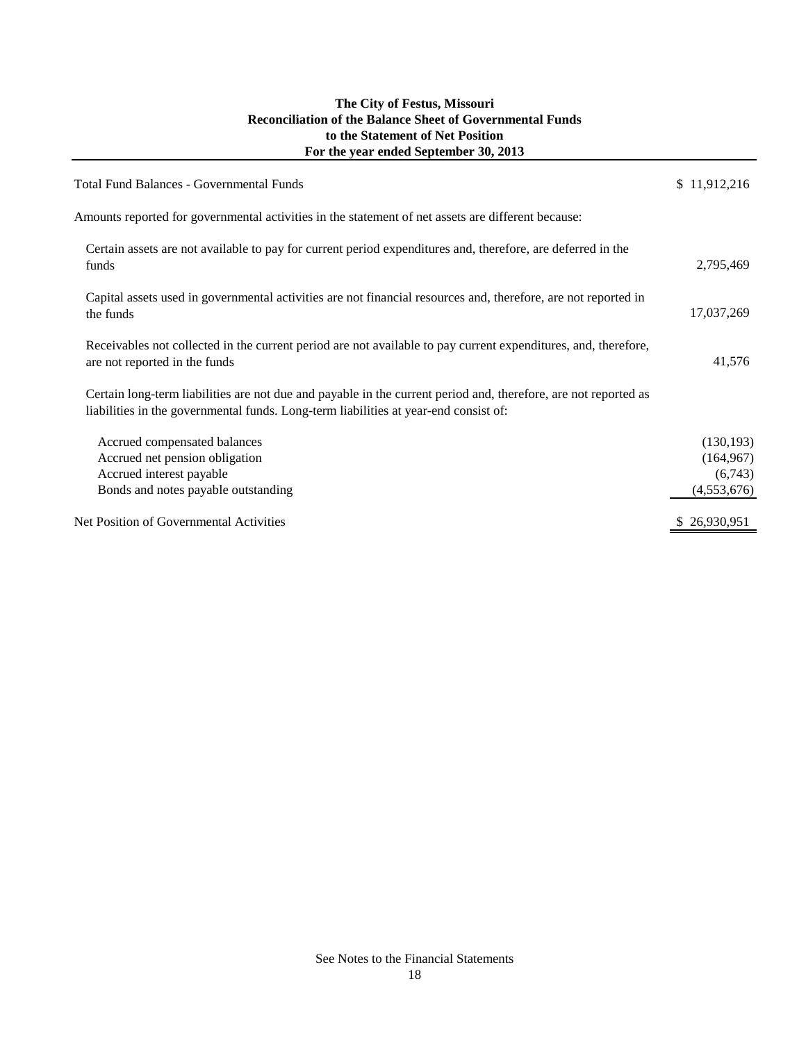**The City of Festus, Missouri**
**Reconciliation of the Balance Sheet of Governmental Funds**
**to the Statement of Net Position**
**For the year ended September 30, 2013**

| | |
|---|---|
| Total Fund Balances - Governmental Funds | $ 11,912,216 |
| Amounts reported for governmental activities in the statement of net assets are different because: | |
| Certain assets are not available to pay for current period expenditures and, therefore, are deferred in the funds | 2,795,469 |
| Capital assets used in governmental activities are not financial resources and, therefore, are not reported in the funds | 17,037,269 |
| Receivables not collected in the current period are not available to pay current expenditures, and, therefore, are not reported in the funds | 41,576 |
| Certain long-term liabilities are not due and payable in the current period and, therefore, are not reported as liabilities in the governmental funds. Long-term liabilities at year-end consist of: | |
| Accrued compensated balances | (130,193) |
| Accrued net pension obligation | (164,967) |
| Accrued interest payable | (6,743) |
| Bonds and notes payable outstanding | (4,553,676) |
| Net Position of Governmental Activities | $ 26,930,951 |

See Notes to the Financial Statements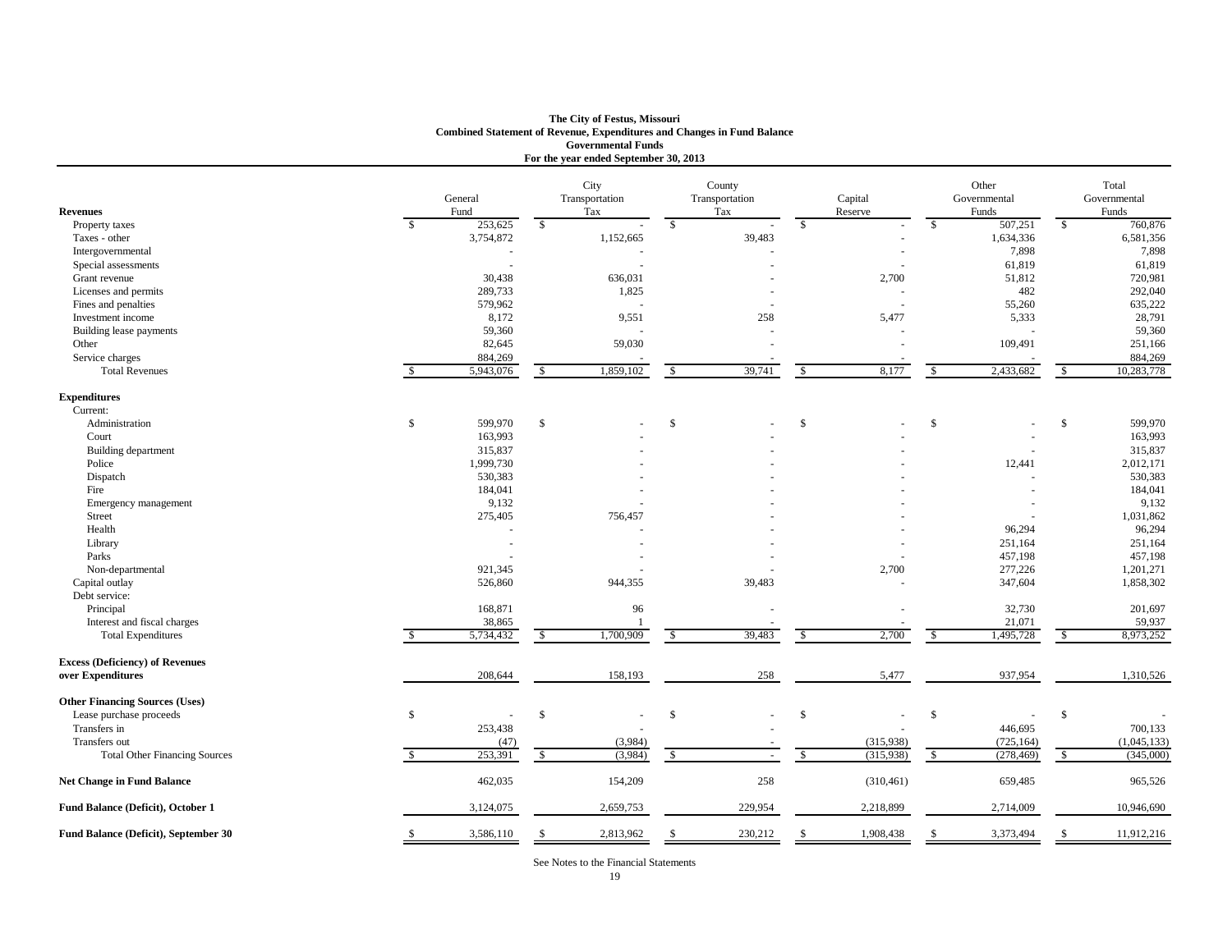**The City of Festus, Missouri**
**Combined Statement of Revenue, Expenditures and Changes in Fund Balance**
**Governmental Funds**
**For the year ended September 30, 2013**

| **Revenues** | General Fund | City Transportation Tax | County Transportation Tax | Capital Reserve | Other Governmental Funds | Total Governmental Funds |
|---|---|---|---|---|---|---|
| Property taxes | $ 253,625 | $ - | $ - | $ - | $ 507,251 | $ 760,876 |
| Taxes - other | 3,754,872 | 1,152,665 | 39,483 | - | 1,634,336 | 6,581,356 |
| Intergovernmental | - | - | - | - | 7,898 | 7,898 |
| Special assessments | - | - | - | - | 61,819 | 61,819 |
| Grant revenue | 30,438 | 636,031 | - | 2,700 | 51,812 | 720,981 |
| Licenses and permits | 289,733 | 1,825 | - | - | 482 | 292,040 |
| Fines and penalties | 579,962 | - | - | - | 55,260 | 635,222 |
| Investment income | 8,172 | 9,551 | 258 | 5,477 | 5,333 | 28,791 |
| Building lease payments | 59,360 | - | - | - | - | 59,360 |
| Other | 82,645 | 59,030 | - | - | 109,491 | 251,166 |
| Service charges | 884,269 | - | - | - | - | 884,269 |
| Total Revenues | $ 5,943,076 | $ 1,859,102 | $ 39,741 | $ 8,177 | $ 2,433,682 | $ 10,283,778 |
| **Expenditures** | | | | | | |
| Current: | | | | | | |
| Administration | $ 599,970 | $ - | $ - | $ - | $ - | $ 599,970 |
| Court | 163,993 | - | - | - | - | 163,993 |
| Building department | 315,837 | - | - | - | - | 315,837 |
| Police | 1,999,730 | - | - | - | 12,441 | 2,012,171 |
| Dispatch | 530,383 | - | - | - | - | 530,383 |
| Fire | 184,041 | - | - | - | - | 184,041 |
| Emergency management | 9,132 | - | - | - | - | 9,132 |
| Street | 275,405 | 756,457 | - | - | - | 1,031,862 |
| Health | - | - | - | - | 96,294 | 96,294 |
| Library | - | - | - | - | 251,164 | 251,164 |
| Parks | - | - | - | - | 457,198 | 457,198 |
| Non-departmental | 921,345 | - | - | 2,700 | 277,226 | 1,201,271 |
| Capital outlay | 526,860 | 944,355 | 39,483 | - | 347,604 | 1,858,302 |
| Debt service: | | | | | | |
| Principal | 168,871 | 96 | - | - | 32,730 | 201,697 |
| Interest and fiscal charges | 38,865 | 1 | - | - | 21,071 | 59,937 |
| Total Expenditures | $ 5,734,432 | $ 1,700,909 | $ 39,483 | $ 2,700 | $ 1,495,728 | $ 8,973,252 |
| **Excess (Deficiency) of Revenues over Expenditures** | 208,644 | 158,193 | 258 | 5,477 | 937,954 | 1,310,526 |
| **Other Financing Sources (Uses)** | | | | | | |
| Lease purchase proceeds | $ - | $ - | $ - | $ - | $ - | $ - |
| Transfers in | 253,438 | - | - | - | 446,695 | 700,133 |
| Transfers out | (47) | (3,984) | - | (315,938) | (725,164) | (1,045,133) |
| Total Other Financing Sources | $ 253,391 | $ (3,984) | $ - | $ (315,938) | $ (278,469) | $ (345,000) |
| **Net Change in Fund Balance** | 462,035 | 154,209 | 258 | (310,461) | 659,485 | 965,526 |
| **Fund Balance (Deficit), October 1** | 3,124,075 | 2,659,753 | 229,954 | 2,218,899 | 2,714,009 | 10,946,690 |
| **Fund Balance (Deficit), September 30** | $ 3,586,110 | $ 2,813,962 | $ 230,212 | $ 1,908,438 | $ 3,373,494 | $ 11,912,216 |

See Notes to the Financial Statements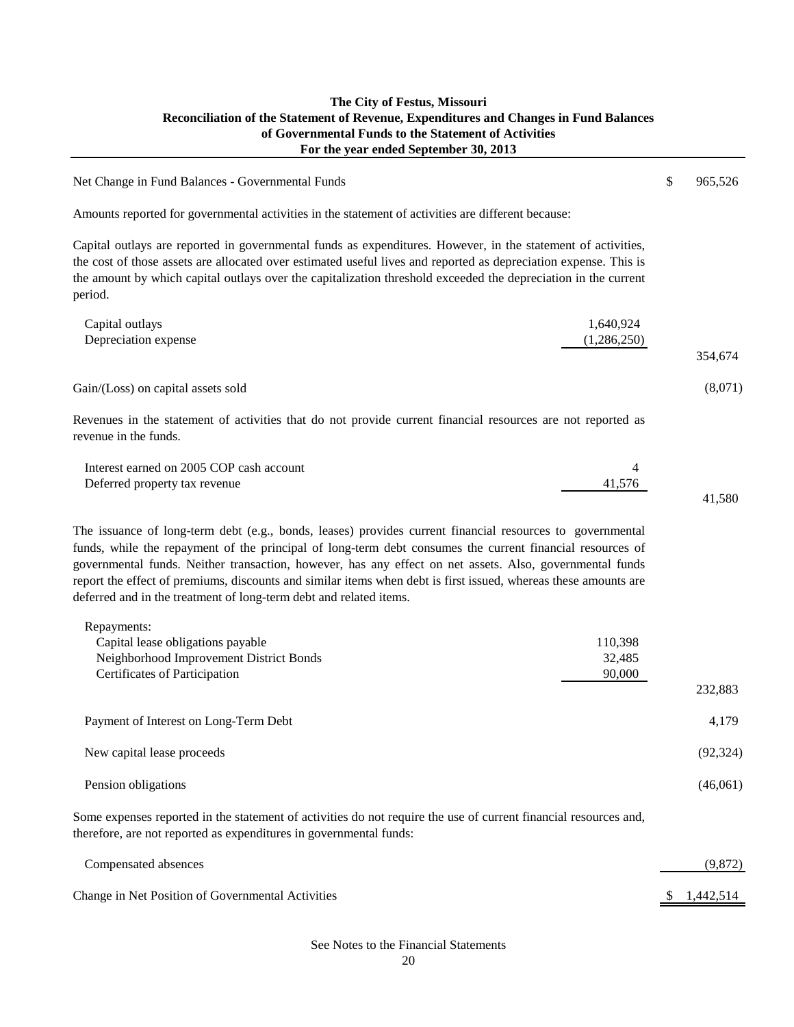# The City of Festus, Missouri
## Reconciliation of the Statement of Revenue, Expenditures and Changes in Fund Balances of Governmental Funds to the Statement of Activities
### For the year ended September 30, 2013

| | | |
|---|---|---|
| Net Change in Fund Balances - Governmental Funds | | $ 965,526 |
| Amounts reported for governmental activities in the statement of activities are different because: | | |
| Capital outlays are reported in governmental funds as expenditures. However, in the statement of activities, the cost of those assets are allocated over estimated useful lives and reported as depreciation expense. This is the amount by which capital outlays over the capitalization threshold exceeded the depreciation in the current period. | | |
| Capital outlays | 1,640,924 | |
| Depreciation expense | (1,286,250) | |
| | | 354,674 |
| Gain/(Loss) on capital assets sold | | (8,071) |
| Revenues in the statement of activities that do not provide current financial resources are not reported as revenue in the funds. | | |
| Interest earned on 2005 COP cash account | 4 | |
| Deferred property tax revenue | 41,576 | |
| | | 41,580 |
| The issuance of long-term debt (e.g., bonds, leases) provides current financial resources to governmental funds, while the repayment of the principal of long-term debt consumes the current financial resources of governmental funds. Neither transaction, however, has any effect on net assets. Also, governmental funds report the effect of premiums, discounts and similar items when debt is first issued, whereas these amounts are deferred and in the treatment of long-term debt and related items. | | |
| Repayments: | | |
| Capital lease obligations payable | 110,398 | |
| Neighborhood Improvement District Bonds | 32,485 | |
| Certificates of Participation | 90,000 | |
| | | 232,883 |
| Payment of Interest on Long-Term Debt | | 4,179 |
| New capital lease proceeds | | (92,324) |
| Pension obligations | | (46,061) |
| Some expenses reported in the statement of activities do not require the use of current financial resources and, therefore, are not reported as expenditures in governmental funds: | | |
| Compensated absences | | (9,872) |
| Change in Net Position of Governmental Activities | | $ 1,442,514 |

See Notes to the Financial Statements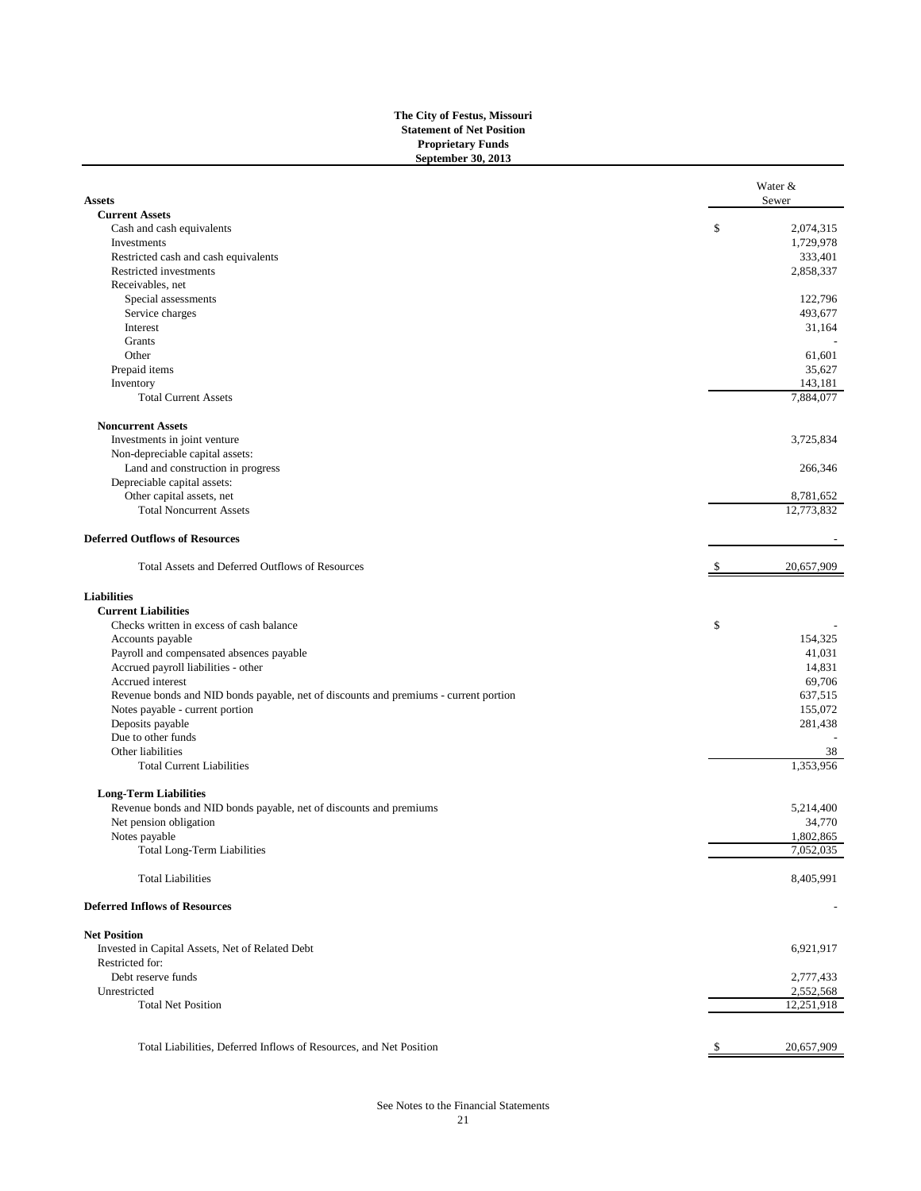**The City of Festus, Missouri**
**Statement of Net Position**
**Proprietary Funds**
**September 30, 2013**

| **Assets** | Water & Sewer |
|---|---|
| **Current Assets** | |
| Cash and cash equivalents | $ 2,074,315 |
| Investments | 1,729,978 |
| Restricted cash and cash equivalents | 333,401 |
| Restricted investments | 2,858,337 |
| Receivables, net | |
| Special assessments | 122,796 |
| Service charges | 493,677 |
| Interest | 31,164 |
| Grants | - |
| Other | 61,601 |
| Prepaid items | 35,627 |
| Inventory | 143,181 |
| Total Current Assets | 7,884,077 |
| **Noncurrent Assets** | |
| Investments in joint venture | 3,725,834 |
| Non-depreciable capital assets: | |
| Land and construction in progress | 266,346 |
| Depreciable capital assets: | |
| Other capital assets, net | 8,781,652 |
| Total Noncurrent Assets | 12,773,832 |
| **Deferred Outflows of Resources** | - |
| Total Assets and Deferred Outflows of Resources | $ 20,657,909 |
| **Liabilities** | |
| **Current Liabilities** | |
| Checks written in excess of cash balance | $ - |
| Accounts payable | 154,325 |
| Payroll and compensated absences payable | 41,031 |
| Accrued payroll liabilities - other | 14,831 |
| Accrued interest | 69,706 |
| Revenue bonds and NID bonds payable, net of discounts and premiums - current portion | 637,515 |
| Notes payable - current portion | 155,072 |
| Deposits payable | 281,438 |
| Due to other funds | - |
| Other liabilities | 38 |
| Total Current Liabilities | 1,353,956 |
| **Long-Term Liabilities** | |
| Revenue bonds and NID bonds payable, net of discounts and premiums | 5,214,400 |
| Net pension obligation | 34,770 |
| Notes payable | 1,802,865 |
| Total Long-Term Liabilities | 7,052,035 |
| Total Liabilities | 8,405,991 |
| **Deferred Inflows of Resources** | - |
| **Net Position** | |
| Invested in Capital Assets, Net of Related Debt | 6,921,917 |
| Restricted for: | |
| Debt reserve funds | 2,777,433 |
| Unrestricted | 2,552,568 |
| Total Net Position | 12,251,918 |
| Total Liabilities, Deferred Inflows of Resources, and Net Position | $ 20,657,909 |

See Notes to the Financial Statements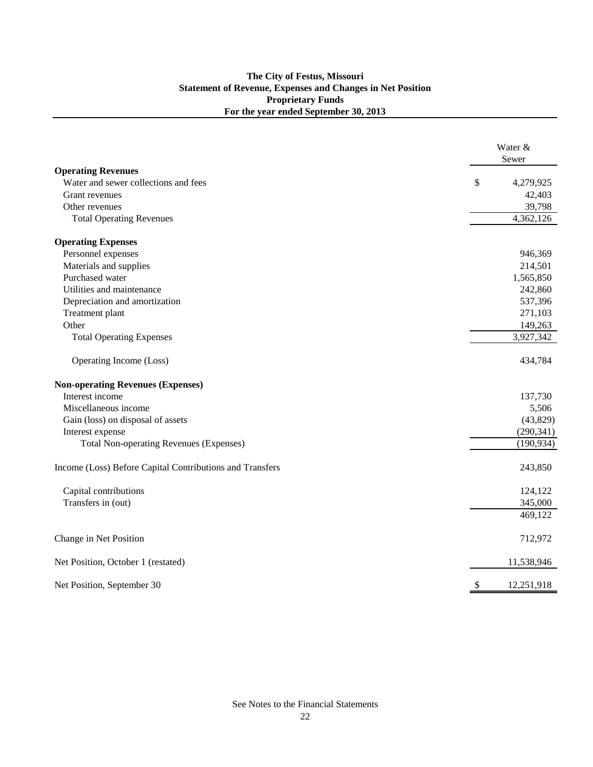**The City of Festus, Missouri**
**Statement of Revenue, Expenses and Changes in Net Position**
**Proprietary Funds**
**For the year ended September 30, 2013**

| | Water & Sewer |
|---|---|
| **Operating Revenues** | |
| Water and sewer collections and fees | $ 4,279,925 |
| Grant revenues | 42,403 |
| Other revenues | 39,798 |
| Total Operating Revenues | 4,362,126 |
| **Operating Expenses** | |
| Personnel expenses | 946,369 |
| Materials and supplies | 214,501 |
| Purchased water | 1,565,850 |
| Utilities and maintenance | 242,860 |
| Depreciation and amortization | 537,396 |
| Treatment plant | 271,103 |
| Other | 149,263 |
| Total Operating Expenses | 3,927,342 |
| Operating Income (Loss) | 434,784 |
| **Non-operating Revenues (Expenses)** | |
| Interest income | 137,730 |
| Miscellaneous income | 5,506 |
| Gain (loss) on disposal of assets | (43,829) |
| Interest expense | (290,341) |
| Total Non-operating Revenues (Expenses) | (190,934) |
| Income (Loss) Before Capital Contributions and Transfers | 243,850 |
| Capital contributions | 124,122 |
| Transfers in (out) | 345,000 |
| | 469,122 |
| Change in Net Position | 712,972 |
| Net Position, October 1 (restated) | 11,538,946 |
| Net Position, September 30 | $ 12,251,918 |

See Notes to the Financial Statements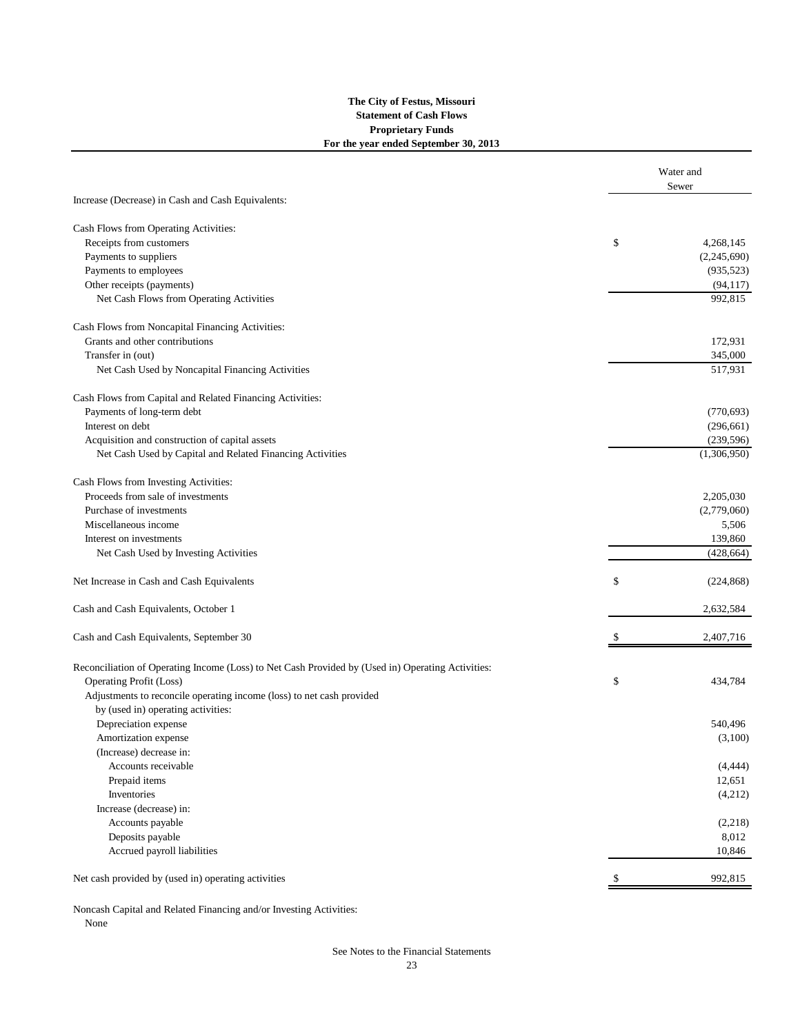**The City of Festus, Missouri**
**Statement of Cash Flows**
**Proprietary Funds**
**For the year ended September 30, 2013**

| | | Water and Sewer |
|---|---|---|
| Increase (Decrease) in Cash and Cash Equivalents: | | |
| | | |
| Cash Flows from Operating Activities: | | |
| Receipts from customers | $ | 4,268,145 |
| Payments to suppliers | | (2,245,690) |
| Payments to employees | | (935,523) |
| Other receipts (payments) | | (94,117) |
| Net Cash Flows from Operating Activities | | 992,815 |
| | | |
| Cash Flows from Noncapital Financing Activities: | | |
| Grants and other contributions | | 172,931 |
| Transfer in (out) | | 345,000 |
| Net Cash Used by Noncapital Financing Activities | | 517,931 |
| | | |
| Cash Flows from Capital and Related Financing Activities: | | |
| Payments of long-term debt | | (770,693) |
| Interest on debt | | (296,661) |
| Acquisition and construction of capital assets | | (239,596) |
| Net Cash Used by Capital and Related Financing Activities | | (1,306,950) |
| | | |
| Cash Flows from Investing Activities: | | |
| Proceeds from sale of investments | | 2,205,030 |
| Purchase of investments | | (2,779,060) |
| Miscellaneous income | | 5,506 |
| Interest on investments | | 139,860 |
| Net Cash Used by Investing Activities | | (428,664) |
| | | |
| Net Increase in Cash and Cash Equivalents | $ | (224,868) |
| | | |
| Cash and Cash Equivalents, October 1 | | 2,632,584 |
| | | |
| Cash and Cash Equivalents, September 30 | $ | 2,407,716 |
| | | |
| Reconciliation of Operating Income (Loss) to Net Cash Provided by (Used in) Operating Activities: | | |
| Operating Profit (Loss) | $ | 434,784 |
| Adjustments to reconcile operating income (loss) to net cash provided by (used in) operating activities: | | |
| Depreciation expense | | 540,496 |
| Amortization expense | | (3,100) |
| (Increase) decrease in: | | |
| Accounts receivable | | (4,444) |
| Prepaid items | | 12,651 |
| Inventories | | (4,212) |
| Increase (decrease) in: | | |
| Accounts payable | | (2,218) |
| Deposits payable | | 8,012 |
| Accrued payroll liabilities | | 10,846 |
| | | |
| Net cash provided by (used in) operating activities | $ | 992,815 |

Noncash Capital and Related Financing and/or Investing Activities:
None

See Notes to the Financial Statements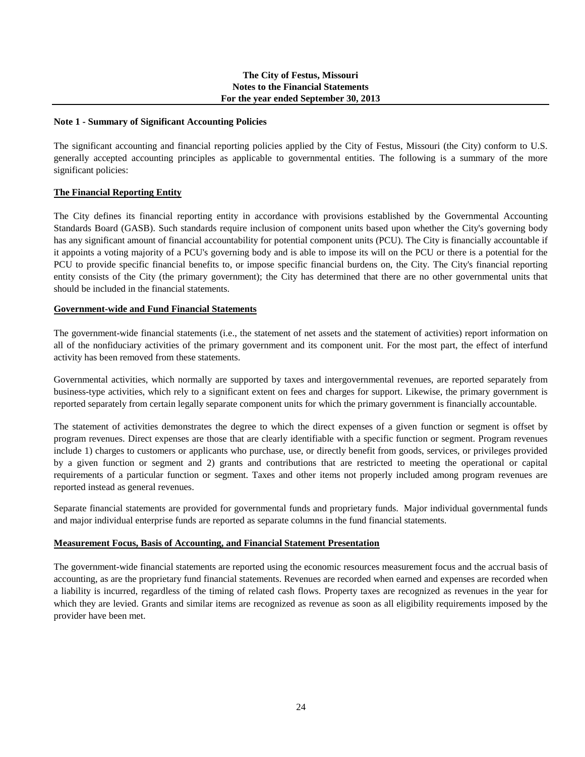**The City of Festus, Missouri**
**Notes to the Financial Statements**
**For the year ended September 30, 2013**

**Note 1 - Summary of Significant Accounting Policies**

The significant accounting and financial reporting policies applied by the City of Festus, Missouri (the City) conform to U.S. generally accepted accounting principles as applicable to governmental entities. The following is a summary of the more significant policies:

**The Financial Reporting Entity**

The City defines its financial reporting entity in accordance with provisions established by the Governmental Accounting Standards Board (GASB). Such standards require inclusion of component units based upon whether the City's governing body has any significant amount of financial accountability for potential component units (PCU). The City is financially accountable if it appoints a voting majority of a PCU's governing body and is able to impose its will on the PCU or there is a potential for the PCU to provide specific financial benefits to, or impose specific financial burdens on, the City. The City's financial reporting entity consists of the City (the primary government); the City has determined that there are no other governmental units that should be included in the financial statements.

**Government-wide and Fund Financial Statements**

The government-wide financial statements (i.e., the statement of net assets and the statement of activities) report information on all of the nonfiduciary activities of the primary government and its component unit. For the most part, the effect of interfund activity has been removed from these statements.

Governmental activities, which normally are supported by taxes and intergovernmental revenues, are reported separately from business-type activities, which rely to a significant extent on fees and charges for support. Likewise, the primary government is reported separately from certain legally separate component units for which the primary government is financially accountable.

The statement of activities demonstrates the degree to which the direct expenses of a given function or segment is offset by program revenues. Direct expenses are those that are clearly identifiable with a specific function or segment. Program revenues include 1) charges to customers or applicants who purchase, use, or directly benefit from goods, services, or privileges provided by a given function or segment and 2) grants and contributions that are restricted to meeting the operational or capital requirements of a particular function or segment. Taxes and other items not properly included among program revenues are reported instead as general revenues.

Separate financial statements are provided for governmental funds and proprietary funds. Major individual governmental funds and major individual enterprise funds are reported as separate columns in the fund financial statements.

**Measurement Focus, Basis of Accounting, and Financial Statement Presentation**

The government-wide financial statements are reported using the economic resources measurement focus and the accrual basis of accounting, as are the proprietary fund financial statements. Revenues are recorded when earned and expenses are recorded when a liability is incurred, regardless of the timing of related cash flows. Property taxes are recognized as revenues in the year for which they are levied. Grants and similar items are recognized as revenue as soon as all eligibility requirements imposed by the provider have been met.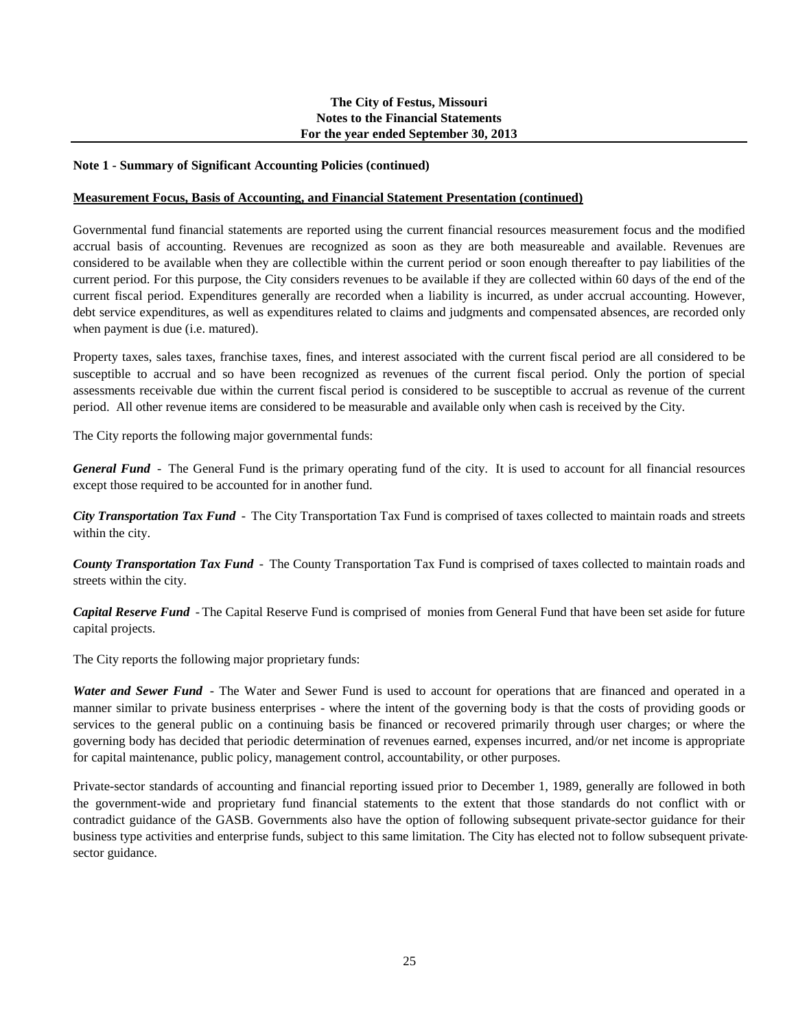**Note 1 - Summary of Significant Accounting Policies (continued)**

**Measurement Focus, Basis of Accounting, and Financial Statement Presentation (continued)**

Governmental fund financial statements are reported using the current financial resources measurement focus and the modified accrual basis of accounting. Revenues are recognized as soon as they are both measureable and available. Revenues are considered to be available when they are collectible within the current period or soon enough thereafter to pay liabilities of the current period. For this purpose, the City considers revenues to be available if they are collected within 60 days of the end of the current fiscal period. Expenditures generally are recorded when a liability is incurred, as under accrual accounting. However, debt service expenditures, as well as expenditures related to claims and judgments and compensated absences, are recorded only when payment is due (i.e. matured).

Property taxes, sales taxes, franchise taxes, fines, and interest associated with the current fiscal period are all considered to be susceptible to accrual and so have been recognized as revenues of the current fiscal period. Only the portion of special assessments receivable due within the current fiscal period is considered to be susceptible to accrual as revenue of the current period. All other revenue items are considered to be measurable and available only when cash is received by the City.

The City reports the following major governmental funds:

***General Fund*** - The General Fund is the primary operating fund of the city. It is used to account for all financial resources except those required to be accounted for in another fund.

***City Transportation Tax Fund*** - The City Transportation Tax Fund is comprised of taxes collected to maintain roads and streets within the city.

***County Transportation Tax Fund*** - The County Transportation Tax Fund is comprised of taxes collected to maintain roads and streets within the city.

***Capital Reserve Fund*** - The Capital Reserve Fund is comprised of monies from General Fund that have been set aside for future capital projects.

The City reports the following major proprietary funds:

***Water and Sewer Fund*** - The Water and Sewer Fund is used to account for operations that are financed and operated in a manner similar to private business enterprises - where the intent of the governing body is that the costs of providing goods or services to the general public on a continuing basis be financed or recovered primarily through user charges; or where the governing body has decided that periodic determination of revenues earned, expenses incurred, and/or net income is appropriate for capital maintenance, public policy, management control, accountability, or other purposes.

Private-sector standards of accounting and financial reporting issued prior to December 1, 1989, generally are followed in both the government-wide and proprietary fund financial statements to the extent that those standards do not conflict with or contradict guidance of the GASB. Governments also have the option of following subsequent private-sector guidance for their business type activities and enterprise funds, subject to this same limitation. The City has elected not to follow subsequent private-sector guidance.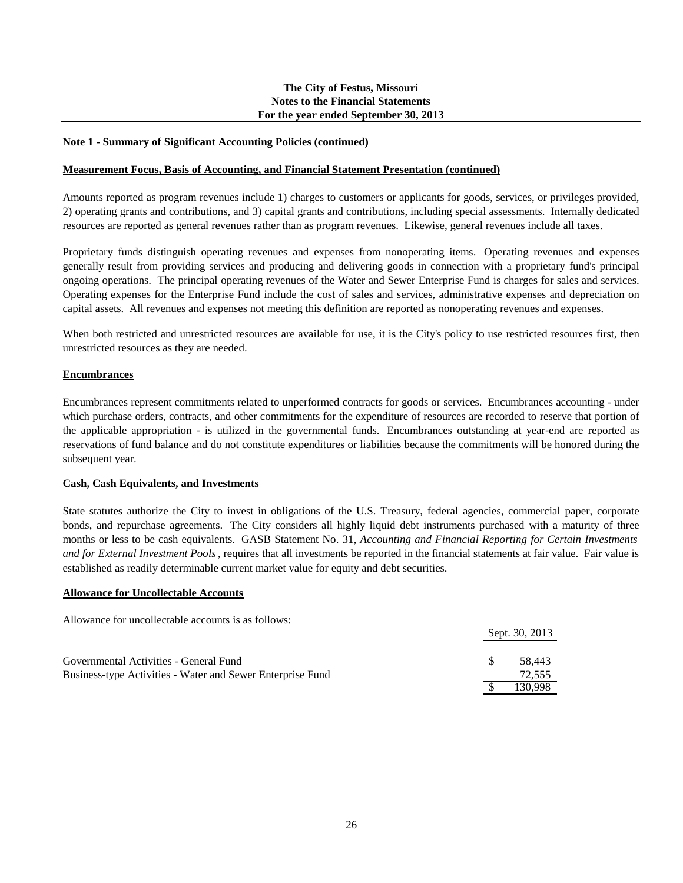**Note 1 - Summary of Significant Accounting Policies (continued)**

**Measurement Focus, Basis of Accounting, and Financial Statement Presentation (continued)**

Amounts reported as program revenues include 1) charges to customers or applicants for goods, services, or privileges provided, 2) operating grants and contributions, and 3) capital grants and contributions, including special assessments. Internally dedicated resources are reported as general revenues rather than as program revenues. Likewise, general revenues include all taxes.

Proprietary funds distinguish operating revenues and expenses from nonoperating items. Operating revenues and expenses generally result from providing services and producing and delivering goods in connection with a proprietary fund's principal ongoing operations. The principal operating revenues of the Water and Sewer Enterprise Fund is charges for sales and services. Operating expenses for the Enterprise Fund include the cost of sales and services, administrative expenses and depreciation on capital assets. All revenues and expenses not meeting this definition are reported as nonoperating revenues and expenses.

When both restricted and unrestricted resources are available for use, it is the City's policy to use restricted resources first, then unrestricted resources as they are needed.

**Encumbrances**

Encumbrances represent commitments related to unperformed contracts for goods or services. Encumbrances accounting - under which purchase orders, contracts, and other commitments for the expenditure of resources are recorded to reserve that portion of the applicable appropriation - is utilized in the governmental funds. Encumbrances outstanding at year-end are reported as reservations of fund balance and do not constitute expenditures or liabilities because the commitments will be honored during the subsequent year.

**Cash, Cash Equivalents, and Investments**

State statutes authorize the City to invest in obligations of the U.S. Treasury, federal agencies, commercial paper, corporate bonds, and repurchase agreements. The City considers all highly liquid debt instruments purchased with a maturity of three months or less to be cash equivalents. GASB Statement No. 31, *Accounting and Financial Reporting for Certain Investments and for External Investment Pools*, requires that all investments be reported in the financial statements at fair value. Fair value is established as readily determinable current market value for equity and debt securities.

**Allowance for Uncollectable Accounts**

Allowance for uncollectable accounts is as follows:

| | Sept. 30, 2013 |
|---|---|
| Governmental Activities - General Fund | $ 58,443 |
| Business-type Activities - Water and Sewer Enterprise Fund | 72,555 |
| | $ 130,998 |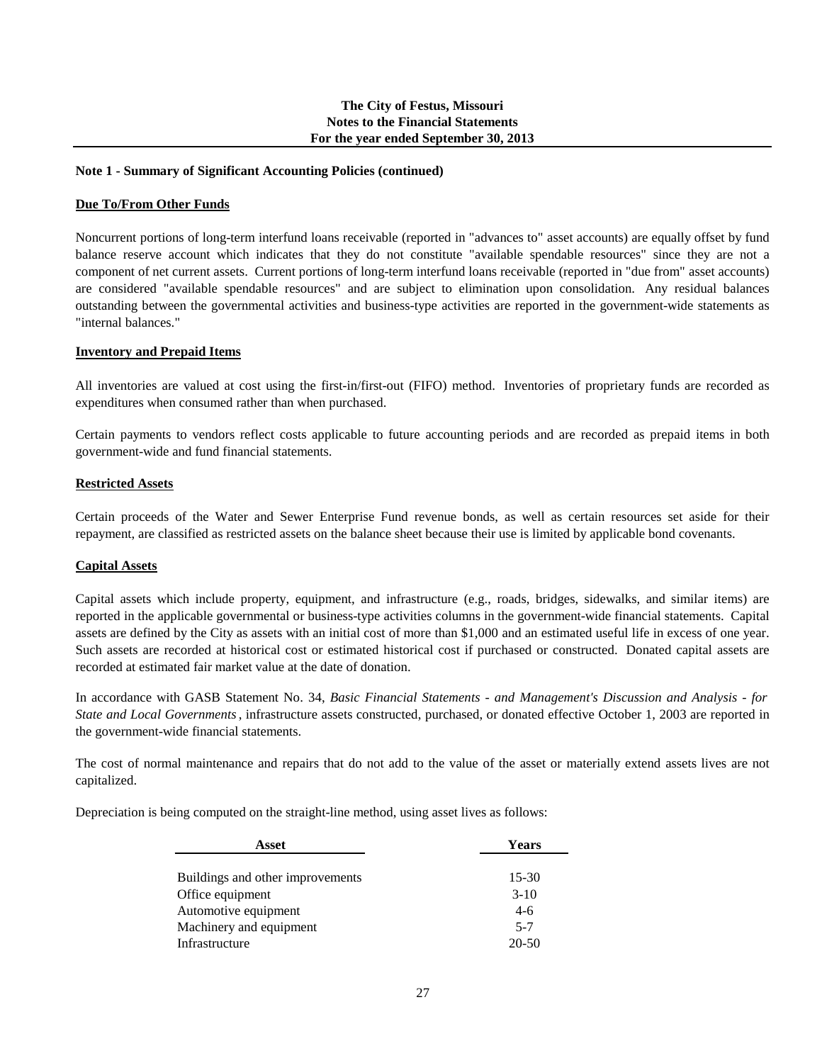**Note 1 - Summary of Significant Accounting Policies (continued)**

**Due To/From Other Funds**

Noncurrent portions of long-term interfund loans receivable (reported in "advances to" asset accounts) are equally offset by fund balance reserve account which indicates that they do not constitute "available spendable resources" since they are not a component of net current assets. Current portions of long-term interfund loans receivable (reported in "due from" asset accounts) are considered "available spendable resources" and are subject to elimination upon consolidation. Any residual balances outstanding between the governmental activities and business-type activities are reported in the government-wide statements as "internal balances."

**Inventory and Prepaid Items**

All inventories are valued at cost using the first-in/first-out (FIFO) method. Inventories of proprietary funds are recorded as expenditures when consumed rather than when purchased.

Certain payments to vendors reflect costs applicable to future accounting periods and are recorded as prepaid items in both government-wide and fund financial statements.

**Restricted Assets**

Certain proceeds of the Water and Sewer Enterprise Fund revenue bonds, as well as certain resources set aside for their repayment, are classified as restricted assets on the balance sheet because their use is limited by applicable bond covenants.

**Capital Assets**

Capital assets which include property, equipment, and infrastructure (e.g., roads, bridges, sidewalks, and similar items) are reported in the applicable governmental or business-type activities columns in the government-wide financial statements. Capital assets are defined by the City as assets with an initial cost of more than $1,000 and an estimated useful life in excess of one year. Such assets are recorded at historical cost or estimated historical cost if purchased or constructed. Donated capital assets are recorded at estimated fair market value at the date of donation.

In accordance with GASB Statement No. 34, *Basic Financial Statements - and Management's Discussion and Analysis - for State and Local Governments*, infrastructure assets constructed, purchased, or donated effective October 1, 2003 are reported in the government-wide financial statements.

The cost of normal maintenance and repairs that do not add to the value of the asset or materially extend assets lives are not capitalized.

Depreciation is being computed on the straight-line method, using asset lives as follows:

| Asset | Years |
|---|---|
| Buildings and other improvements | 15-30 |
| Office equipment | 3-10 |
| Automotive equipment | 4-6 |
| Machinery and equipment | 5-7 |
| Infrastructure | 20-50 |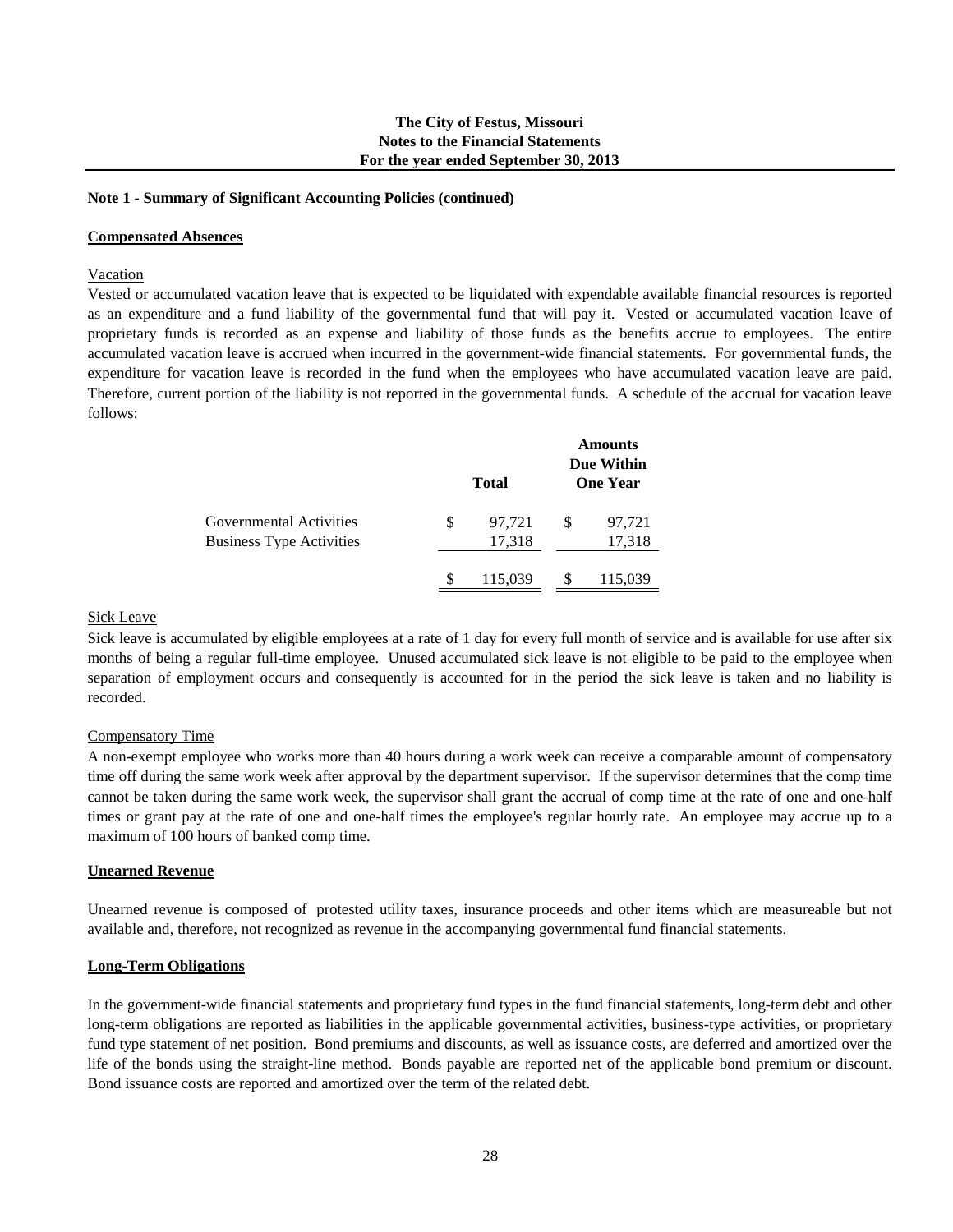**Note 1 - Summary of Significant Accounting Policies (continued)**

**Compensated Absences**

Vacation

Vested or accumulated vacation leave that is expected to be liquidated with expendable available financial resources is reported as an expenditure and a fund liability of the governmental fund that will pay it. Vested or accumulated vacation leave of proprietary funds is recorded as an expense and liability of those funds as the benefits accrue to employees. The entire accumulated vacation leave is accrued when incurred in the government-wide financial statements. For governmental funds, the expenditure for vacation leave is recorded in the fund when the employees who have accumulated vacation leave are paid. Therefore, current portion of the liability is not reported in the governmental funds. A schedule of the accrual for vacation leave follows:

| | Total | Amounts Due Within One Year |
|---|---|---|
| Governmental Activities | $ 97,721 | $ 97,721 |
| Business Type Activities | 17,318 | 17,318 |
| | $ 115,039 | $ 115,039 |

Sick Leave

Sick leave is accumulated by eligible employees at a rate of 1 day for every full month of service and is available for use after six months of being a regular full-time employee. Unused accumulated sick leave is not eligible to be paid to the employee when separation of employment occurs and consequently is accounted for in the period the sick leave is taken and no liability is recorded.

Compensatory Time

A non-exempt employee who works more than 40 hours during a work week can receive a comparable amount of compensatory time off during the same work week after approval by the department supervisor. If the supervisor determines that the comp time cannot be taken during the same work week, the supervisor shall grant the accrual of comp time at the rate of one and one-half times or grant pay at the rate of one and one-half times the employee's regular hourly rate. An employee may accrue up to a maximum of 100 hours of banked comp time.

**Unearned Revenue**

Unearned revenue is composed of protested utility taxes, insurance proceeds and other items which are measureable but not available and, therefore, not recognized as revenue in the accompanying governmental fund financial statements.

**Long-Term Obligations**

In the government-wide financial statements and proprietary fund types in the fund financial statements, long-term debt and other long-term obligations are reported as liabilities in the applicable governmental activities, business-type activities, or proprietary fund type statement of net position. Bond premiums and discounts, as well as issuance costs, are deferred and amortized over the life of the bonds using the straight-line method. Bonds payable are reported net of the applicable bond premium or discount. Bond issuance costs are reported and amortized over the term of the related debt.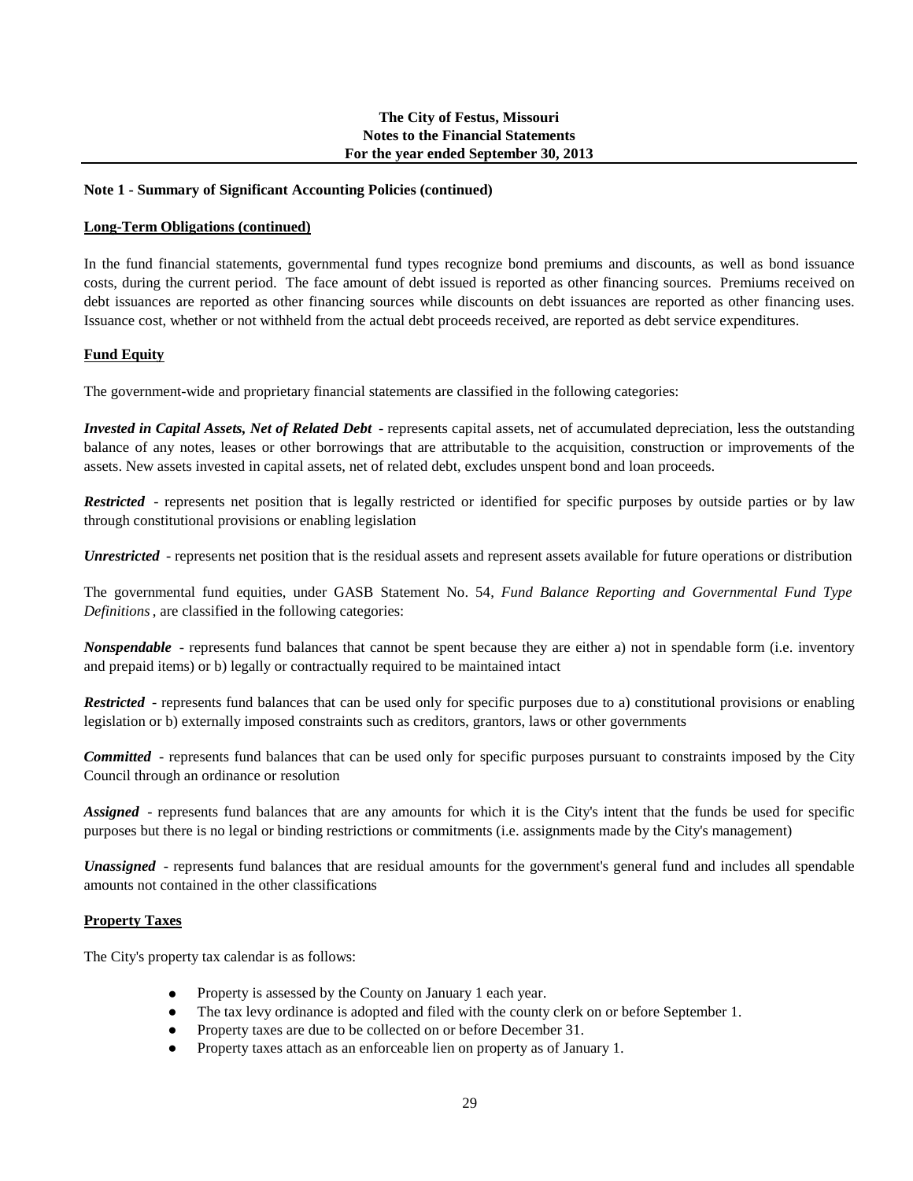**Note 1 - Summary of Significant Accounting Policies (continued)**

**Long-Term Obligations (continued)**

In the fund financial statements, governmental fund types recognize bond premiums and discounts, as well as bond issuance costs, during the current period. The face amount of debt issued is reported as other financing sources. Premiums received on debt issuances are reported as other financing sources while discounts on debt issuances are reported as other financing uses. Issuance cost, whether or not withheld from the actual debt proceeds received, are reported as debt service expenditures.

**Fund Equity**

The government-wide and proprietary financial statements are classified in the following categories:

***Invested in Capital Assets, Net of Related Debt*** - represents capital assets, net of accumulated depreciation, less the outstanding balance of any notes, leases or other borrowings that are attributable to the acquisition, construction or improvements of the assets. New assets invested in capital assets, net of related debt, excludes unspent bond and loan proceeds.

***Restricted*** - represents net position that is legally restricted or identified for specific purposes by outside parties or by law through constitutional provisions or enabling legislation

***Unrestricted*** - represents net position that is the residual assets and represent assets available for future operations or distribution

The governmental fund equities, under GASB Statement No. 54, *Fund Balance Reporting and Governmental Fund Type Definitions*, are classified in the following categories:

***Nonspendable*** - represents fund balances that cannot be spent because they are either a) not in spendable form (i.e. inventory and prepaid items) or b) legally or contractually required to be maintained intact

***Restricted*** - represents fund balances that can be used only for specific purposes due to a) constitutional provisions or enabling legislation or b) externally imposed constraints such as creditors, grantors, laws or other governments

***Committed*** - represents fund balances that can be used only for specific purposes pursuant to constraints imposed by the City Council through an ordinance or resolution

***Assigned*** - represents fund balances that are any amounts for which it is the City's intent that the funds be used for specific purposes but there is no legal or binding restrictions or commitments (i.e. assignments made by the City's management)

***Unassigned*** - represents fund balances that are residual amounts for the government's general fund and includes all spendable amounts not contained in the other classifications

**Property Taxes**

The City's property tax calendar is as follows:

- Property is assessed by the County on January 1 each year.
- The tax levy ordinance is adopted and filed with the county clerk on or before September 1.
- Property taxes are due to be collected on or before December 31.
- Property taxes attach as an enforceable lien on property as of January 1.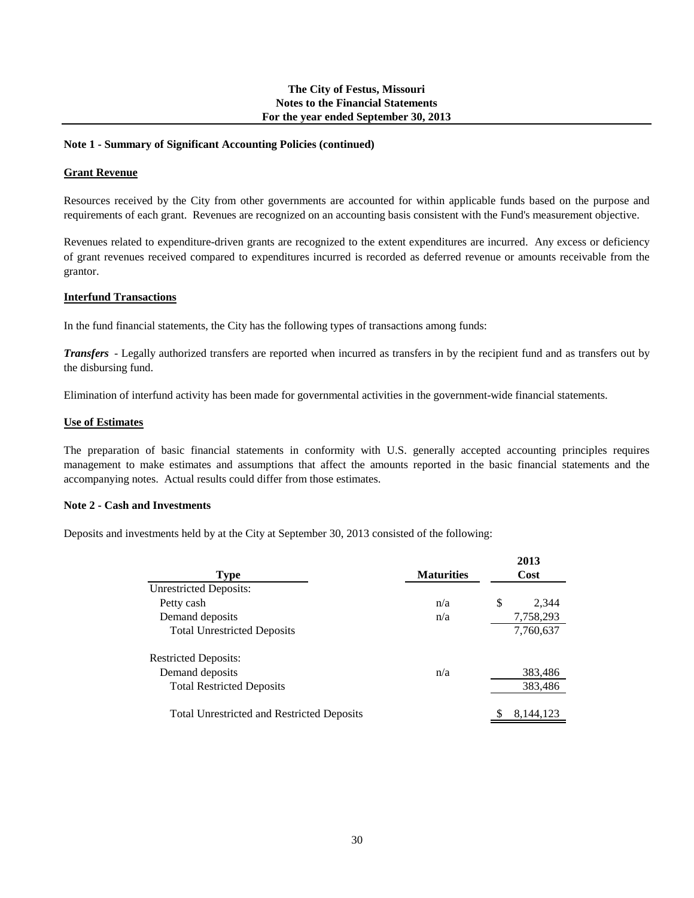**The City of Festus, Missouri**
**Notes to the Financial Statements**
**For the year ended September 30, 2013**

**Note 1 - Summary of Significant Accounting Policies (continued)**

**Grant Revenue**

Resources received by the City from other governments are accounted for within applicable funds based on the purpose and requirements of each grant. Revenues are recognized on an accounting basis consistent with the Fund's measurement objective.

Revenues related to expenditure-driven grants are recognized to the extent expenditures are incurred. Any excess or deficiency of grant revenues received compared to expenditures incurred is recorded as deferred revenue or amounts receivable from the grantor.

**Interfund Transactions**

In the fund financial statements, the City has the following types of transactions among funds:

***Transfers*** - Legally authorized transfers are reported when incurred as transfers in by the recipient fund and as transfers out by the disbursing fund.

Elimination of interfund activity has been made for governmental activities in the government-wide financial statements.

**Use of Estimates**

The preparation of basic financial statements in conformity with U.S. generally accepted accounting principles requires management to make estimates and assumptions that affect the amounts reported in the basic financial statements and the accompanying notes. Actual results could differ from those estimates.

**Note 2 - Cash and Investments**

Deposits and investments held by at the City at September 30, 2013 consisted of the following:

| Type | Maturities | 2013 Cost |
|---|---|---|
| Unrestricted Deposits: | | |
| Petty cash | n/a | $ 2,344 |
| Demand deposits | n/a | 7,758,293 |
| Total Unrestricted Deposits | | 7,760,637 |
| Restricted Deposits: | | |
| Demand deposits | n/a | 383,486 |
| Total Restricted Deposits | | 383,486 |
| Total Unrestricted and Restricted Deposits | | $ 8,144,123 |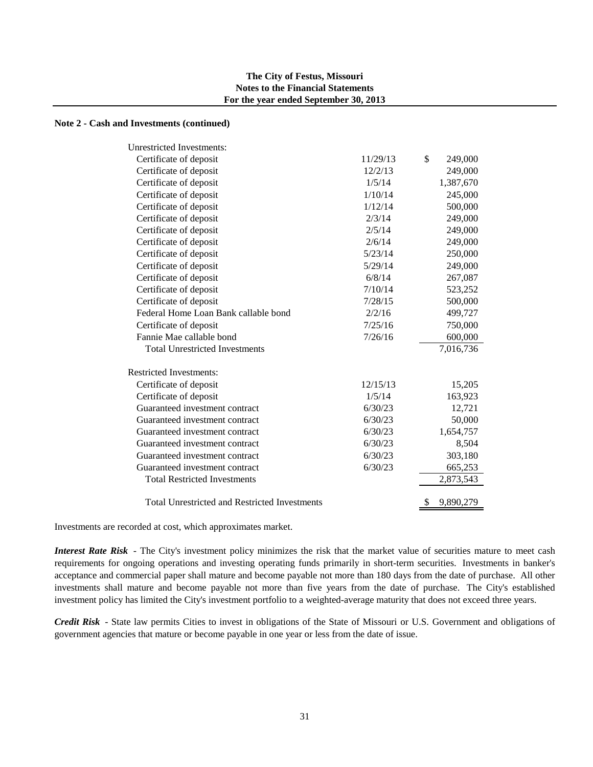**Note 2 - Cash and Investments (continued)**

| | | |
|---|---|---|
| Unrestricted Investments: | | |
| Certificate of deposit | 11/29/13 | $ 249,000 |
| Certificate of deposit | 12/2/13 | 249,000 |
| Certificate of deposit | 1/5/14 | 1,387,670 |
| Certificate of deposit | 1/10/14 | 245,000 |
| Certificate of deposit | 1/12/14 | 500,000 |
| Certificate of deposit | 2/3/14 | 249,000 |
| Certificate of deposit | 2/5/14 | 249,000 |
| Certificate of deposit | 2/6/14 | 249,000 |
| Certificate of deposit | 5/23/14 | 250,000 |
| Certificate of deposit | 5/29/14 | 249,000 |
| Certificate of deposit | 6/8/14 | 267,087 |
| Certificate of deposit | 7/10/14 | 523,252 |
| Certificate of deposit | 7/28/15 | 500,000 |
| Federal Home Loan Bank callable bond | 2/2/16 | 499,727 |
| Certificate of deposit | 7/25/16 | 750,000 |
| Fannie Mae callable bond | 7/26/16 | 600,000 |
| Total Unrestricted Investments | | 7,016,736 |
| Restricted Investments: | | |
| Certificate of deposit | 12/15/13 | 15,205 |
| Certificate of deposit | 1/5/14 | 163,923 |
| Guaranteed investment contract | 6/30/23 | 12,721 |
| Guaranteed investment contract | 6/30/23 | 50,000 |
| Guaranteed investment contract | 6/30/23 | 1,654,757 |
| Guaranteed investment contract | 6/30/23 | 8,504 |
| Guaranteed investment contract | 6/30/23 | 303,180 |
| Guaranteed investment contract | 6/30/23 | 665,253 |
| Total Restricted Investments | | 2,873,543 |
| Total Unrestricted and Restricted Investments | | $ 9,890,279 |

Investments are recorded at cost, which approximates market.

***Interest Rate Risk*** - The City's investment policy minimizes the risk that the market value of securities mature to meet cash requirements for ongoing operations and investing operating funds primarily in short-term securities. Investments in banker's acceptance and commercial paper shall mature and become payable not more than 180 days from the date of purchase. All other investments shall mature and become payable not more than five years from the date of purchase. The City's established investment policy has limited the City's investment portfolio to a weighted-average maturity that does not exceed three years.

***Credit Risk*** - State law permits Cities to invest in obligations of the State of Missouri or U.S. Government and obligations of government agencies that mature or become payable in one year or less from the date of issue.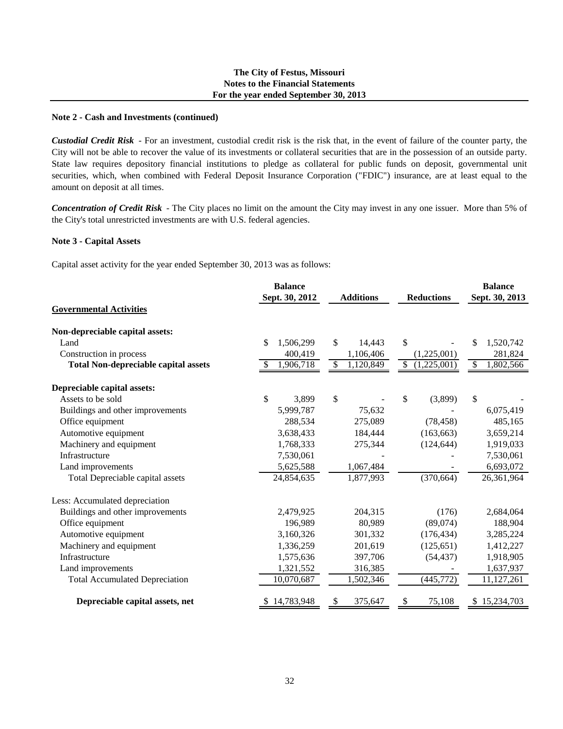**The City of Festus, Missouri**
**Notes to the Financial Statements**
**For the year ended September 30, 2013**

**Note 2 - Cash and Investments (continued)**

***Custodial Credit Risk*** - For an investment, custodial credit risk is the risk that, in the event of failure of the counter party, the City will not be able to recover the value of its investments or collateral securities that are in the possession of an outside party. State law requires depository financial institutions to pledge as collateral for public funds on deposit, governmental unit securities, which, when combined with Federal Deposit Insurance Corporation ("FDIC") insurance, are at least equal to the amount on deposit at all times.

***Concentration of Credit Risk*** - The City places no limit on the amount the City may invest in any one issuer. More than 5% of the City's total unrestricted investments are with U.S. federal agencies.

**Note 3 - Capital Assets**

Capital asset activity for the year ended September 30, 2013 was as follows:

| | Balance Sept. 30, 2012 | Additions | Reductions | Balance Sept. 30, 2013 |
|---|---|---|---|---|
| **Governmental Activities** | | | | |
| **Non-depreciable capital assets:** | | | | |
| Land | $ 1,506,299 | $ 14,443 | $ - | $ 1,520,742 |
| Construction in process | 400,419 | 1,106,406 | (1,225,001) | 281,824 |
| **Total Non-depreciable capital assets** | $ 1,906,718 | $ 1,120,849 | $ (1,225,001) | $ 1,802,566 |
| **Depreciable capital assets:** | | | | |
| Assets to be sold | $ 3,899 | $ - | $ (3,899) | $ - |
| Buildings and other improvements | 5,999,787 | 75,632 | - | 6,075,419 |
| Office equipment | 288,534 | 275,089 | (78,458) | 485,165 |
| Automotive equipment | 3,638,433 | 184,444 | (163,663) | 3,659,214 |
| Machinery and equipment | 1,768,333 | 275,344 | (124,644) | 1,919,033 |
| Infrastructure | 7,530,061 | - | - | 7,530,061 |
| Land improvements | 5,625,588 | 1,067,484 | - | 6,693,072 |
| Total Depreciable capital assets | 24,854,635 | 1,877,993 | (370,664) | 26,361,964 |
| Less: Accumulated depreciation | | | | |
| Buildings and other improvements | 2,479,925 | 204,315 | (176) | 2,684,064 |
| Office equipment | 196,989 | 80,989 | (89,074) | 188,904 |
| Automotive equipment | 3,160,326 | 301,332 | (176,434) | 3,285,224 |
| Machinery and equipment | 1,336,259 | 201,619 | (125,651) | 1,412,227 |
| Infrastructure | 1,575,636 | 397,706 | (54,437) | 1,918,905 |
| Land improvements | 1,321,552 | 316,385 | - | 1,637,937 |
| Total Accumulated Depreciation | 10,070,687 | 1,502,346 | (445,772) | 11,127,261 |
| **Depreciable capital assets, net** | $ 14,783,948 | $ 375,647 | $ 75,108 | $ 15,234,703 |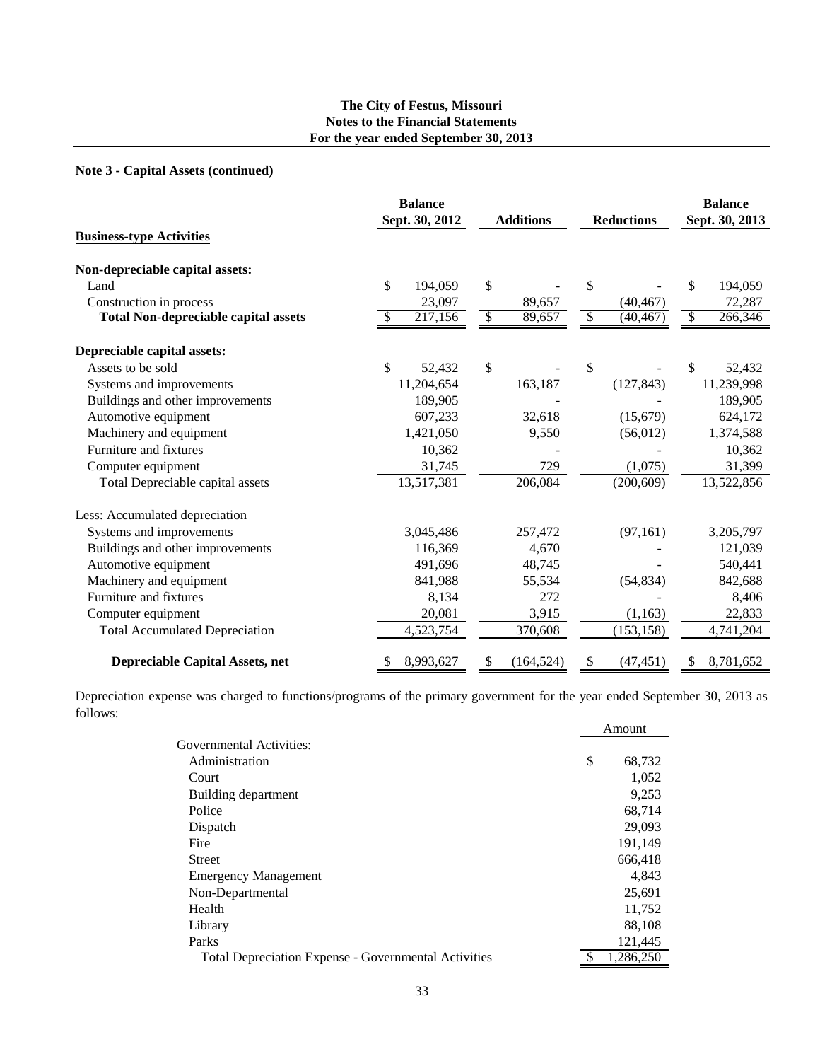**The City of Festus, Missouri**
**Notes to the Financial Statements**
**For the year ended September 30, 2013**

**Note 3 - Capital Assets (continued)**

| | Balance Sept. 30, 2012 | Additions | Reductions | Balance Sept. 30, 2013 |
|---|---|---|---|---|
| **Business-type Activities** | | | | |
| **Non-depreciable capital assets:** | | | | |
| Land | $ 194,059 | $ - | $ - | $ 194,059 |
| Construction in process | 23,097 | 89,657 | (40,467) | 72,287 |
| **Total Non-depreciable capital assets** | $ 217,156 | $ 89,657 | $ (40,467) | $ 266,346 |
| **Depreciable capital assets:** | | | | |
| Assets to be sold | $ 52,432 | $ - | $ - | $ 52,432 |
| Systems and improvements | 11,204,654 | 163,187 | (127,843) | 11,239,998 |
| Buildings and other improvements | 189,905 | - | - | 189,905 |
| Automotive equipment | 607,233 | 32,618 | (15,679) | 624,172 |
| Machinery and equipment | 1,421,050 | 9,550 | (56,012) | 1,374,588 |
| Furniture and fixtures | 10,362 | - | - | 10,362 |
| Computer equipment | 31,745 | 729 | (1,075) | 31,399 |
| Total Depreciable capital assets | 13,517,381 | 206,084 | (200,609) | 13,522,856 |
| Less: Accumulated depreciation | | | | |
| Systems and improvements | 3,045,486 | 257,472 | (97,161) | 3,205,797 |
| Buildings and other improvements | 116,369 | 4,670 | - | 121,039 |
| Automotive equipment | 491,696 | 48,745 | - | 540,441 |
| Machinery and equipment | 841,988 | 55,534 | (54,834) | 842,688 |
| Furniture and fixtures | 8,134 | 272 | - | 8,406 |
| Computer equipment | 20,081 | 3,915 | (1,163) | 22,833 |
| Total Accumulated Depreciation | 4,523,754 | 370,608 | (153,158) | 4,741,204 |
| **Depreciable Capital Assets, net** | $ 8,993,627 | $ (164,524) | $ (47,451) | $ 8,781,652 |

Depreciation expense was charged to functions/programs of the primary government for the year ended September 30, 2013 as follows:

| | Amount |
|---|---|
| Governmental Activities: | |
| Administration | $ 68,732 |
| Court | 1,052 |
| Building department | 9,253 |
| Police | 68,714 |
| Dispatch | 29,093 |
| Fire | 191,149 |
| Street | 666,418 |
| Emergency Management | 4,843 |
| Non-Departmental | 25,691 |
| Health | 11,752 |
| Library | 88,108 |
| Parks | 121,445 |
| Total Depreciation Expense - Governmental Activities | $ 1,286,250 |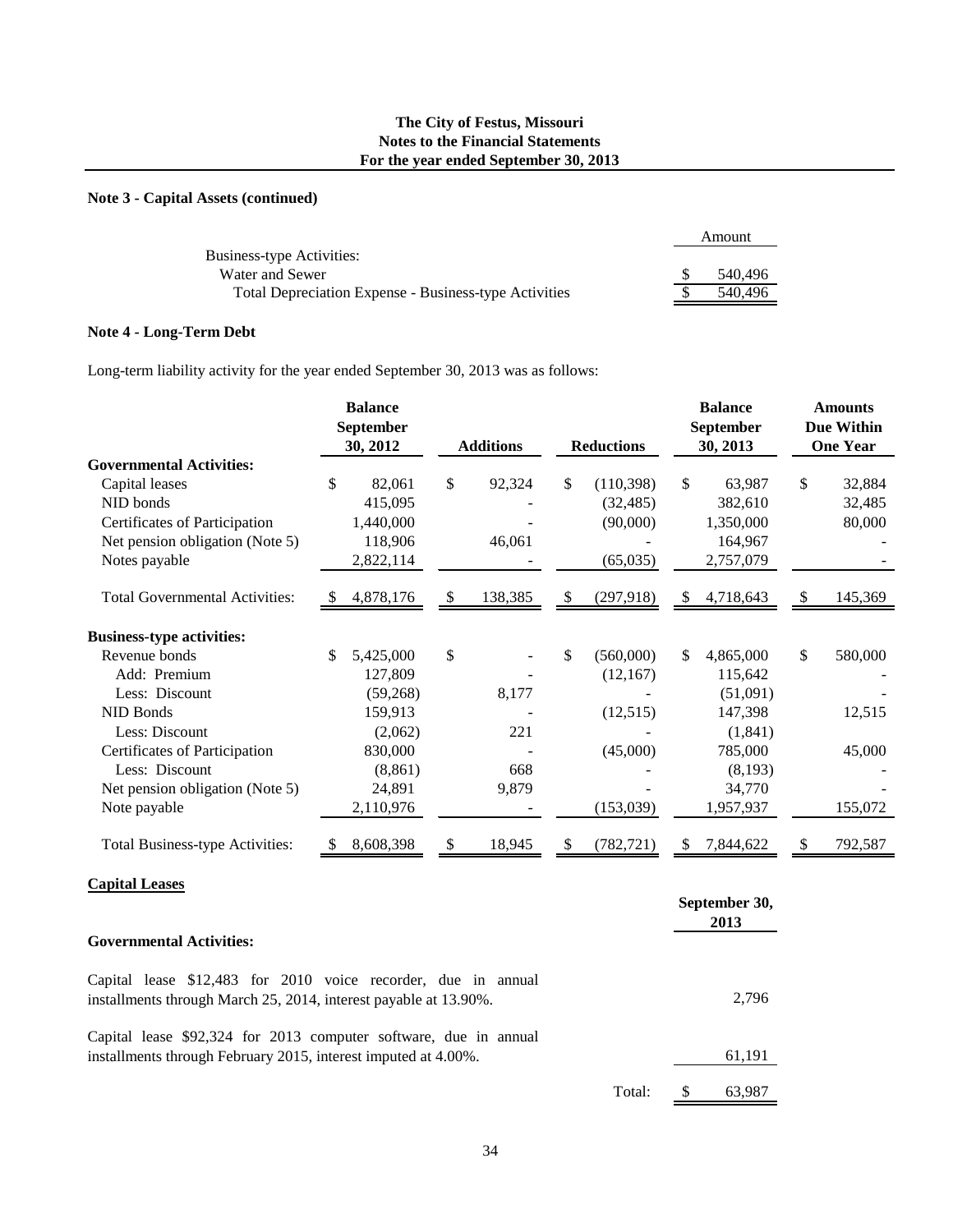## Note 3 - Capital Assets (continued)

| | Amount |
|---|---|
| Business-type Activities: | |
| Water and Sewer | $ 540,496 |
| Total Depreciation Expense - Business-type Activities | $ 540,496 |

## Note 4 - Long-Term Debt

Long-term liability activity for the year ended September 30, 2013 was as follows:

| | Balance September 30, 2012 | Additions | Reductions | Balance September 30, 2013 | Amounts Due Within One Year |
|---|---|---|---|---|---|
| **Governmental Activities:** | | | | | |
| Capital leases | $ 82,061 | $ 92,324 | $ (110,398) | $ 63,987 | $ 32,884 |
| NID bonds | 415,095 | - | (32,485) | 382,610 | 32,485 |
| Certificates of Participation | 1,440,000 | - | (90,000) | 1,350,000 | 80,000 |
| Net pension obligation (Note 5) | 118,906 | 46,061 | - | 164,967 | - |
| Notes payable | 2,822,114 | - | (65,035) | 2,757,079 | - |
| Total Governmental Activities: | $ 4,878,176 | $ 138,385 | $ (297,918) | $ 4,718,643 | $ 145,369 |
| **Business-type activities:** | | | | | |
| Revenue bonds | $ 5,425,000 | $ - | $ (560,000) | $ 4,865,000 | $ 580,000 |
| Add: Premium | 127,809 | - | (12,167) | 115,642 | - |
| Less: Discount | (59,268) | 8,177 | - | (51,091) | - |
| NID Bonds | 159,913 | - | (12,515) | 147,398 | 12,515 |
| Less: Discount | (2,062) | 221 | - | (1,841) | |
| Certificates of Participation | 830,000 | - | (45,000) | 785,000 | 45,000 |
| Less: Discount | (8,861) | 668 | - | (8,193) | - |
| Net pension obligation (Note 5) | 24,891 | 9,879 | - | 34,770 | - |
| Note payable | 2,110,976 | - | (153,039) | 1,957,937 | 155,072 |
| Total Business-type Activities: | $ 8,608,398 | $ 18,945 | $ (782,721) | $ 7,844,622 | $ 792,587 |

### Capital Leases

| | September 30, 2013 |
|---|---|
| **Governmental Activities:** | |
| Capital lease $12,483 for 2010 voice recorder, due in annual installments through March 25, 2014, interest payable at 13.90%. | 2,796 |
| Capital lease $92,324 for 2013 computer software, due in annual installments through February 2015, interest imputed at 4.00%. | 61,191 |
| Total: | $ 63,987 |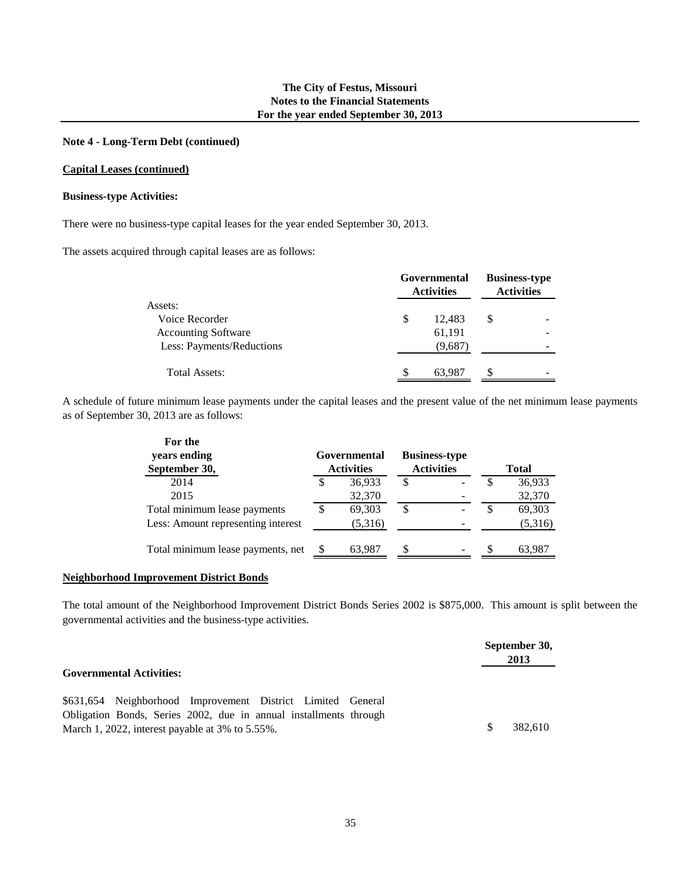**Note 4 - Long-Term Debt (continued)**

**Capital Leases (continued)**

**Business-type Activities:**

There were no business-type capital leases for the year ended September 30, 2013.

The assets acquired through capital leases are as follows:

| | Governmental Activities | Business-type Activities |
|---|---|---|
| Assets: | | |
| Voice Recorder | $ 12,483 | $ - |
| Accounting Software | 61,191 | - |
| Less: Payments/Reductions | (9,687) | - |
| Total Assets: | $ 63,987 | $ - |

A schedule of future minimum lease payments under the capital leases and the present value of the net minimum lease payments as of September 30, 2013 are as follows:

| For the years ending September 30, | Governmental Activities | Business-type Activities | Total |
|---|---|---|---|
| 2014 | $ 36,933 | $ - | $ 36,933 |
| 2015 | 32,370 | - | 32,370 |
| Total minimum lease payments | $ 69,303 | $ - | $ 69,303 |
| Less: Amount representing interest | (5,316) | - | (5,316) |
| Total minimum lease payments, net | $ 63,987 | $ - | $ 63,987 |

**Neighborhood Improvement District Bonds**

The total amount of the Neighborhood Improvement District Bonds Series 2002 is $875,000. This amount is split between the governmental activities and the business-type activities.

| | September 30, 2013 |
|---|---|
| **Governmental Activities:** | |
| $631,654 Neighborhood Improvement District Limited General Obligation Bonds, Series 2002, due in annual installments through March 1, 2022, interest payable at 3% to 5.55%. | $ 382,610 |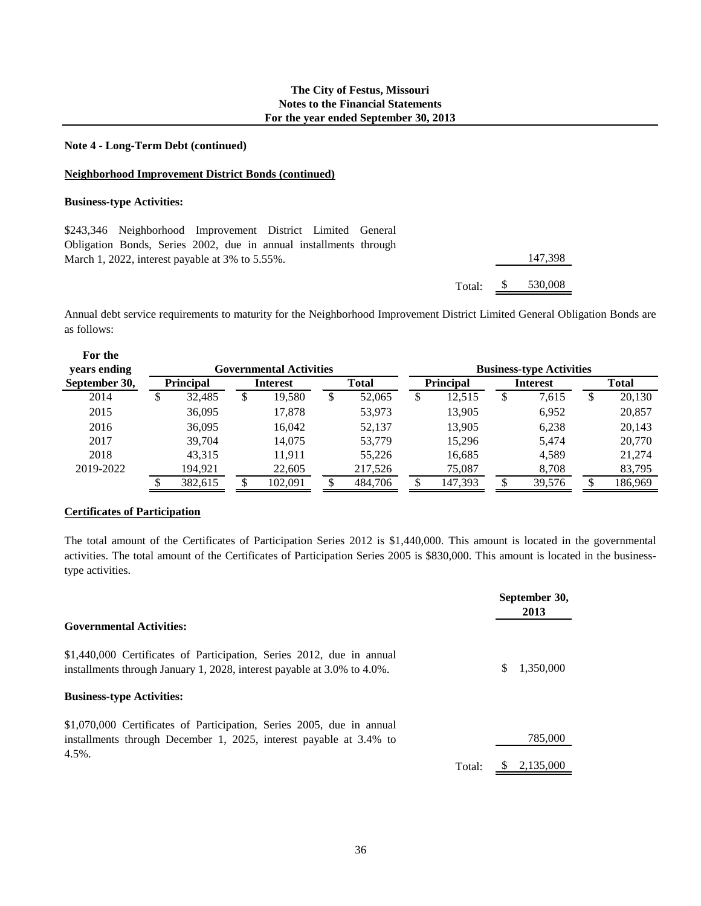**Note 4 - Long-Term Debt (continued)**

**Neighborhood Improvement District Bonds (continued)**

**Business-type Activities:**

| | |
|---|---|
| $243,346 Neighborhood Improvement District Limited General Obligation Bonds, Series 2002, due in annual installments through March 1, 2022, interest payable at 3% to 5.55%. | 147,398 |
| Total: | $ 530,008 |

Annual debt service requirements to maturity for the Neighborhood Improvement District Limited General Obligation Bonds are as follows:

| For the years ending September 30, | Governmental Activities | | | Business-type Activities | | |
|---|---|---|---|---|---|---|
| | Principal | Interest | Total | Principal | Interest | Total |
| 2014 | $ 32,485 | $ 19,580 | $ 52,065 | $ 12,515 | $ 7,615 | $ 20,130 |
| 2015 | 36,095 | 17,878 | 53,973 | 13,905 | 6,952 | 20,857 |
| 2016 | 36,095 | 16,042 | 52,137 | 13,905 | 6,238 | 20,143 |
| 2017 | 39,704 | 14,075 | 53,779 | 15,296 | 5,474 | 20,770 |
| 2018 | 43,315 | 11,911 | 55,226 | 16,685 | 4,589 | 21,274 |
| 2019-2022 | 194,921 | 22,605 | 217,526 | 75,087 | 8,708 | 83,795 |
| | $ 382,615 | $ 102,091 | $ 484,706 | $ 147,393 | $ 39,576 | $ 186,969 |

**Certificates of Participation**

The total amount of the Certificates of Participation Series 2012 is $1,440,000. This amount is located in the governmental activities. The total amount of the Certificates of Participation Series 2005 is $830,000. This amount is located in the business-type activities.

| | September 30, 2013 |
|---|---|
| **Governmental Activities:** | |
| $1,440,000 Certificates of Participation, Series 2012, due in annual installments through January 1, 2028, interest payable at 3.0% to 4.0%. | $ 1,350,000 |
| **Business-type Activities:** | |
| $1,070,000 Certificates of Participation, Series 2005, due in annual installments through December 1, 2025, interest payable at 3.4% to 4.5%. | 785,000 |
| Total: | $ 2,135,000 |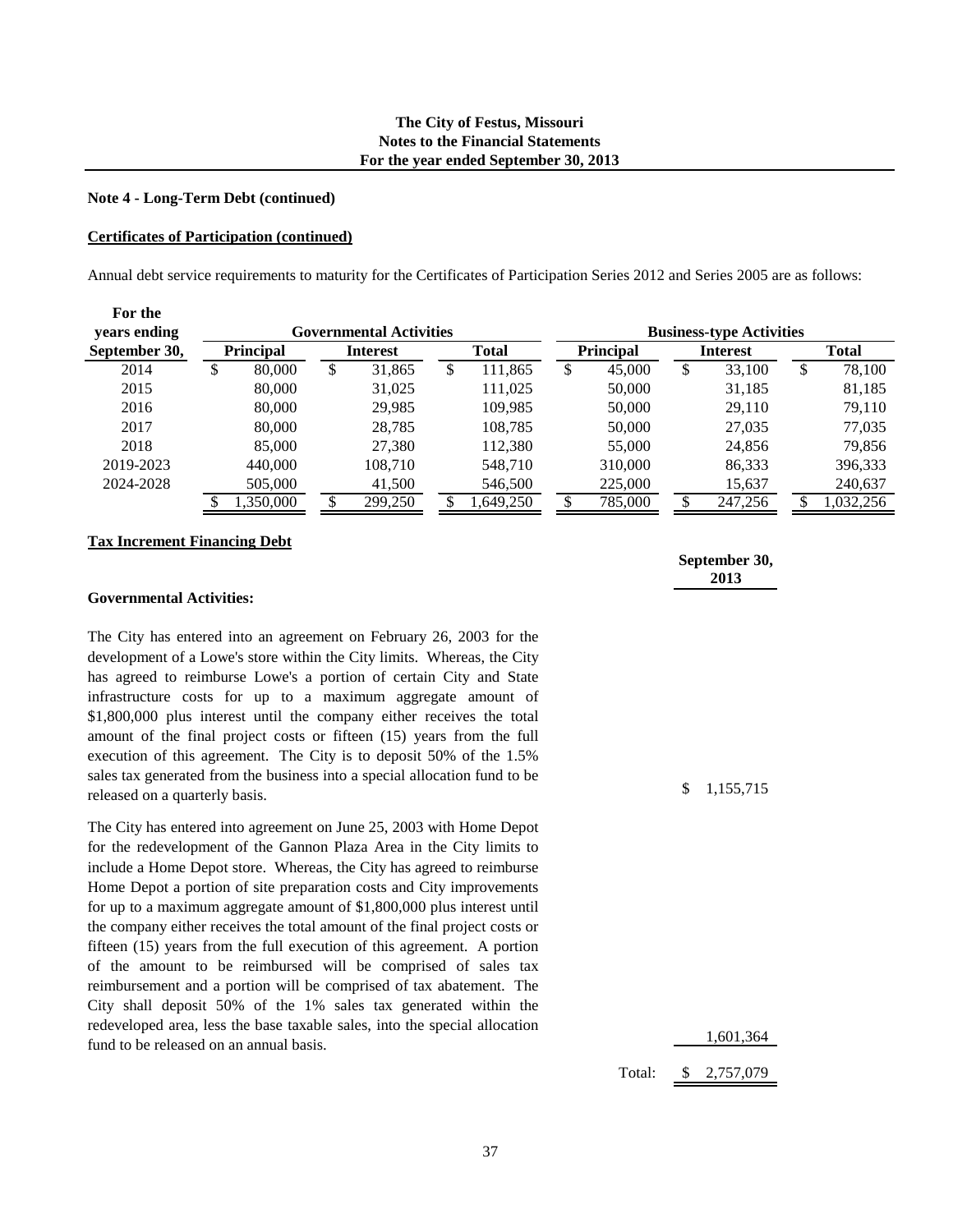**Note 4 - Long-Term Debt (continued)**

**Certificates of Participation (continued)**

Annual debt service requirements to maturity for the Certificates of Participation Series 2012 and Series 2005 are as follows:

| For the years ending September 30, | Governmental Activities | | | Business-type Activities | | |
|---|---|---|---|---|---|---|
| | Principal | Interest | Total | Principal | Interest | Total |
| 2014 | $ 80,000 | $ 31,865 | $ 111,865 | $ 45,000 | $ 33,100 | $ 78,100 |
| 2015 | 80,000 | 31,025 | 111,025 | 50,000 | 31,185 | 81,185 |
| 2016 | 80,000 | 29,985 | 109,985 | 50,000 | 29,110 | 79,110 |
| 2017 | 80,000 | 28,785 | 108,785 | 50,000 | 27,035 | 77,035 |
| 2018 | 85,000 | 27,380 | 112,380 | 55,000 | 24,856 | 79,856 |
| 2019-2023 | 440,000 | 108,710 | 548,710 | 310,000 | 86,333 | 396,333 |
| 2024-2028 | 505,000 | 41,500 | 546,500 | 225,000 | 15,637 | 240,637 |
| | $ 1,350,000 | $ 299,250 | $ 1,649,250 | $ 785,000 | $ 247,256 | $ 1,032,256 |

**Tax Increment Financing Debt**

| | September 30, 2013 |
|---|---|
| **Governmental Activities:** | |
| The City has entered into an agreement on February 26, 2003 for the development of a Lowe's store within the City limits. Whereas, the City has agreed to reimburse Lowe's a portion of certain City and State infrastructure costs for up to a maximum aggregate amount of $1,800,000 plus interest until the company either receives the total amount of the final project costs or fifteen (15) years from the full execution of this agreement. The City is to deposit 50% of the 1.5% sales tax generated from the business into a special allocation fund to be released on a quarterly basis. | $ 1,155,715 |
| The City has entered into agreement on June 25, 2003 with Home Depot for the redevelopment of the Gannon Plaza Area in the City limits to include a Home Depot store. Whereas, the City has agreed to reimburse Home Depot a portion of site preparation costs and City improvements for up to a maximum aggregate amount of $1,800,000 plus interest until the company either receives the total amount of the final project costs or fifteen (15) years from the full execution of this agreement. A portion of the amount to be reimbursed will be comprised of sales tax reimbursement and a portion will be comprised of tax abatement. The City shall deposit 50% of the 1% sales tax generated within the redeveloped area, less the base taxable sales, into the special allocation fund to be released on an annual basis. | 1,601,364 |
| Total: | $ 2,757,079 |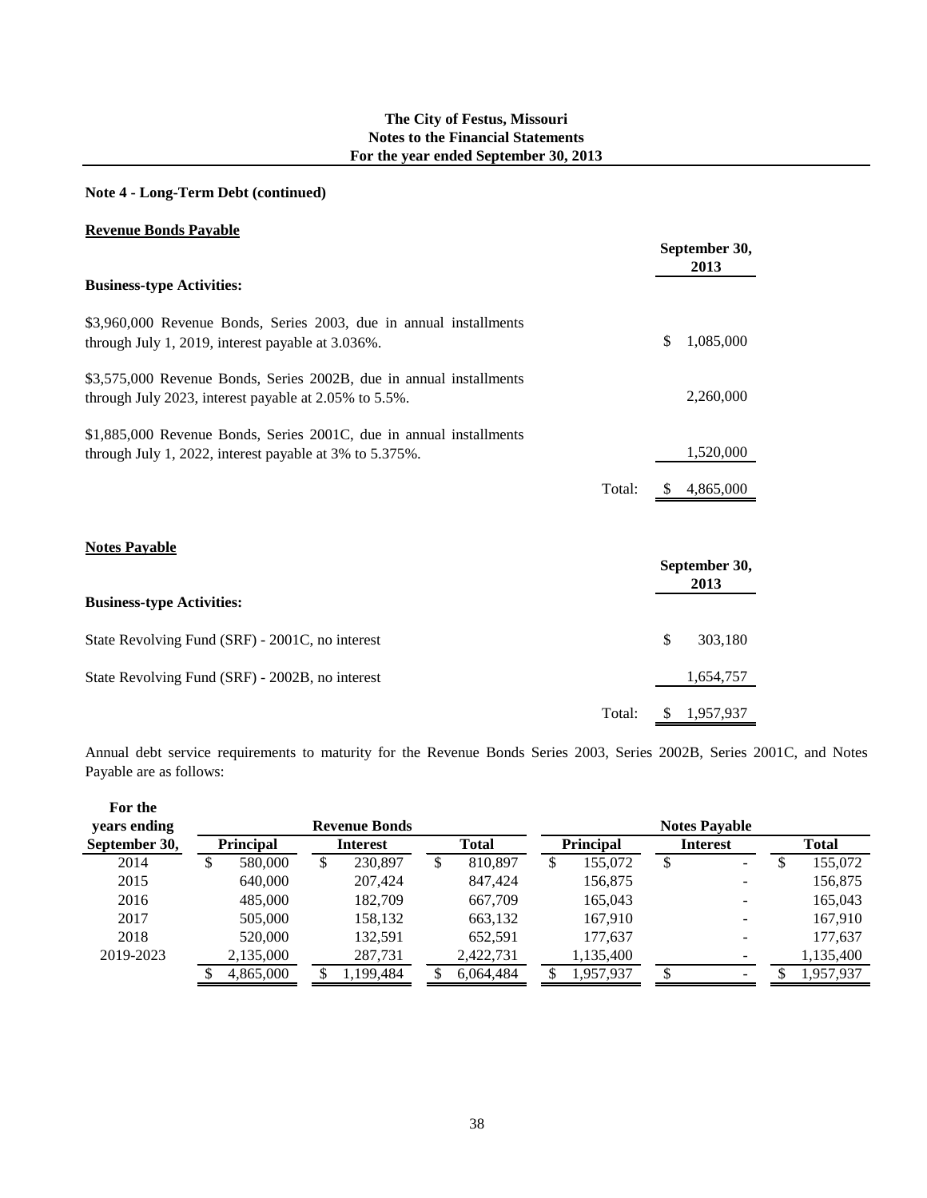**The City of Festus, Missouri**
**Notes to the Financial Statements**
**For the year ended September 30, 2013**

**Note 4 - Long-Term Debt (continued)**

**Revenue Bonds Payable**

| | | September 30, 2013 |
|---|---|---|
| **Business-type Activities:** | | |
| $3,960,000 Revenue Bonds, Series 2003, due in annual installments through July 1, 2019, interest payable at 3.036%. | | $ 1,085,000 |
| $3,575,000 Revenue Bonds, Series 2002B, due in annual installments through July 2023, interest payable at 2.05% to 5.5%. | | 2,260,000 |
| $1,885,000 Revenue Bonds, Series 2001C, due in annual installments through July 1, 2022, interest payable at 3% to 5.375%. | | 1,520,000 |
| | Total: | $ 4,865,000 |

**Notes Payable**

| | | September 30, 2013 |
|---|---|---|
| **Business-type Activities:** | | |
| State Revolving Fund (SRF) - 2001C, no interest | | $ 303,180 |
| State Revolving Fund (SRF) - 2002B, no interest | | 1,654,757 |
| | Total: | $ 1,957,937 |

Annual debt service requirements to maturity for the Revenue Bonds Series 2003, Series 2002B, Series 2001C, and Notes Payable are as follows:

| For the years ending September 30, | Revenue Bonds | | | Notes Payable | | |
|---|---|---|---|---|---|---|
| | Principal | Interest | Total | Principal | Interest | Total |
| 2014 | $ 580,000 | $ 230,897 | $ 810,897 | $ 155,072 | $ - | $ 155,072 |
| 2015 | 640,000 | 207,424 | 847,424 | 156,875 | - | 156,875 |
| 2016 | 485,000 | 182,709 | 667,709 | 165,043 | - | 165,043 |
| 2017 | 505,000 | 158,132 | 663,132 | 167,910 | - | 167,910 |
| 2018 | 520,000 | 132,591 | 652,591 | 177,637 | - | 177,637 |
| 2019-2023 | 2,135,000 | 287,731 | 2,422,731 | 1,135,400 | - | 1,135,400 |
| | $ 4,865,000 | $ 1,199,484 | $ 6,064,484 | $ 1,957,937 | $ - | $ 1,957,937 |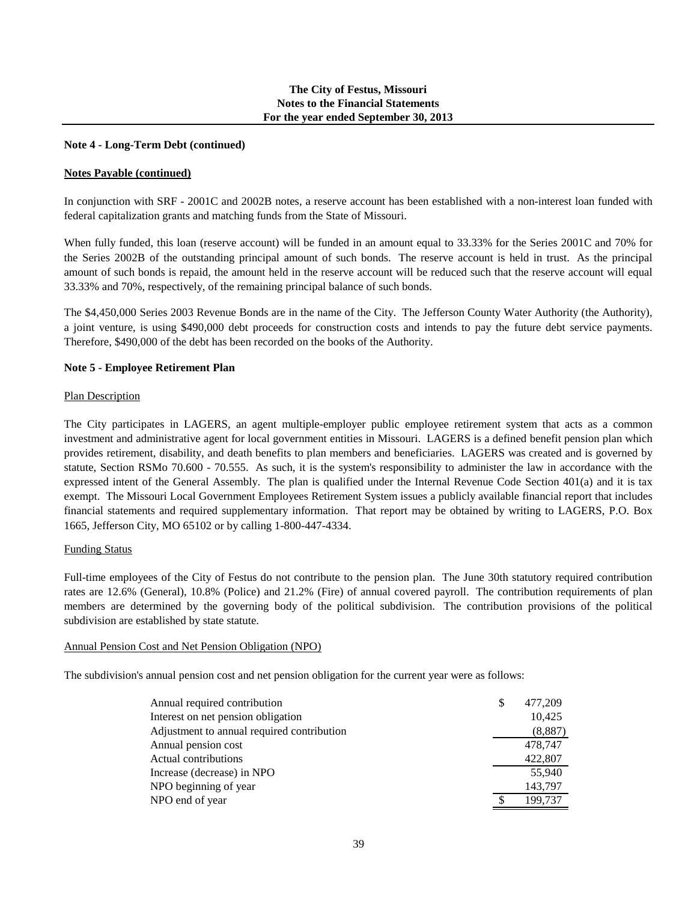**Note 4 - Long-Term Debt (continued)**

**Notes Payable (continued)**

In conjunction with SRF - 2001C and 2002B notes, a reserve account has been established with a non-interest loan funded with federal capitalization grants and matching funds from the State of Missouri.

When fully funded, this loan (reserve account) will be funded in an amount equal to 33.33% for the Series 2001C and 70% for the Series 2002B of the outstanding principal amount of such bonds. The reserve account is held in trust. As the principal amount of such bonds is repaid, the amount held in the reserve account will be reduced such that the reserve account will equal 33.33% and 70%, respectively, of the remaining principal balance of such bonds.

The $4,450,000 Series 2003 Revenue Bonds are in the name of the City. The Jefferson County Water Authority (the Authority), a joint venture, is using $490,000 debt proceeds for construction costs and intends to pay the future debt service payments. Therefore, $490,000 of the debt has been recorded on the books of the Authority.

**Note 5 - Employee Retirement Plan**

Plan Description

The City participates in LAGERS, an agent multiple-employer public employee retirement system that acts as a common investment and administrative agent for local government entities in Missouri. LAGERS is a defined benefit pension plan which provides retirement, disability, and death benefits to plan members and beneficiaries. LAGERS was created and is governed by statute, Section RSMo 70.600 - 70.555. As such, it is the system's responsibility to administer the law in accordance with the expressed intent of the General Assembly. The plan is qualified under the Internal Revenue Code Section 401(a) and it is tax exempt. The Missouri Local Government Employees Retirement System issues a publicly available financial report that includes financial statements and required supplementary information. That report may be obtained by writing to LAGERS, P.O. Box 1665, Jefferson City, MO 65102 or by calling 1-800-447-4334.

Funding Status

Full-time employees of the City of Festus do not contribute to the pension plan. The June 30th statutory required contribution rates are 12.6% (General), 10.8% (Police) and 21.2% (Fire) of annual covered payroll. The contribution requirements of plan members are determined by the governing body of the political subdivision. The contribution provisions of the political subdivision are established by state statute.

Annual Pension Cost and Net Pension Obligation (NPO)

The subdivision's annual pension cost and net pension obligation for the current year were as follows:

| | |
|---|---|
| Annual required contribution | $ 477,209 |
| Interest on net pension obligation | 10,425 |
| Adjustment to annual required contribution | (8,887) |
| Annual pension cost | 478,747 |
| Actual contributions | 422,807 |
| Increase (decrease) in NPO | 55,940 |
| NPO beginning of year | 143,797 |
| NPO end of year | $ 199,737 |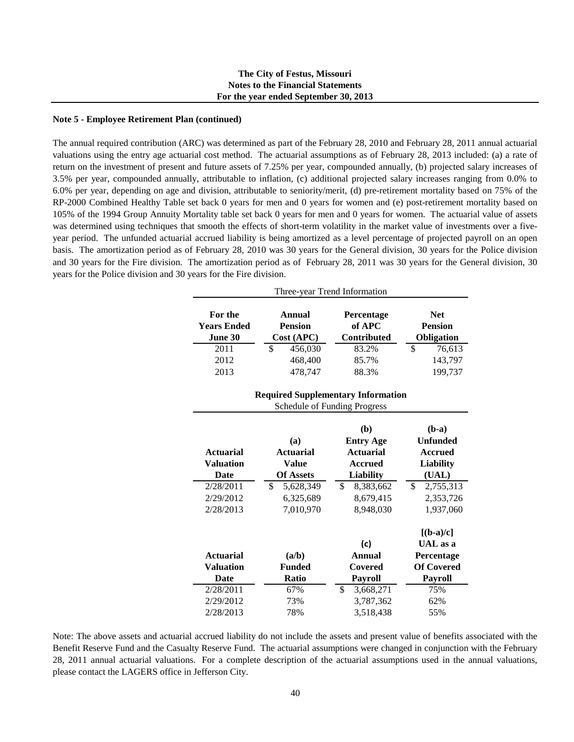**Note 5 - Employee Retirement Plan (continued)**

The annual required contribution (ARC) was determined as part of the February 28, 2010 and February 28, 2011 annual actuarial valuations using the entry age actuarial cost method. The actuarial assumptions as of February 28, 2013 included: (a) a rate of return on the investment of present and future assets of 7.25% per year, compounded annually, (b) projected salary increases of 3.5% per year, compounded annually, attributable to inflation, (c) additional projected salary increases ranging from 0.0% to 6.0% per year, depending on age and division, attributable to seniority/merit, (d) pre-retirement mortality based on 75% of the RP-2000 Combined Healthy Table set back 0 years for men and 0 years for women and (e) post-retirement mortality based on 105% of the 1994 Group Annuity Mortality table set back 0 years for men and 0 years for women. The actuarial value of assets was determined using techniques that smooth the effects of short-term volatility in the market value of investments over a five-year period. The unfunded actuarial accrued liability is being amortized as a level percentage of projected payroll on an open basis. The amortization period as of February 28, 2010 was 30 years for the General division, 30 years for the Police division and 30 years for the Fire division. The amortization period as of February 28, 2011 was 30 years for the General division, 30 years for the Police division and 30 years for the Fire division.

Three-year Trend Information

| For the Years Ended June 30 | Annual Pension Cost (APC) | Percentage of APC Contributed | Net Pension Obligation |
|---|---|---|---|
| 2011 | $ 456,030 | 83.2% | $ 76,613 |
| 2012 | 468,400 | 85.7% | 143,797 |
| 2013 | 478,747 | 88.3% | 199,737 |

**Required Supplementary Information**

Schedule of Funding Progress

| Actuarial Valuation Date | (a) Actuarial Value Of Assets | (b) Entry Age Actuarial Accrued Liability | (b-a) Unfunded Accrued Liability (UAL) |
|---|---|---|---|
| 2/28/2011 | $ 5,628,349 | $ 8,383,662 | $ 2,755,313 |
| 2/29/2012 | 6,325,689 | 8,679,415 | 2,353,726 |
| 2/28/2013 | 7,010,970 | 8,948,030 | 1,937,060 |

| Actuarial Valuation Date | (a/b) Funded Ratio | (c) Annual Covered Payroll | [(b-a)/c] UAL as a Percentage Of Covered Payroll |
|---|---|---|---|
| 2/28/2011 | 67% | $ 3,668,271 | 75% |
| 2/29/2012 | 73% | 3,787,362 | 62% |
| 2/28/2013 | 78% | 3,518,438 | 55% |

Note: The above assets and actuarial accrued liability do not include the assets and present value of benefits associated with the Benefit Reserve Fund and the Casualty Reserve Fund. The actuarial assumptions were changed in conjunction with the February 28, 2011 annual actuarial valuations. For a complete description of the actuarial assumptions used in the annual valuations, please contact the LAGERS office in Jefferson City.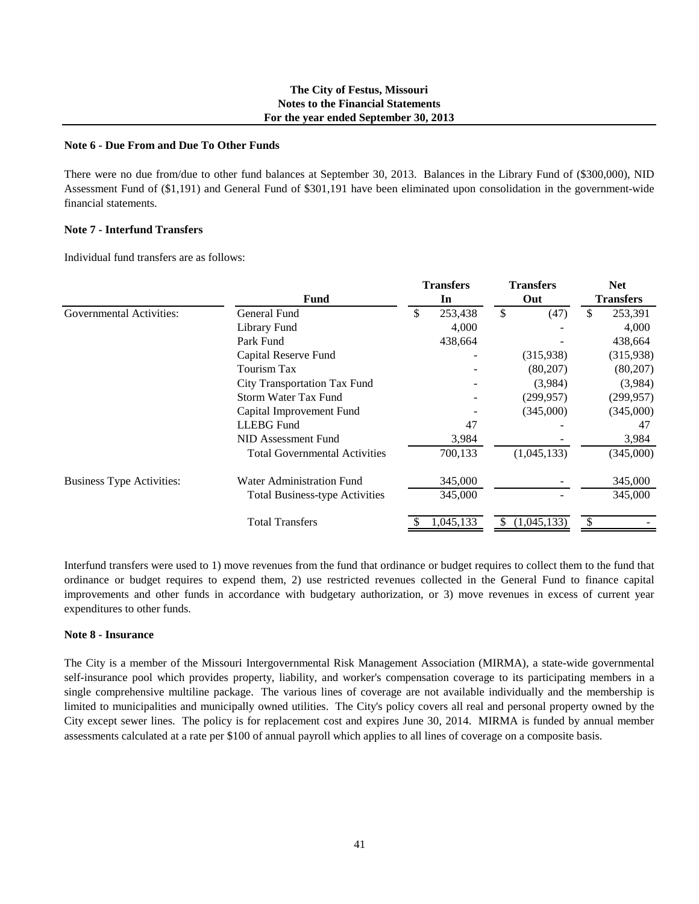**Note 6 - Due From and Due To Other Funds**

There were no due from/due to other fund balances at September 30, 2013. Balances in the Library Fund of ($300,000), NID Assessment Fund of ($1,191) and General Fund of $301,191 have been eliminated upon consolidation in the government-wide financial statements.

**Note 7 - Interfund Transfers**

Individual fund transfers are as follows:

| | Fund | Transfers In | Transfers Out | Net Transfers |
|---|---|---|---|---|
| Governmental Activities: | General Fund | $ 253,438 | $ (47) | $ 253,391 |
| | Library Fund | 4,000 | - | 4,000 |
| | Park Fund | 438,664 | - | 438,664 |
| | Capital Reserve Fund | - | (315,938) | (315,938) |
| | Tourism Tax | - | (80,207) | (80,207) |
| | City Transportation Tax Fund | - | (3,984) | (3,984) |
| | Storm Water Tax Fund | - | (299,957) | (299,957) |
| | Capital Improvement Fund | - | (345,000) | (345,000) |
| | LLEBG Fund | 47 | - | 47 |
| | NID Assessment Fund | 3,984 | - | 3,984 |
| | Total Governmental Activities | 700,133 | (1,045,133) | (345,000) |
| Business Type Activities: | Water Administration Fund | 345,000 | - | 345,000 |
| | Total Business-type Activities | 345,000 | - | 345,000 |
| | Total Transfers | $ 1,045,133 | $ (1,045,133) | $ - |

Interfund transfers were used to 1) move revenues from the fund that ordinance or budget requires to collect them to the fund that ordinance or budget requires to expend them, 2) use restricted revenues collected in the General Fund to finance capital improvements and other funds in accordance with budgetary authorization, or 3) move revenues in excess of current year expenditures to other funds.

**Note 8 - Insurance**

The City is a member of the Missouri Intergovernmental Risk Management Association (MIRMA), a state-wide governmental self-insurance pool which provides property, liability, and worker's compensation coverage to its participating members in a single comprehensive multiline package. The various lines of coverage are not available individually and the membership is limited to municipalities and municipally owned utilities. The City's policy covers all real and personal property owned by the City except sewer lines. The policy is for replacement cost and expires June 30, 2014. MIRMA is funded by annual member assessments calculated at a rate per $100 of annual payroll which applies to all lines of coverage on a composite basis.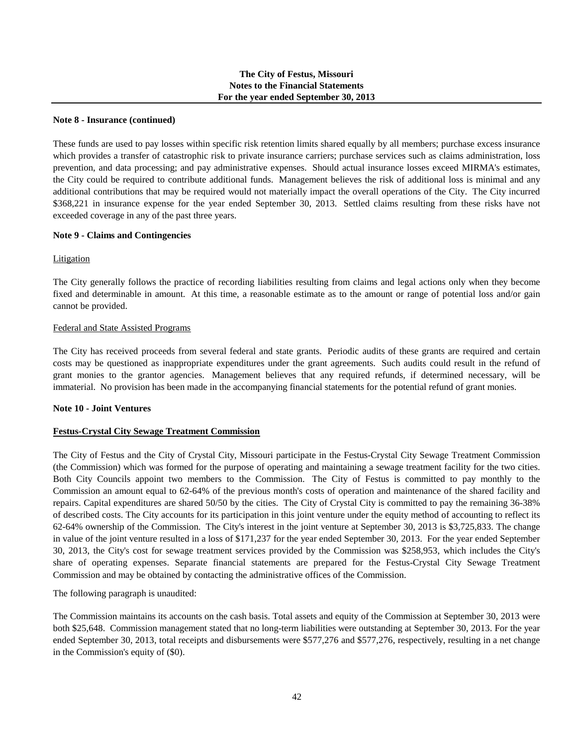**Note 8 - Insurance (continued)**

These funds are used to pay losses within specific risk retention limits shared equally by all members; purchase excess insurance which provides a transfer of catastrophic risk to private insurance carriers; purchase services such as claims administration, loss prevention, and data processing; and pay administrative expenses. Should actual insurance losses exceed MIRMA's estimates, the City could be required to contribute additional funds. Management believes the risk of additional loss is minimal and any additional contributions that may be required would not materially impact the overall operations of the City. The City incurred $368,221 in insurance expense for the year ended September 30, 2013. Settled claims resulting from these risks have not exceeded coverage in any of the past three years.

**Note 9 - Claims and Contingencies**

Litigation

The City generally follows the practice of recording liabilities resulting from claims and legal actions only when they become fixed and determinable in amount. At this time, a reasonable estimate as to the amount or range of potential loss and/or gain cannot be provided.

Federal and State Assisted Programs

The City has received proceeds from several federal and state grants. Periodic audits of these grants are required and certain costs may be questioned as inappropriate expenditures under the grant agreements. Such audits could result in the refund of grant monies to the grantor agencies. Management believes that any required refunds, if determined necessary, will be immaterial. No provision has been made in the accompanying financial statements for the potential refund of grant monies.

**Note 10 - Joint Ventures**

**Festus-Crystal City Sewage Treatment Commission**

The City of Festus and the City of Crystal City, Missouri participate in the Festus-Crystal City Sewage Treatment Commission (the Commission) which was formed for the purpose of operating and maintaining a sewage treatment facility for the two cities. Both City Councils appoint two members to the Commission. The City of Festus is committed to pay monthly to the Commission an amount equal to 62-64% of the previous month's costs of operation and maintenance of the shared facility and repairs. Capital expenditures are shared 50/50 by the cities. The City of Crystal City is committed to pay the remaining 36-38% of described costs. The City accounts for its participation in this joint venture under the equity method of accounting to reflect its 62-64% ownership of the Commission. The City's interest in the joint venture at September 30, 2013 is $3,725,833. The change in value of the joint venture resulted in a loss of $171,237 for the year ended September 30, 2013. For the year ended September 30, 2013, the City's cost for sewage treatment services provided by the Commission was $258,953, which includes the City's share of operating expenses. Separate financial statements are prepared for the Festus-Crystal City Sewage Treatment Commission and may be obtained by contacting the administrative offices of the Commission.

The following paragraph is unaudited:

The Commission maintains its accounts on the cash basis. Total assets and equity of the Commission at September 30, 2013 were both $25,648. Commission management stated that no long-term liabilities were outstanding at September 30, 2013. For the year ended September 30, 2013, total receipts and disbursements were $577,276 and $577,276, respectively, resulting in a net change in the Commission's equity of ($0).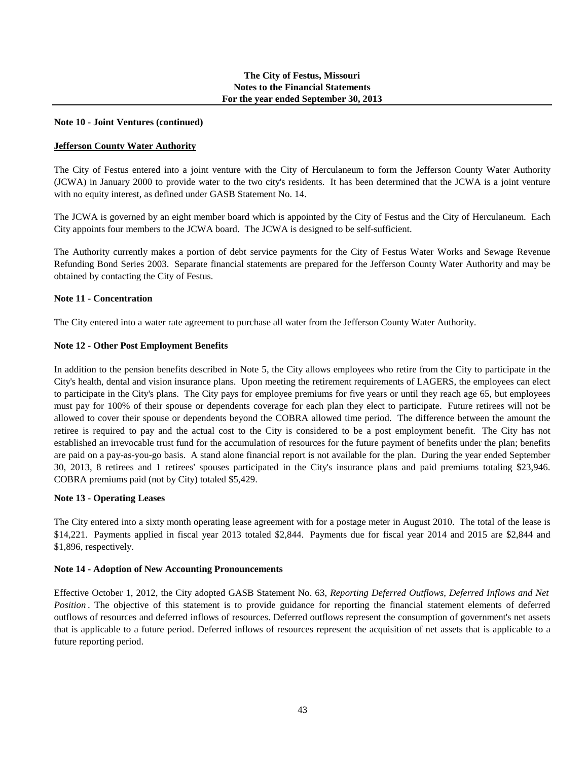**Note 10 - Joint Ventures (continued)**

**Jefferson County Water Authority**

The City of Festus entered into a joint venture with the City of Herculaneum to form the Jefferson County Water Authority (JCWA) in January 2000 to provide water to the two city's residents. It has been determined that the JCWA is a joint venture with no equity interest, as defined under GASB Statement No. 14.

The JCWA is governed by an eight member board which is appointed by the City of Festus and the City of Herculaneum. Each City appoints four members to the JCWA board. The JCWA is designed to be self-sufficient.

The Authority currently makes a portion of debt service payments for the City of Festus Water Works and Sewage Revenue Refunding Bond Series 2003. Separate financial statements are prepared for the Jefferson County Water Authority and may be obtained by contacting the City of Festus.

**Note 11 - Concentration**

The City entered into a water rate agreement to purchase all water from the Jefferson County Water Authority.

**Note 12 - Other Post Employment Benefits**

In addition to the pension benefits described in Note 5, the City allows employees who retire from the City to participate in the City's health, dental and vision insurance plans. Upon meeting the retirement requirements of LAGERS, the employees can elect to participate in the City's plans. The City pays for employee premiums for five years or until they reach age 65, but employees must pay for 100% of their spouse or dependents coverage for each plan they elect to participate. Future retirees will not be allowed to cover their spouse or dependents beyond the COBRA allowed time period. The difference between the amount the retiree is required to pay and the actual cost to the City is considered to be a post employment benefit. The City has not established an irrevocable trust fund for the accumulation of resources for the future payment of benefits under the plan; benefits are paid on a pay-as-you-go basis. A stand alone financial report is not available for the plan. During the year ended September 30, 2013, 8 retirees and 1 retirees' spouses participated in the City's insurance plans and paid premiums totaling $23,946. COBRA premiums paid (not by City) totaled $5,429.

**Note 13 - Operating Leases**

The City entered into a sixty month operating lease agreement with for a postage meter in August 2010. The total of the lease is $14,221. Payments applied in fiscal year 2013 totaled $2,844. Payments due for fiscal year 2014 and 2015 are $2,844 and $1,896, respectively.

**Note 14 - Adoption of New Accounting Pronouncements**

Effective October 1, 2012, the City adopted GASB Statement No. 63, *Reporting Deferred Outflows, Deferred Inflows and Net Position*. The objective of this statement is to provide guidance for reporting the financial statement elements of deferred outflows of resources and deferred inflows of resources. Deferred outflows represent the consumption of government's net assets that is applicable to a future period. Deferred inflows of resources represent the acquisition of net assets that is applicable to a future reporting period.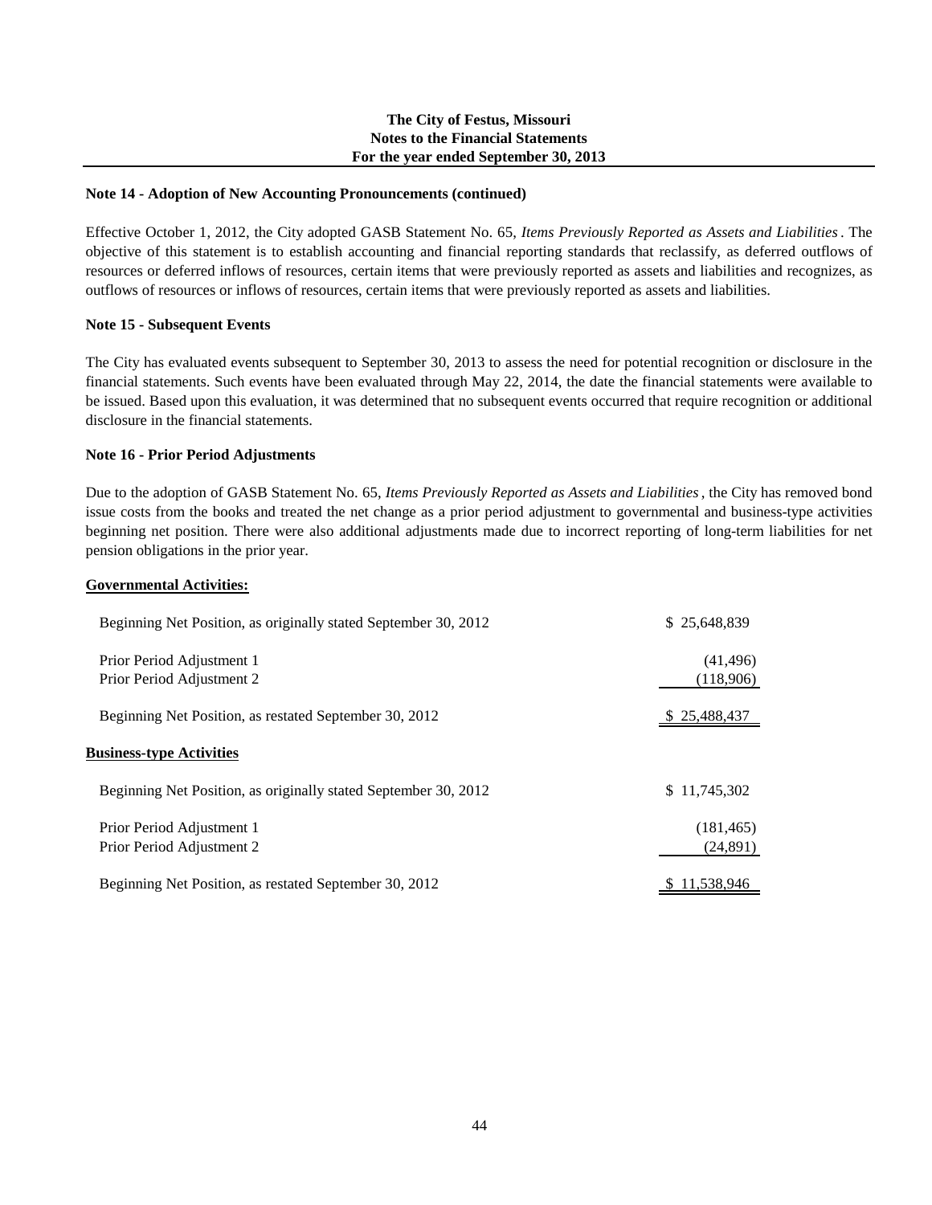## Note 14 - Adoption of New Accounting Pronouncements (continued)

Effective October 1, 2012, the City adopted GASB Statement No. 65, *Items Previously Reported as Assets and Liabilities*. The objective of this statement is to establish accounting and financial reporting standards that reclassify, as deferred outflows of resources or deferred inflows of resources, certain items that were previously reported as assets and liabilities and recognizes, as outflows of resources or inflows of resources, certain items that were previously reported as assets and liabilities.

## Note 15 - Subsequent Events

The City has evaluated events subsequent to September 30, 2013 to assess the need for potential recognition or disclosure in the financial statements. Such events have been evaluated through May 22, 2014, the date the financial statements were available to be issued. Based upon this evaluation, it was determined that no subsequent events occurred that require recognition or additional disclosure in the financial statements.

## Note 16 - Prior Period Adjustments

Due to the adoption of GASB Statement No. 65, *Items Previously Reported as Assets and Liabilities*, the City has removed bond issue costs from the books and treated the net change as a prior period adjustment to governmental and business-type activities beginning net position. There were also additional adjustments made due to incorrect reporting of long-term liabilities for net pension obligations in the prior year.

**Governmental Activities:**

| | |
|---|---|
| Beginning Net Position, as originally stated September 30, 2012 | $ 25,648,839 |
| Prior Period Adjustment 1 | (41,496) |
| Prior Period Adjustment 2 | (118,906) |
| Beginning Net Position, as restated September 30, 2012 | $ 25,488,437 |

**Business-type Activities**

| | |
|---|---|
| Beginning Net Position, as originally stated September 30, 2012 | $ 11,745,302 |
| Prior Period Adjustment 1 | (181,465) |
| Prior Period Adjustment 2 | (24,891) |
| Beginning Net Position, as restated September 30, 2012 | $ 11,538,946 |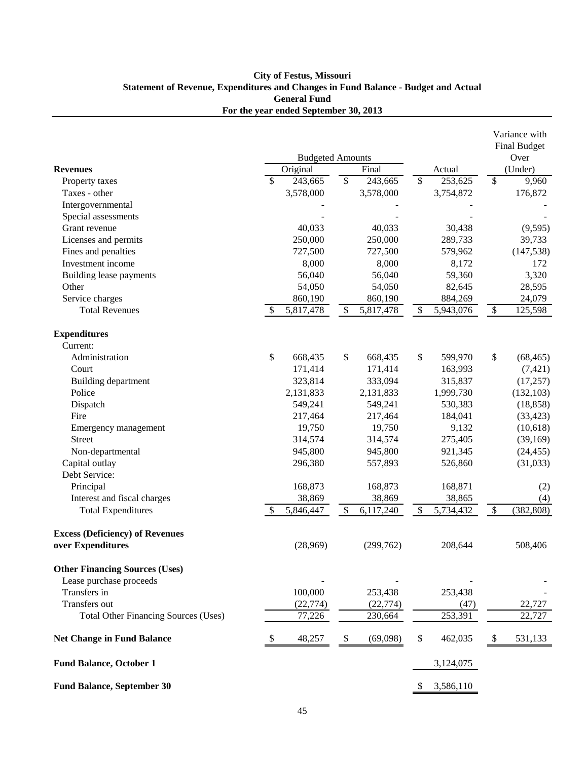**City of Festus, Missouri**
**Statement of Revenue, Expenditures and Changes in Fund Balance - Budget and Actual**
**General Fund**
**For the year ended September 30, 2013**

| | Budgeted Amounts | | | Variance with Final Budget Over |
|---|---|---|---|---|
| **Revenues** | Original | Final | Actual | (Under) |
| Property taxes | $ 243,665 | $ 243,665 | $ 253,625 | $ 9,960 |
| Taxes - other | 3,578,000 | 3,578,000 | 3,754,872 | 176,872 |
| Intergovernmental | - | - | - | - |
| Special assessments | - | - | - | - |
| Grant revenue | 40,033 | 40,033 | 30,438 | (9,595) |
| Licenses and permits | 250,000 | 250,000 | 289,733 | 39,733 |
| Fines and penalties | 727,500 | 727,500 | 579,962 | (147,538) |
| Investment income | 8,000 | 8,000 | 8,172 | 172 |
| Building lease payments | 56,040 | 56,040 | 59,360 | 3,320 |
| Other | 54,050 | 54,050 | 82,645 | 28,595 |
| Service charges | 860,190 | 860,190 | 884,269 | 24,079 |
| Total Revenues | $ 5,817,478 | $ 5,817,478 | $ 5,943,076 | $ 125,598 |
| **Expenditures** | | | | |
| Current: | | | | |
| Administration | $ 668,435 | $ 668,435 | $ 599,970 | $ (68,465) |
| Court | 171,414 | 171,414 | 163,993 | (7,421) |
| Building department | 323,814 | 333,094 | 315,837 | (17,257) |
| Police | 2,131,833 | 2,131,833 | 1,999,730 | (132,103) |
| Dispatch | 549,241 | 549,241 | 530,383 | (18,858) |
| Fire | 217,464 | 217,464 | 184,041 | (33,423) |
| Emergency management | 19,750 | 19,750 | 9,132 | (10,618) |
| Street | 314,574 | 314,574 | 275,405 | (39,169) |
| Non-departmental | 945,800 | 945,800 | 921,345 | (24,455) |
| Capital outlay | 296,380 | 557,893 | 526,860 | (31,033) |
| Debt Service: | | | | |
| Principal | 168,873 | 168,873 | 168,871 | (2) |
| Interest and fiscal charges | 38,869 | 38,869 | 38,865 | (4) |
| Total Expenditures | $ 5,846,447 | $ 6,117,240 | $ 5,734,432 | $ (382,808) |
| **Excess (Deficiency) of Revenues over Expenditures** | (28,969) | (299,762) | 208,644 | 508,406 |
| **Other Financing Sources (Uses)** | | | | |
| Lease purchase proceeds | - | - | - | - |
| Transfers in | 100,000 | 253,438 | 253,438 | - |
| Transfers out | (22,774) | (22,774) | (47) | 22,727 |
| Total Other Financing Sources (Uses) | 77,226 | 230,664 | 253,391 | 22,727 |
| **Net Change in Fund Balance** | $ 48,257 | $ (69,098) | $ 462,035 | $ 531,133 |
| **Fund Balance, October 1** | | | 3,124,075 | |
| **Fund Balance, September 30** | | | $ 3,586,110 | |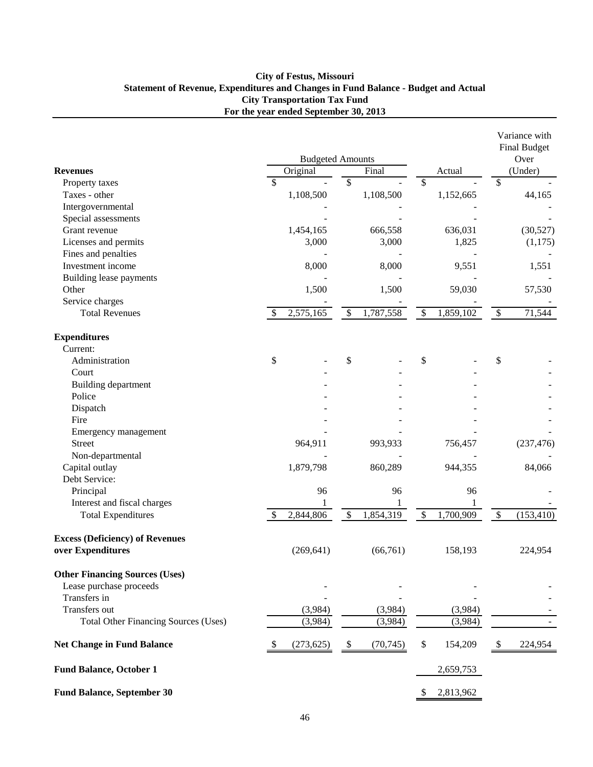**City of Festus, Missouri**
**Statement of Revenue, Expenditures and Changes in Fund Balance - Budget and Actual**
**City Transportation Tax Fund**
**For the year ended September 30, 2013**

| | Budgeted Amounts | | | Variance with Final Budget Over |
|---|---|---|---|---|
| **Revenues** | Original | Final | Actual | (Under) |
| Property taxes | $ - | $ - | $ - | $ - |
| Taxes - other | 1,108,500 | 1,108,500 | 1,152,665 | 44,165 |
| Intergovernmental | - | - | - | - |
| Special assessments | - | - | - | - |
| Grant revenue | 1,454,165 | 666,558 | 636,031 | (30,527) |
| Licenses and permits | 3,000 | 3,000 | 1,825 | (1,175) |
| Fines and penalties | - | - | - | - |
| Investment income | 8,000 | 8,000 | 9,551 | 1,551 |
| Building lease payments | - | - | - | - |
| Other | 1,500 | 1,500 | 59,030 | 57,530 |
| Service charges | - | - | - | - |
| Total Revenues | $ 2,575,165 | $ 1,787,558 | $ 1,859,102 | $ 71,544 |
| **Expenditures** | | | | |
| Current: | | | | |
| Administration | $ - | $ - | $ - | $ - |
| Court | - | - | - | - |
| Building department | - | - | - | - |
| Police | - | - | - | - |
| Dispatch | - | - | - | - |
| Fire | - | - | - | - |
| Emergency management | - | - | - | - |
| Street | 964,911 | 993,933 | 756,457 | (237,476) |
| Non-departmental | - | - | - | - |
| Capital outlay | 1,879,798 | 860,289 | 944,355 | 84,066 |
| Debt Service: | | | | |
| Principal | 96 | 96 | 96 | - |
| Interest and fiscal charges | 1 | 1 | 1 | - |
| Total Expenditures | $ 2,844,806 | $ 1,854,319 | $ 1,700,909 | $ (153,410) |
| **Excess (Deficiency) of Revenues over Expenditures** | (269,641) | (66,761) | 158,193 | 224,954 |
| **Other Financing Sources (Uses)** | | | | |
| Lease purchase proceeds | - | - | - | - |
| Transfers in | - | - | - | - |
| Transfers out | (3,984) | (3,984) | (3,984) | - |
| Total Other Financing Sources (Uses) | (3,984) | (3,984) | (3,984) | - |
| **Net Change in Fund Balance** | $ (273,625) | $ (70,745) | $ 154,209 | $ 224,954 |
| **Fund Balance, October 1** | | | 2,659,753 | |
| **Fund Balance, September 30** | | | $ 2,813,962 | |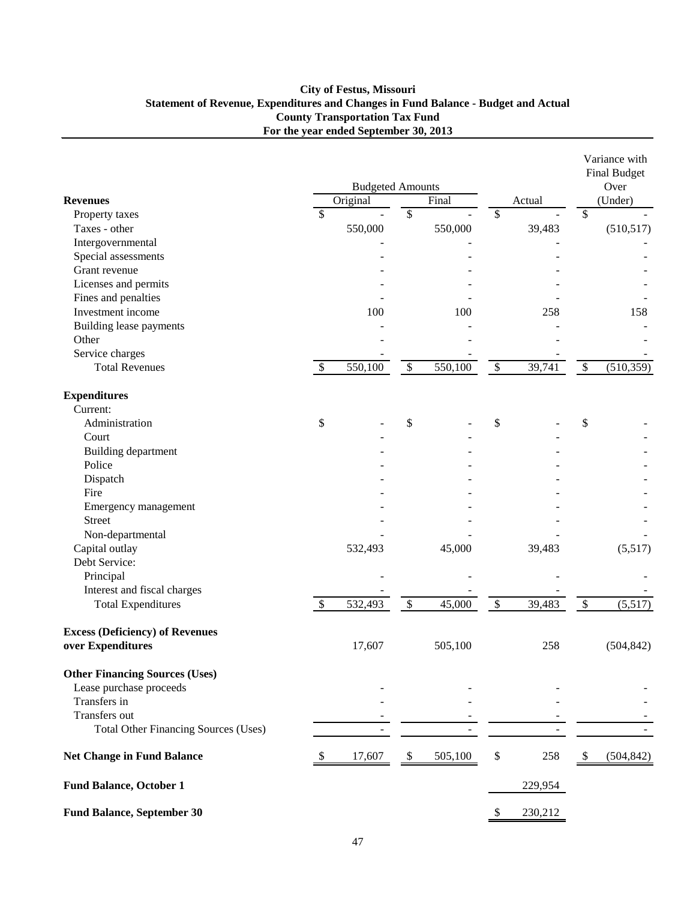**City of Festus, Missouri**
**Statement of Revenue, Expenditures and Changes in Fund Balance - Budget and Actual**
**County Transportation Tax Fund**
**For the year ended September 30, 2013**

| | Budgeted Amounts | | | Variance with Final Budget |
|---|---|---|---|---|
| **Revenues** | Original | Final | Actual | Over (Under) |
| Property taxes | $ - | $ - | $ - | $ - |
| Taxes - other | 550,000 | 550,000 | 39,483 | (510,517) |
| Intergovernmental | - | - | - | - |
| Special assessments | - | - | - | - |
| Grant revenue | - | - | - | - |
| Licenses and permits | - | - | - | - |
| Fines and penalties | - | - | - | - |
| Investment income | 100 | 100 | 258 | 158 |
| Building lease payments | - | - | - | - |
| Other | - | - | - | - |
| Service charges | - | - | - | - |
| Total Revenues | $ 550,100 | $ 550,100 | $ 39,741 | $ (510,359) |
| **Expenditures** | | | | |
| Current: | | | | |
| Administration | $ - | $ - | $ - | $ - |
| Court | - | - | - | - |
| Building department | - | - | - | - |
| Police | - | - | - | - |
| Dispatch | - | - | - | - |
| Fire | - | - | - | - |
| Emergency management | - | - | - | - |
| Street | - | - | - | - |
| Non-departmental | - | - | - | - |
| Capital outlay | 532,493 | 45,000 | 39,483 | (5,517) |
| Debt Service: | | | | |
| Principal | - | - | - | - |
| Interest and fiscal charges | - | - | - | - |
| Total Expenditures | $ 532,493 | $ 45,000 | $ 39,483 | $ (5,517) |
| **Excess (Deficiency) of Revenues over Expenditures** | 17,607 | 505,100 | 258 | (504,842) |
| **Other Financing Sources (Uses)** | | | | |
| Lease purchase proceeds | - | - | - | - |
| Transfers in | - | - | - | - |
| Transfers out | - | - | - | - |
| Total Other Financing Sources (Uses) | - | - | - | - |
| **Net Change in Fund Balance** | $ 17,607 | $ 505,100 | $ 258 | $ (504,842) |
| **Fund Balance, October 1** | | | 229,954 | |
| **Fund Balance, September 30** | | | $ 230,212 | |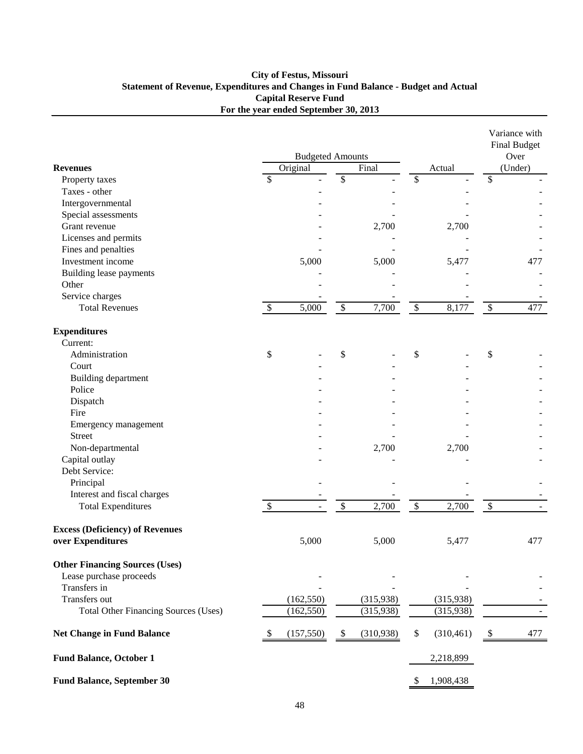# City of Festus, Missouri
## Statement of Revenue, Expenditures and Changes in Fund Balance - Budget and Actual
## Capital Reserve Fund
## For the year ended September 30, 2013

| | Budgeted Amounts | | | Variance with Final Budget Over |
|---|---|---|---|---|
| **Revenues** | Original | Final | Actual | (Under) |
| Property taxes | $ - | $ - | $ - | $ - |
| Taxes - other | - | - | - | - |
| Intergovernmental | - | - | - | - |
| Special assessments | - | - | - | - |
| Grant revenue | - | 2,700 | 2,700 | - |
| Licenses and permits | - | - | - | - |
| Fines and penalties | - | - | - | - |
| Investment income | 5,000 | 5,000 | 5,477 | 477 |
| Building lease payments | - | - | - | - |
| Other | - | - | - | - |
| Service charges | - | - | - | - |
| Total Revenues | $ 5,000 | $ 7,700 | $ 8,177 | $ 477 |
| **Expenditures** | | | | |
| Current: | | | | |
| Administration | $ - | $ - | $ - | $ - |
| Court | - | - | - | - |
| Building department | - | - | - | - |
| Police | - | - | - | - |
| Dispatch | - | - | - | - |
| Fire | - | - | - | - |
| Emergency management | - | - | - | - |
| Street | - | - | - | - |
| Non-departmental | - | 2,700 | 2,700 | - |
| Capital outlay | - | - | - | - |
| Debt Service: | | | | |
| Principal | - | - | - | - |
| Interest and fiscal charges | - | - | - | - |
| Total Expenditures | $ - | $ 2,700 | $ 2,700 | $ - |
| **Excess (Deficiency) of Revenues over Expenditures** | 5,000 | 5,000 | 5,477 | 477 |
| **Other Financing Sources (Uses)** | | | | |
| Lease purchase proceeds | - | - | - | - |
| Transfers in | - | - | - | - |
| Transfers out | (162,550) | (315,938) | (315,938) | - |
| Total Other Financing Sources (Uses) | (162,550) | (315,938) | (315,938) | - |
| **Net Change in Fund Balance** | $ (157,550) | $ (310,938) | $ (310,461) | $ 477 |
| **Fund Balance, October 1** | | | 2,218,899 | |
| **Fund Balance, September 30** | | | $ 1,908,438 | |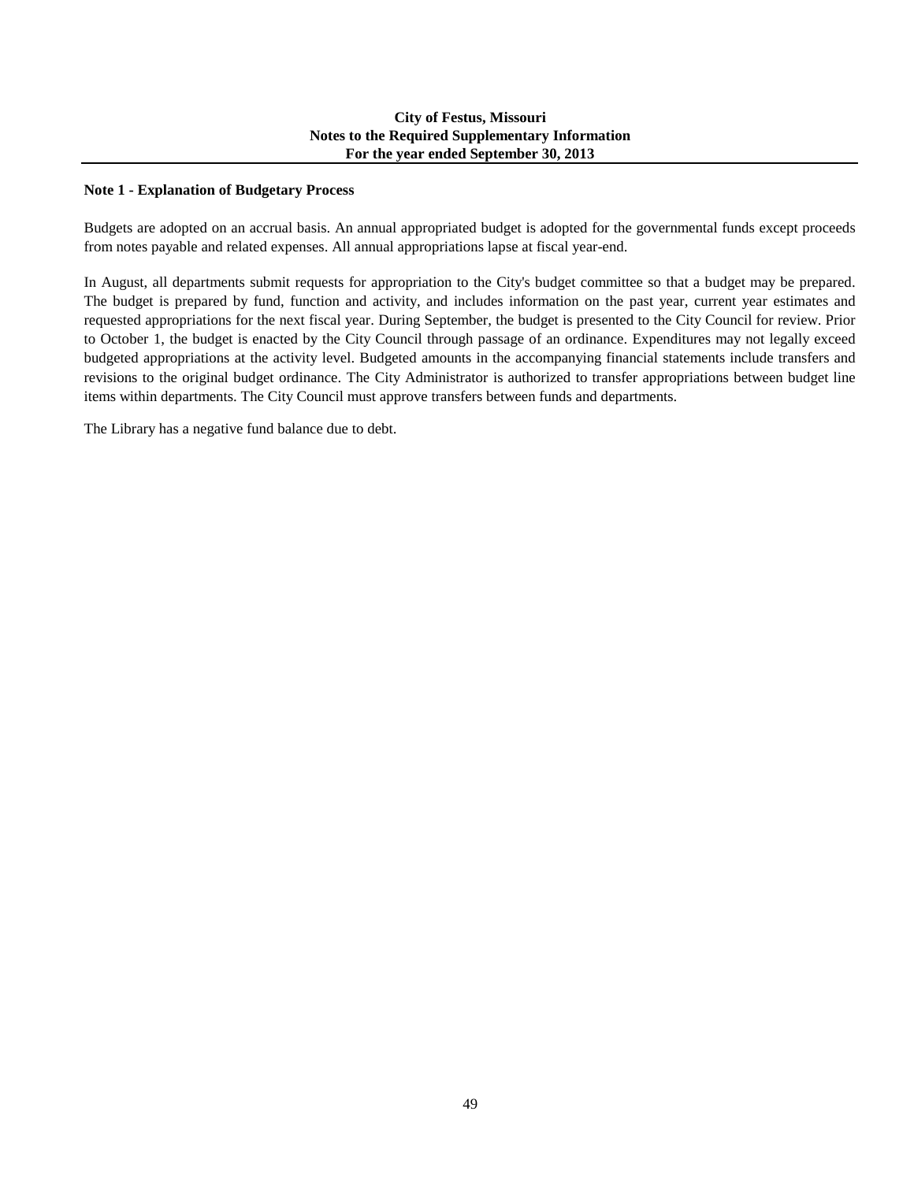**City of Festus, Missouri**
**Notes to the Required Supplementary Information**
**For the year ended September 30, 2013**

## Note 1 - Explanation of Budgetary Process

Budgets are adopted on an accrual basis. An annual appropriated budget is adopted for the governmental funds except proceeds from notes payable and related expenses. All annual appropriations lapse at fiscal year-end.

In August, all departments submit requests for appropriation to the City's budget committee so that a budget may be prepared. The budget is prepared by fund, function and activity, and includes information on the past year, current year estimates and requested appropriations for the next fiscal year. During September, the budget is presented to the City Council for review. Prior to October 1, the budget is enacted by the City Council through passage of an ordinance. Expenditures may not legally exceed budgeted appropriations at the activity level. Budgeted amounts in the accompanying financial statements include transfers and revisions to the original budget ordinance. The City Administrator is authorized to transfer appropriations between budget line items within departments. The City Council must approve transfers between funds and departments.

The Library has a negative fund balance due to debt.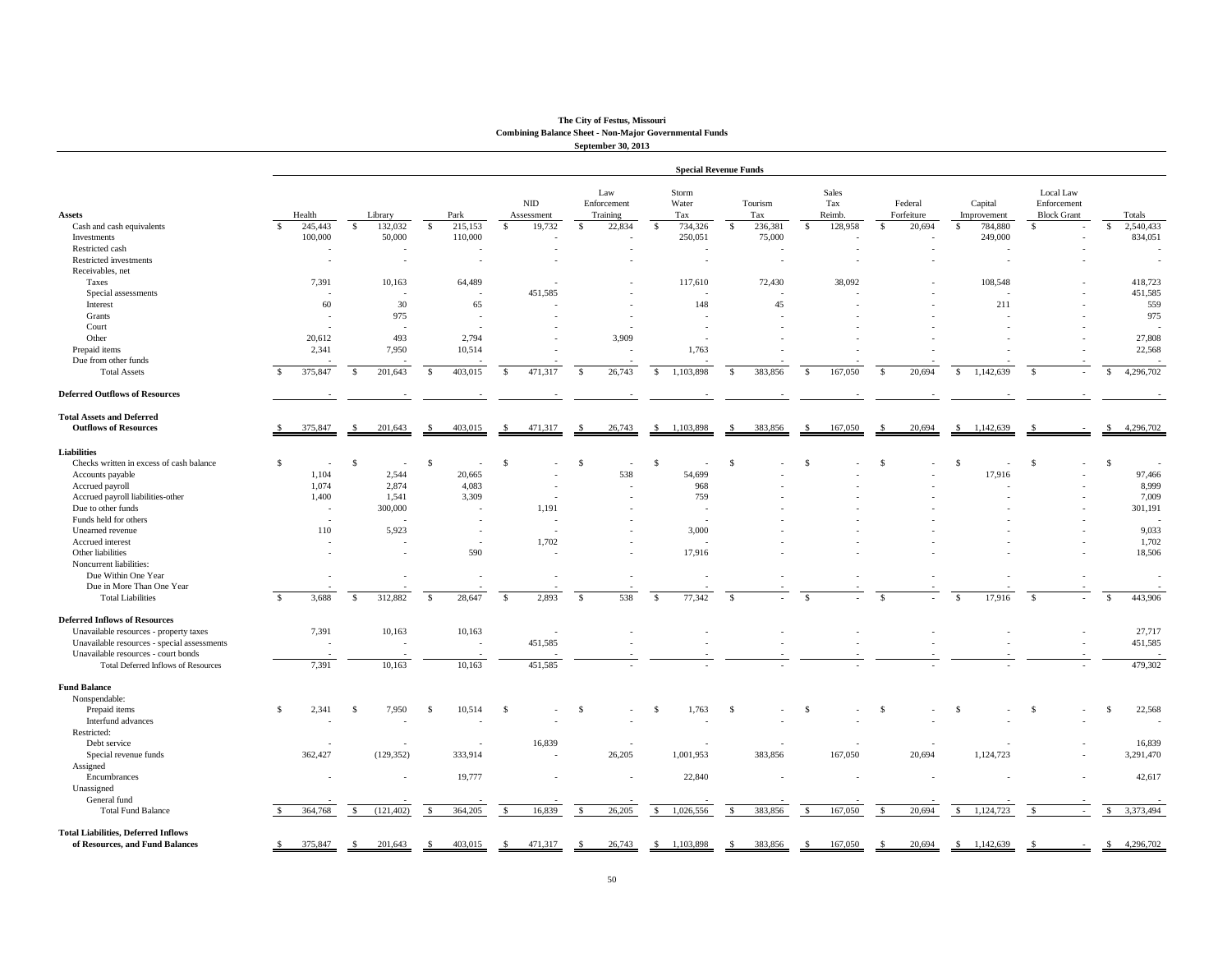**The City of Festus, Missouri**
**Combining Balance Sheet - Non-Major Governmental Funds**
**September 30, 2013**

| | Special Revenue Funds | | | | | | | | | | | |
|---|---|---|---|---|---|---|---|---|---|---|---|---|
| **Assets** | Health | Library | Park | NID Assessment | Law Enforcement Training | Storm Water Tax | Tourism Tax | Sales Tax Reimb. | Federal Forfeiture | Capital Improvement | Local Law Enforcement Block Grant | Totals |
| Cash and cash equivalents | $ 245,443 | $ 132,032 | $ 215,153 | $ 19,732 | $ 22,834 | $ 734,326 | $ 236,381 | $ 128,958 | $ 20,694 | $ 784,880 | $ - | $ 2,540,433 |
| Investments | 100,000 | 50,000 | 110,000 | - | - | 250,051 | 75,000 | - | - | 249,000 | - | 834,051 |
| Restricted cash | - | - | - | - | - | - | - | - | - | - | - | - |
| Restricted investments | - | - | - | - | - | - | - | - | - | - | - | - |
| Receivables, net | | | | | | | | | | | | |
| Taxes | 7,391 | 10,163 | 64,489 | - | - | 117,610 | 72,430 | 38,092 | - | 108,548 | - | 418,723 |
| Special assessments | - | - | - | 451,585 | - | - | - | - | - | - | - | 451,585 |
| Interest | 60 | 30 | 65 | - | - | 148 | 45 | - | - | 211 | - | 559 |
| Grants | - | 975 | - | - | - | - | - | - | - | - | - | 975 |
| Court | - | - | - | - | - | - | - | - | - | - | - | - |
| Other | 20,612 | 493 | 2,794 | - | 3,909 | - | - | - | - | - | - | 27,808 |
| Prepaid items | 2,341 | 7,950 | 10,514 | - | - | 1,763 | - | - | - | - | - | 22,568 |
| Due from other funds | - | - | - | - | - | - | - | - | - | - | - | - |
| Total Assets | $ 375,847 | $ 201,643 | $ 403,015 | $ 471,317 | $ 26,743 | $ 1,103,898 | $ 383,856 | $ 167,050 | $ 20,694 | $ 1,142,639 | $ - | $ 4,296,702 |
| **Deferred Outflows of Resources** | - | - | - | - | - | - | - | - | - | - | - | - |
| **Total Assets and Deferred Outflows of Resources** | $ 375,847 | $ 201,643 | $ 403,015 | $ 471,317 | $ 26,743 | $ 1,103,898 | $ 383,856 | $ 167,050 | $ 20,694 | $ 1,142,639 | $ - | $ 4,296,702 |
| **Liabilities** | | | | | | | | | | | | |
| Checks written in excess of cash balance | $ - | $ - | $ - | $ - | $ - | $ - | $ - | $ - | $ - | $ - | $ - | $ - |
| Accounts payable | 1,104 | 2,544 | 20,665 | - | 538 | 54,699 | - | - | - | 17,916 | - | 97,466 |
| Accrued payroll | 1,074 | 2,874 | 4,083 | - | - | 968 | - | - | - | - | - | 8,999 |
| Accrued payroll liabilities-other | 1,400 | 1,541 | 3,309 | - | - | 759 | - | - | - | - | - | 7,009 |
| Due to other funds | - | 300,000 | - | 1,191 | - | - | - | - | - | - | - | 301,191 |
| Funds held for others | - | - | - | - | - | - | - | - | - | - | - | - |
| Unearned revenue | 110 | 5,923 | - | - | - | 3,000 | - | - | - | - | - | 9,033 |
| Accrued interest | - | - | - | 1,702 | - | - | - | - | - | - | - | 1,702 |
| Other liabilities | - | - | 590 | - | - | 17,916 | - | - | - | - | - | 18,506 |
| Noncurrent liabilities: | | | | | | | | | | | | |
| Due Within One Year | - | - | - | - | - | - | - | - | - | - | - | - |
| Due in More Than One Year | - | - | - | - | - | - | - | - | - | - | - | - |
| Total Liabilities | $ 3,688 | $ 312,882 | $ 28,647 | $ 2,893 | $ 538 | $ 77,342 | $ - | $ - | $ - | $ 17,916 | $ - | $ 443,906 |
| **Deferred Inflows of Resources** | | | | | | | | | | | | |
| Unavailable resources - property taxes | 7,391 | 10,163 | 10,163 | - | - | - | - | - | - | - | - | 27,717 |
| Unavailable resources - special assessments | - | - | - | 451,585 | - | - | - | - | - | - | - | 451,585 |
| Unavailable resources - court bonds | - | - | - | - | - | - | - | - | - | - | - | - |
| Total Deferred Inflows of Resources | 7,391 | 10,163 | 10,163 | 451,585 | - | - | - | - | - | - | - | 479,302 |
| **Fund Balance** | | | | | | | | | | | | |
| Nonspendable: | | | | | | | | | | | | |
| Prepaid items | $ 2,341 | $ 7,950 | $ 10,514 | $ - | $ - | $ 1,763 | $ - | $ - | $ - | $ - | $ - | $ 22,568 |
| Interfund advances | - | - | - | - | - | - | - | - | - | - | - | - |
| Restricted: | | | | | | | | | | | | |
| Debt service | - | - | - | 16,839 | - | - | - | - | - | - | - | 16,839 |
| Special revenue funds | 362,427 | (129,352) | 333,914 | - | 26,205 | 1,001,953 | 383,856 | 167,050 | 20,694 | 1,124,723 | - | 3,291,470 |
| Assigned | | | | | | | | | | | | |
| Encumbrances | - | - | 19,777 | - | - | 22,840 | - | - | - | - | - | 42,617 |
| Unassigned | | | | | | | | | | | | |
| General fund | - | - | - | - | - | - | - | - | - | - | - | - |
| Total Fund Balance | $ 364,768 | $ (121,402) | $ 364,205 | $ 16,839 | $ 26,205 | $ 1,026,556 | $ 383,856 | $ 167,050 | $ 20,694 | $ 1,124,723 | $ - | $ 3,373,494 |
| **Total Liabilities, Deferred Inflows of Resources, and Fund Balances** | $ 375,847 | $ 201,643 | $ 403,015 | $ 471,317 | $ 26,743 | $ 1,103,898 | $ 383,856 | $ 167,050 | $ 20,694 | $ 1,142,639 | $ - | $ 4,296,702 |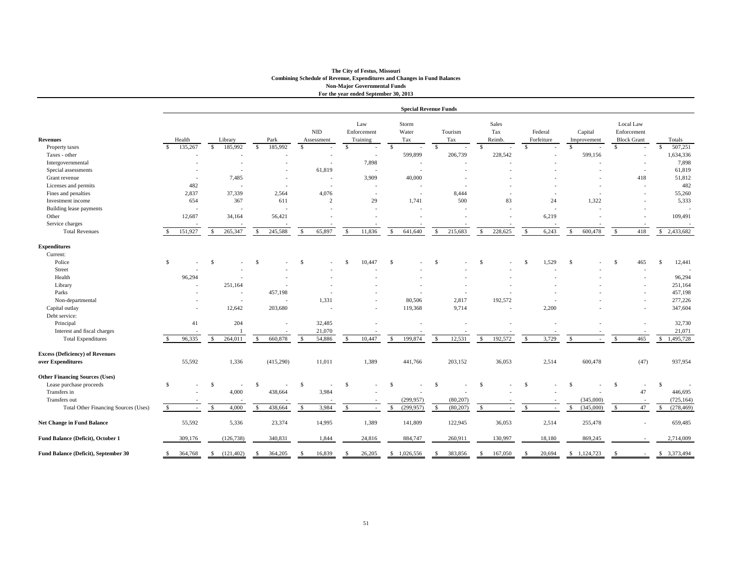**The City of Festus, Missouri**
**Combining Schedule of Revenue, Expenditures and Changes in Fund Balances**
**Non-Major Governmental Funds**
**For the year ended September 30, 2013**

| | Special Revenue Funds | | | | | | | | | | | | |
|---|---|---|---|---|---|---|---|---|---|---|---|---|---|
| **Revenues** | Health | Library | Park | NID Assessment | Law Enforcement Training | Storm Water Tax | Tourism Tax | Sales Tax Reimb. | Federal Forfeiture | Capital Improvement | Local Law Enforcement Block Grant | Totals |
| Property taxes | $ 135,267 | $ 185,992 | $ 185,992 | $ - | $ - | $ - | $ - | $ - | $ - | $ - | $ - | $ 507,251 |
| Taxes - other | - | - | - | - | - | 599,899 | 206,739 | 228,542 | - | 599,156 | - | 1,634,336 |
| Intergovernmental | - | - | - | - | 7,898 | - | - | - | - | - | - | 7,898 |
| Special assessments | - | - | - | 61,819 | - | - | - | - | - | - | - | 61,819 |
| Grant revenue | - | 7,485 | - | - | 3,909 | 40,000 | - | - | - | - | 418 | 51,812 |
| Licenses and permits | 482 | - | - | - | - | - | - | - | - | - | - | 482 |
| Fines and penalties | 2,837 | 37,339 | 2,564 | 4,076 | - | - | 8,444 | - | - | - | - | 55,260 |
| Investment income | 654 | 367 | 611 | 2 | 29 | 1,741 | 500 | 83 | 24 | 1,322 | - | 5,333 |
| Building lease payments | - | - | - | - | - | - | - | - | - | - | - | - |
| Other | 12,687 | 34,164 | 56,421 | - | - | - | - | - | 6,219 | - | - | 109,491 |
| Service charges | - | - | - | - | - | - | - | - | - | - | - | - |
| Total Revenues | $ 151,927 | $ 265,347 | $ 245,588 | $ 65,897 | $ 11,836 | $ 641,640 | $ 215,683 | $ 228,625 | $ 6,243 | $ 600,478 | $ 418 | $ 2,433,682 |
| **Expenditures** | | | | | | | | | | | | |
| Current: | | | | | | | | | | | | |
| Police | $ - | $ - | $ - | $ - | $ 10,447 | $ - | $ - | $ - | $ 1,529 | $ - | $ 465 | $ 12,441 |
| Street | - | - | - | - | - | - | - | - | - | - | - | - |
| Health | 96,294 | - | - | - | - | - | - | - | - | - | - | 96,294 |
| Library | - | 251,164 | - | - | - | - | - | - | - | - | - | 251,164 |
| Parks | - | - | 457,198 | - | - | - | - | - | - | - | - | 457,198 |
| Non-departmental | - | - | - | 1,331 | - | 80,506 | 2,817 | 192,572 | - | - | - | 277,226 |
| Capital outlay | - | 12,642 | 203,680 | - | - | 119,368 | 9,714 | - | 2,200 | - | - | 347,604 |
| Debt service: | | | | | | | | | | | | |
| Principal | 41 | 204 | - | 32,485 | - | - | - | - | - | - | - | 32,730 |
| Interest and fiscal charges | - | 1 | - | 21,070 | - | - | - | - | - | - | - | 21,071 |
| Total Expenditures | $ 96,335 | $ 264,011 | $ 660,878 | $ 54,886 | $ 10,447 | $ 199,874 | $ 12,531 | $ 192,572 | $ 3,729 | $ - | $ 465 | $ 1,495,728 |
| **Excess (Deficiency) of Revenues over Expenditures** | 55,592 | 1,336 | (415,290) | 11,011 | 1,389 | 441,766 | 203,152 | 36,053 | 2,514 | 600,478 | (47) | 937,954 |
| **Other Financing Sources (Uses)** | | | | | | | | | | | | |
| Lease purchase proceeds | $ - | $ - | $ - | $ - | $ - | $ - | $ - | $ - | $ - | $ - | $ - | $ - |
| Transfers in | - | 4,000 | 438,664 | 3,984 | - | - | - | - | - | - | 47 | 446,695 |
| Transfers out | - | - | - | - | - | (299,957) | (80,207) | - | - | (345,000) | - | (725,164) |
| Total Other Financing Sources (Uses) | $ - | $ 4,000 | $ 438,664 | $ 3,984 | $ - | $ (299,957) | $ (80,207) | $ - | $ - | $ (345,000) | $ 47 | $ (278,469) |
| **Net Change in Fund Balance** | 55,592 | 5,336 | 23,374 | 14,995 | 1,389 | 141,809 | 122,945 | 36,053 | 2,514 | 255,478 | - | 659,485 |
| **Fund Balance (Deficit), October 1** | 309,176 | (126,738) | 340,831 | 1,844 | 24,816 | 884,747 | 260,911 | 130,997 | 18,180 | 869,245 | - | 2,714,009 |
| **Fund Balance (Deficit), September 30** | $ 364,768 | $ (121,402) | $ 364,205 | $ 16,839 | $ 26,205 | $ 1,026,556 | $ 383,856 | $ 167,050 | $ 20,694 | $ 1,124,723 | $ - | $ 3,373,494 |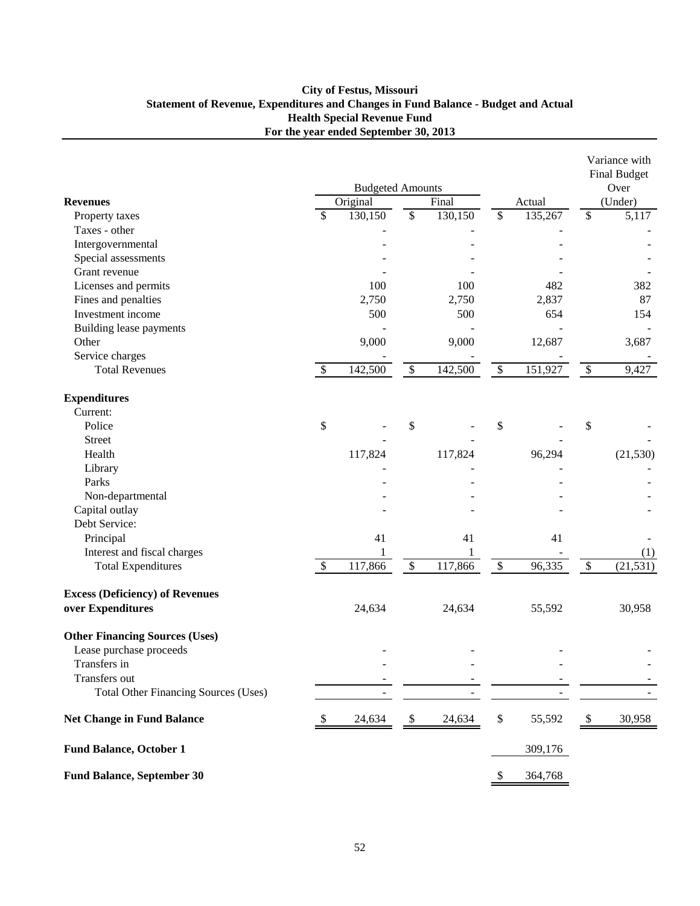**City of Festus, Missouri**
**Statement of Revenue, Expenditures and Changes in Fund Balance - Budget and Actual**
**Health Special Revenue Fund**
**For the year ended September 30, 2013**

| | Budgeted Amounts | | | Variance with Final Budget Over |
|---|---|---|---|---|
| **Revenues** | Original | Final | Actual | (Under) |
| Property taxes | $ 130,150 | $ 130,150 | $ 135,267 | $ 5,117 |
| Taxes - other | - | - | - | - |
| Intergovernmental | - | - | - | - |
| Special assessments | - | - | - | - |
| Grant revenue | - | - | - | - |
| Licenses and permits | 100 | 100 | 482 | 382 |
| Fines and penalties | 2,750 | 2,750 | 2,837 | 87 |
| Investment income | 500 | 500 | 654 | 154 |
| Building lease payments | - | - | - | - |
| Other | 9,000 | 9,000 | 12,687 | 3,687 |
| Service charges | - | - | - | - |
| Total Revenues | $ 142,500 | $ 142,500 | $ 151,927 | $ 9,427 |
| **Expenditures** | | | | |
| Current: | | | | |
| Police | $ - | $ - | $ - | $ - |
| Street | - | - | - | - |
| Health | 117,824 | 117,824 | 96,294 | (21,530) |
| Library | - | - | - | - |
| Parks | - | - | - | - |
| Non-departmental | - | - | - | - |
| Capital outlay | - | - | - | - |
| Debt Service: | | | | |
| Principal | 41 | 41 | 41 | - |
| Interest and fiscal charges | 1 | 1 | - | (1) |
| Total Expenditures | $ 117,866 | $ 117,866 | $ 96,335 | $ (21,531) |
| **Excess (Deficiency) of Revenues over Expenditures** | 24,634 | 24,634 | 55,592 | 30,958 |
| **Other Financing Sources (Uses)** | | | | |
| Lease purchase proceeds | - | - | - | - |
| Transfers in | - | - | - | - |
| Transfers out | - | - | - | - |
| Total Other Financing Sources (Uses) | - | - | - | - |
| **Net Change in Fund Balance** | $ 24,634 | $ 24,634 | $ 55,592 | $ 30,958 |
| **Fund Balance, October 1** | | | 309,176 | |
| **Fund Balance, September 30** | | | $ 364,768 | |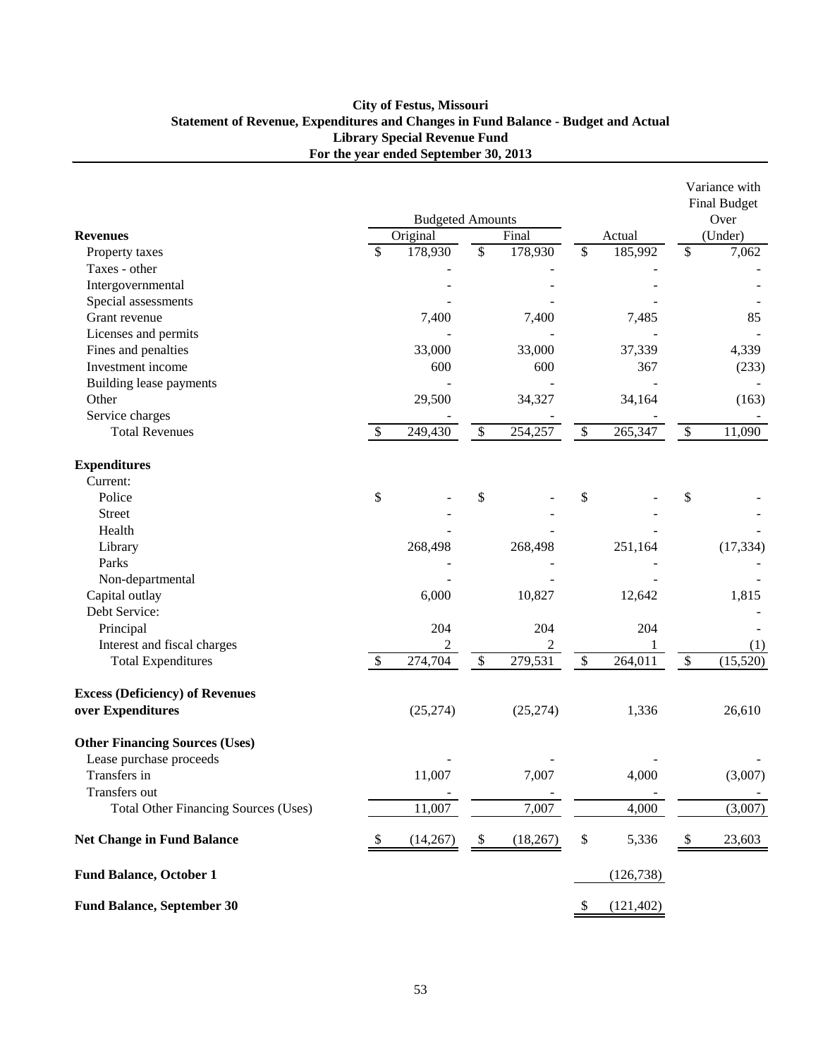# City of Festus, Missouri
## Statement of Revenue, Expenditures and Changes in Fund Balance - Budget and Actual
## Library Special Revenue Fund
## For the year ended September 30, 2013

| | Budgeted Amounts | | | Variance with Final Budget Over |
|---|---|---|---|---|
| **Revenues** | Original | Final | Actual | (Under) |
| Property taxes | $ 178,930 | $ 178,930 | $ 185,992 | $ 7,062 |
| Taxes - other | - | - | - | - |
| Intergovernmental | - | - | - | - |
| Special assessments | - | - | - | - |
| Grant revenue | 7,400 | 7,400 | 7,485 | 85 |
| Licenses and permits | - | - | - | - |
| Fines and penalties | 33,000 | 33,000 | 37,339 | 4,339 |
| Investment income | 600 | 600 | 367 | (233) |
| Building lease payments | - | - | - | - |
| Other | 29,500 | 34,327 | 34,164 | (163) |
| Service charges | - | - | - | - |
| Total Revenues | $ 249,430 | $ 254,257 | $ 265,347 | $ 11,090 |
| **Expenditures** | | | | |
| Current: | | | | |
| Police | $ - | $ - | $ - | $ - |
| Street | - | - | - | - |
| Health | - | - | - | - |
| Library | 268,498 | 268,498 | 251,164 | (17,334) |
| Parks | - | - | - | - |
| Non-departmental | - | - | - | - |
| Capital outlay | 6,000 | 10,827 | 12,642 | 1,815 |
| Debt Service: | | | | - |
| Principal | 204 | 204 | 204 | - |
| Interest and fiscal charges | 2 | 2 | 1 | (1) |
| Total Expenditures | $ 274,704 | $ 279,531 | $ 264,011 | $ (15,520) |
| **Excess (Deficiency) of Revenues over Expenditures** | (25,274) | (25,274) | 1,336 | 26,610 |
| **Other Financing Sources (Uses)** | | | | |
| Lease purchase proceeds | - | - | - | - |
| Transfers in | 11,007 | 7,007 | 4,000 | (3,007) |
| Transfers out | - | - | - | - |
| Total Other Financing Sources (Uses) | 11,007 | 7,007 | 4,000 | (3,007) |
| **Net Change in Fund Balance** | $ (14,267) | $ (18,267) | $ 5,336 | $ 23,603 |
| **Fund Balance, October 1** | | | (126,738) | |
| **Fund Balance, September 30** | | | $ (121,402) | |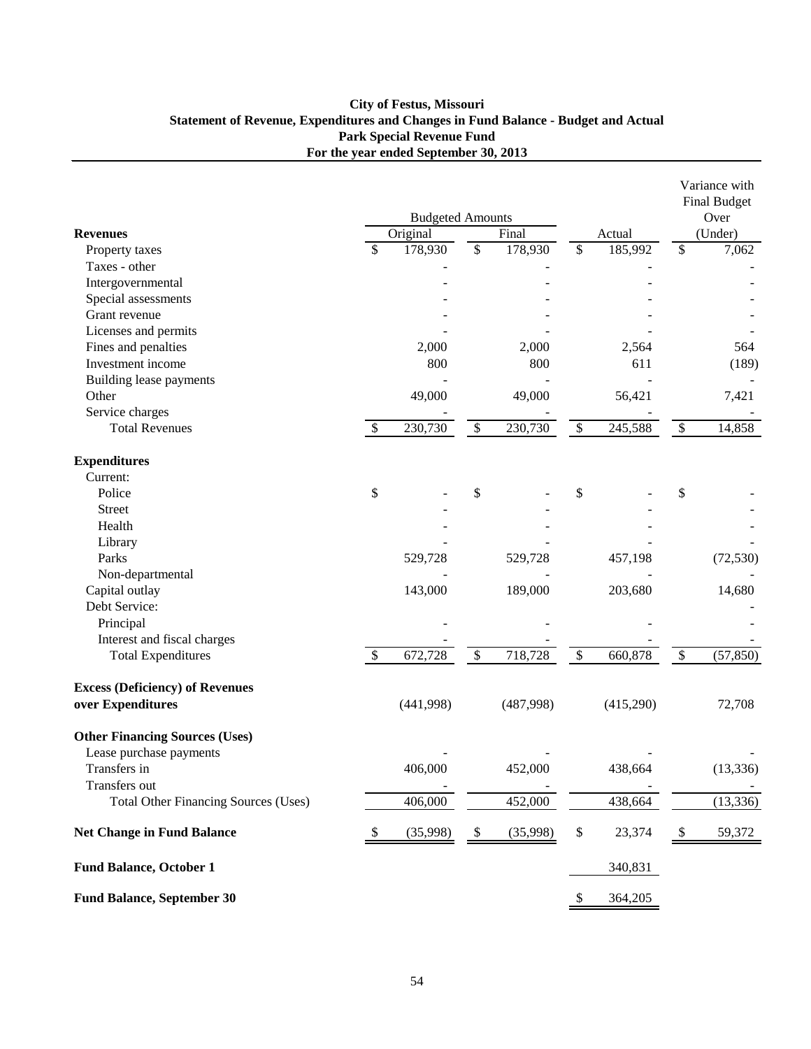**City of Festus, Missouri**
**Statement of Revenue, Expenditures and Changes in Fund Balance - Budget and Actual**
**Park Special Revenue Fund**
**For the year ended September 30, 2013**

| | Budgeted Amounts | | | Variance with Final Budget Over |
|---|---|---|---|---|
| **Revenues** | Original | Final | Actual | (Under) |
| Property taxes | $ 178,930 | $ 178,930 | $ 185,992 | $ 7,062 |
| Taxes - other | - | - | - | - |
| Intergovernmental | - | - | - | - |
| Special assessments | - | - | - | - |
| Grant revenue | - | - | - | - |
| Licenses and permits | - | - | - | - |
| Fines and penalties | 2,000 | 2,000 | 2,564 | 564 |
| Investment income | 800 | 800 | 611 | (189) |
| Building lease payments | - | - | - | - |
| Other | 49,000 | 49,000 | 56,421 | 7,421 |
| Service charges | - | - | - | - |
| Total Revenues | $ 230,730 | $ 230,730 | $ 245,588 | $ 14,858 |
| **Expenditures** | | | | |
| Current: | | | | |
| Police | $ - | $ - | $ - | $ - |
| Street | - | - | - | - |
| Health | - | - | - | - |
| Library | - | - | - | - |
| Parks | 529,728 | 529,728 | 457,198 | (72,530) |
| Non-departmental | - | - | - | - |
| Capital outlay | 143,000 | 189,000 | 203,680 | 14,680 |
| Debt Service: | | | | - |
| Principal | - | - | - | - |
| Interest and fiscal charges | - | - | - | - |
| Total Expenditures | $ 672,728 | $ 718,728 | $ 660,878 | $ (57,850) |
| **Excess (Deficiency) of Revenues over Expenditures** | (441,998) | (487,998) | (415,290) | 72,708 |
| **Other Financing Sources (Uses)** | | | | |
| Lease purchase payments | - | - | - | - |
| Transfers in | 406,000 | 452,000 | 438,664 | (13,336) |
| Transfers out | - | - | - | - |
| Total Other Financing Sources (Uses) | 406,000 | 452,000 | 438,664 | (13,336) |
| **Net Change in Fund Balance** | $ (35,998) | $ (35,998) | $ 23,374 | $ 59,372 |
| **Fund Balance, October 1** | | | 340,831 | |
| **Fund Balance, September 30** | | | $ 364,205 | |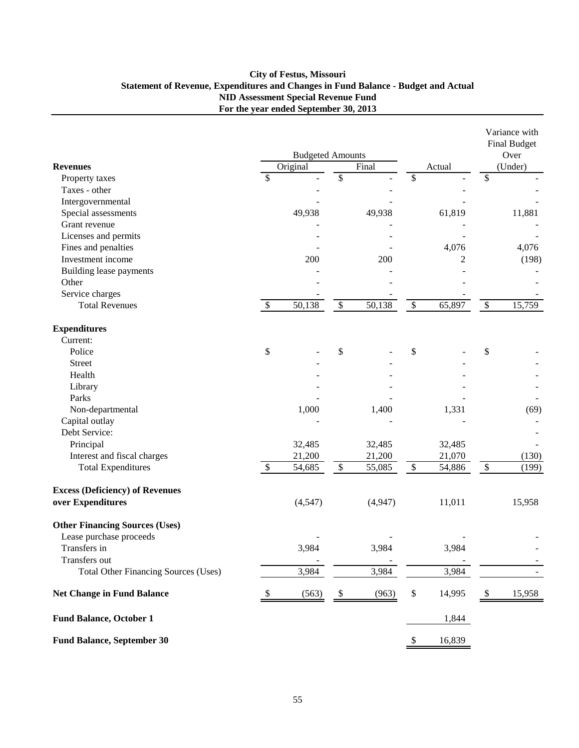**City of Festus, Missouri**
**Statement of Revenue, Expenditures and Changes in Fund Balance - Budget and Actual**
**NID Assessment Special Revenue Fund**
**For the year ended September 30, 2013**

| | Budgeted Amounts | | | Variance with Final Budget |
|---|---|---|---|---|
| **Revenues** | Original | Final | Actual | Over (Under) |
| Property taxes | $ - | $ - | $ - | $ - |
| Taxes - other | - | - | - | - |
| Intergovernmental | - | - | - | - |
| Special assessments | 49,938 | 49,938 | 61,819 | 11,881 |
| Grant revenue | - | - | - | - |
| Licenses and permits | - | - | - | - |
| Fines and penalties | - | - | 4,076 | 4,076 |
| Investment income | 200 | 200 | 2 | (198) |
| Building lease payments | - | - | - | - |
| Other | - | - | - | - |
| Service charges | - | - | - | - |
| Total Revenues | $ 50,138 | $ 50,138 | $ 65,897 | $ 15,759 |
| **Expenditures** | | | | |
| Current: | | | | |
| Police | $ - | $ - | $ - | $ - |
| Street | - | - | - | - |
| Health | - | - | - | - |
| Library | - | - | - | - |
| Parks | - | - | - | - |
| Non-departmental | 1,000 | 1,400 | 1,331 | (69) |
| Capital outlay | - | - | - | - |
| Debt Service: | | | | - |
| Principal | 32,485 | 32,485 | 32,485 | - |
| Interest and fiscal charges | 21,200 | 21,200 | 21,070 | (130) |
| Total Expenditures | $ 54,685 | $ 55,085 | $ 54,886 | $ (199) |
| **Excess (Deficiency) of Revenues over Expenditures** | (4,547) | (4,947) | 11,011 | 15,958 |
| **Other Financing Sources (Uses)** | | | | |
| Lease purchase proceeds | - | - | - | - |
| Transfers in | 3,984 | 3,984 | 3,984 | - |
| Transfers out | - | - | - | - |
| Total Other Financing Sources (Uses) | 3,984 | 3,984 | 3,984 | - |
| **Net Change in Fund Balance** | $ (563) | $ (963) | $ 14,995 | $ 15,958 |
| **Fund Balance, October 1** | | | 1,844 | |
| **Fund Balance, September 30** | | | $ 16,839 | |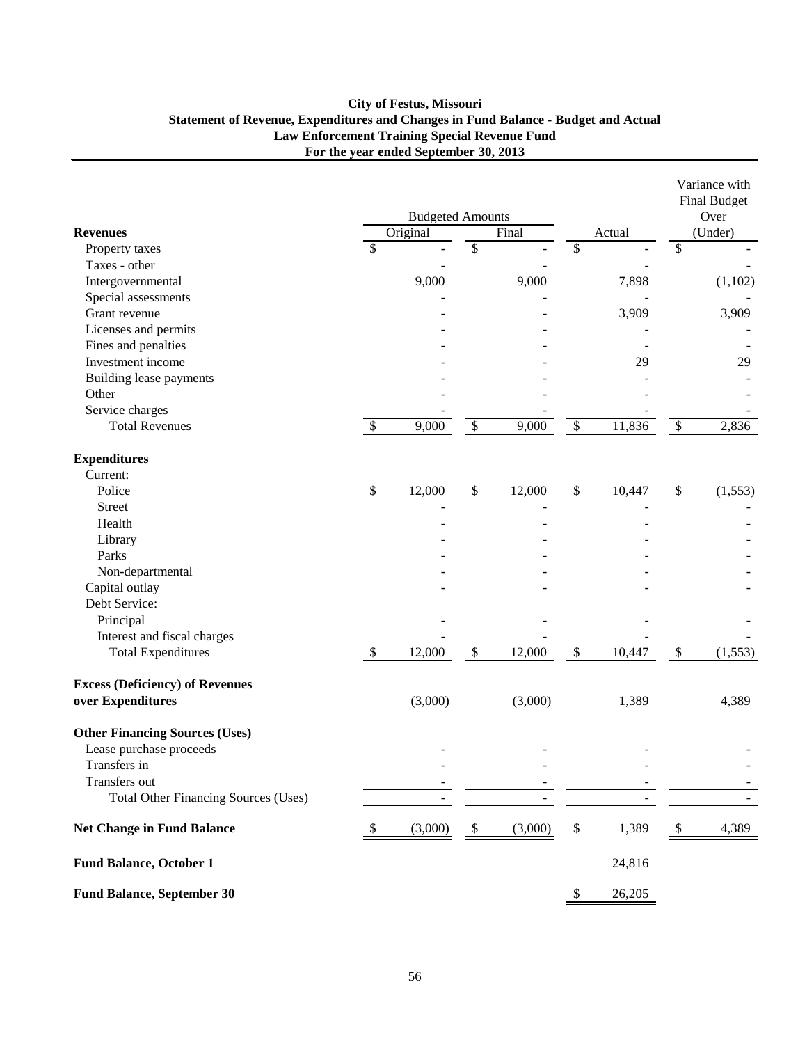**City of Festus, Missouri**
**Statement of Revenue, Expenditures and Changes in Fund Balance - Budget and Actual**
**Law Enforcement Training Special Revenue Fund**
**For the year ended September 30, 2013**

| | Budgeted Amounts | | | Variance with Final Budget Over |
|---|---|---|---|---|
| **Revenues** | Original | Final | Actual | (Under) |
| Property taxes | $ - | $ - | $ - | $ - |
| Taxes - other | - | - | - | - |
| Intergovernmental | 9,000 | 9,000 | 7,898 | (1,102) |
| Special assessments | - | - | - | - |
| Grant revenue | - | - | 3,909 | 3,909 |
| Licenses and permits | - | - | - | - |
| Fines and penalties | - | - | - | - |
| Investment income | - | - | 29 | 29 |
| Building lease payments | - | - | - | - |
| Other | - | - | - | - |
| Service charges | - | - | - | - |
| Total Revenues | $ 9,000 | $ 9,000 | $ 11,836 | $ 2,836 |
| **Expenditures** | | | | |
| Current: | | | | |
| Police | $ 12,000 | $ 12,000 | $ 10,447 | $ (1,553) |
| Street | - | - | - | - |
| Health | - | - | - | - |
| Library | - | - | - | - |
| Parks | - | - | - | - |
| Non-departmental | - | - | - | - |
| Capital outlay | - | - | - | - |
| Debt Service: | | | | |
| Principal | - | - | - | - |
| Interest and fiscal charges | - | - | - | - |
| Total Expenditures | $ 12,000 | $ 12,000 | $ 10,447 | $ (1,553) |
| **Excess (Deficiency) of Revenues over Expenditures** | (3,000) | (3,000) | 1,389 | 4,389 |
| **Other Financing Sources (Uses)** | | | | |
| Lease purchase proceeds | - | - | - | - |
| Transfers in | - | - | - | - |
| Transfers out | - | - | - | - |
| Total Other Financing Sources (Uses) | - | - | - | - |
| **Net Change in Fund Balance** | $ (3,000) | $ (3,000) | $ 1,389 | $ 4,389 |
| **Fund Balance, October 1** | | | 24,816 | |
| **Fund Balance, September 30** | | | $ 26,205 | |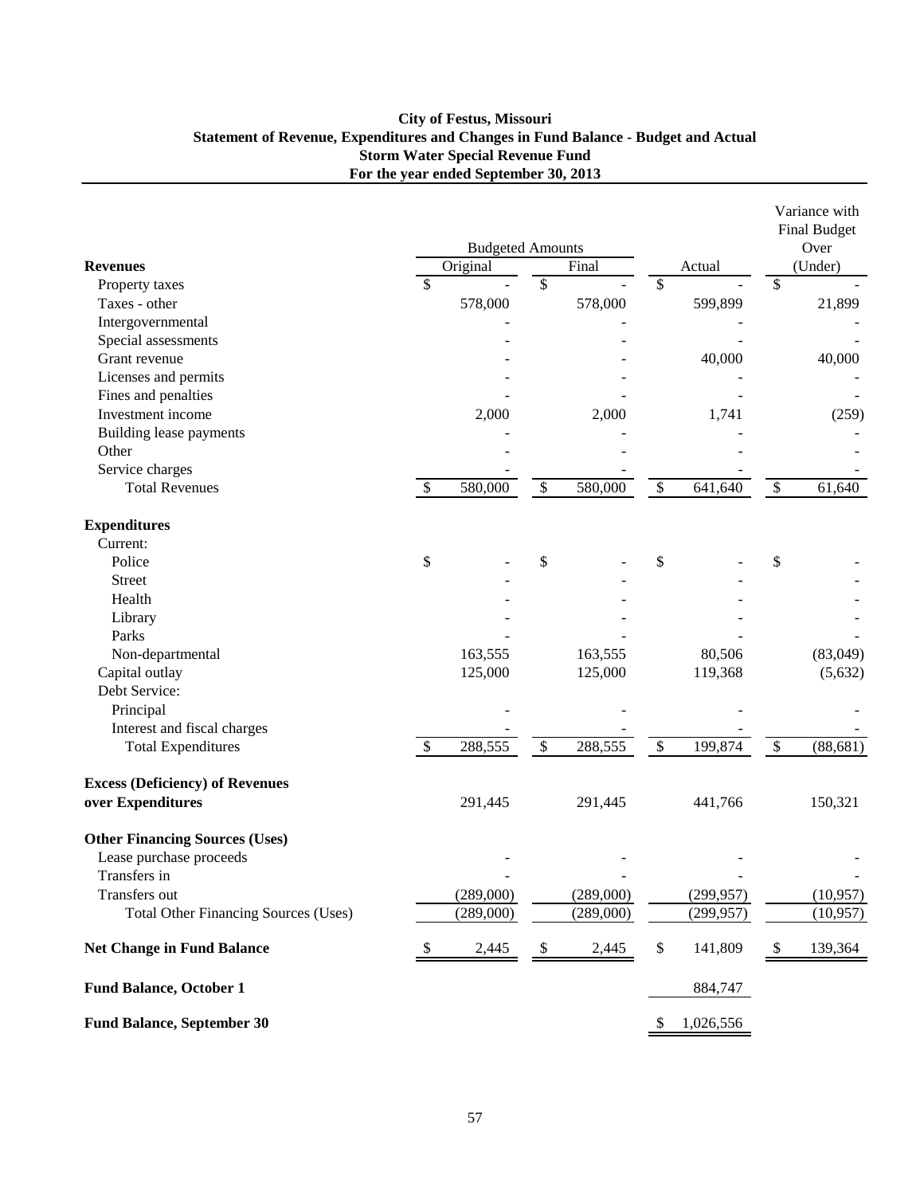# City of Festus, Missouri
## Statement of Revenue, Expenditures and Changes in Fund Balance - Budget and Actual
## Storm Water Special Revenue Fund
## For the year ended September 30, 2013

| | Budgeted Amounts | | | Variance with Final Budget Over |
|---|---|---|---|---|
| **Revenues** | Original | Final | Actual | (Under) |
| Property taxes | $ - | $ - | $ - | $ - |
| Taxes - other | 578,000 | 578,000 | 599,899 | 21,899 |
| Intergovernmental | - | - | - | - |
| Special assessments | - | - | - | - |
| Grant revenue | - | - | 40,000 | 40,000 |
| Licenses and permits | - | - | - | - |
| Fines and penalties | - | - | - | - |
| Investment income | 2,000 | 2,000 | 1,741 | (259) |
| Building lease payments | - | - | - | - |
| Other | - | - | - | - |
| Service charges | - | - | - | - |
| Total Revenues | $ 580,000 | $ 580,000 | $ 641,640 | $ 61,640 |
| **Expenditures** | | | | |
| Current: | | | | |
| Police | $ - | $ - | $ - | $ - |
| Street | - | - | - | - |
| Health | - | - | - | - |
| Library | - | - | - | - |
| Parks | - | - | - | - |
| Non-departmental | 163,555 | 163,555 | 80,506 | (83,049) |
| Capital outlay | 125,000 | 125,000 | 119,368 | (5,632) |
| Debt Service: | | | | |
| Principal | - | - | - | - |
| Interest and fiscal charges | - | - | - | - |
| Total Expenditures | $ 288,555 | $ 288,555 | $ 199,874 | $ (88,681) |
| **Excess (Deficiency) of Revenues over Expenditures** | 291,445 | 291,445 | 441,766 | 150,321 |
| **Other Financing Sources (Uses)** | | | | |
| Lease purchase proceeds | - | - | - | - |
| Transfers in | - | - | - | - |
| Transfers out | (289,000) | (289,000) | (299,957) | (10,957) |
| Total Other Financing Sources (Uses) | (289,000) | (289,000) | (299,957) | (10,957) |
| **Net Change in Fund Balance** | $ 2,445 | $ 2,445 | $ 141,809 | $ 139,364 |
| **Fund Balance, October 1** | | | 884,747 | |
| **Fund Balance, September 30** | | | $ 1,026,556 | |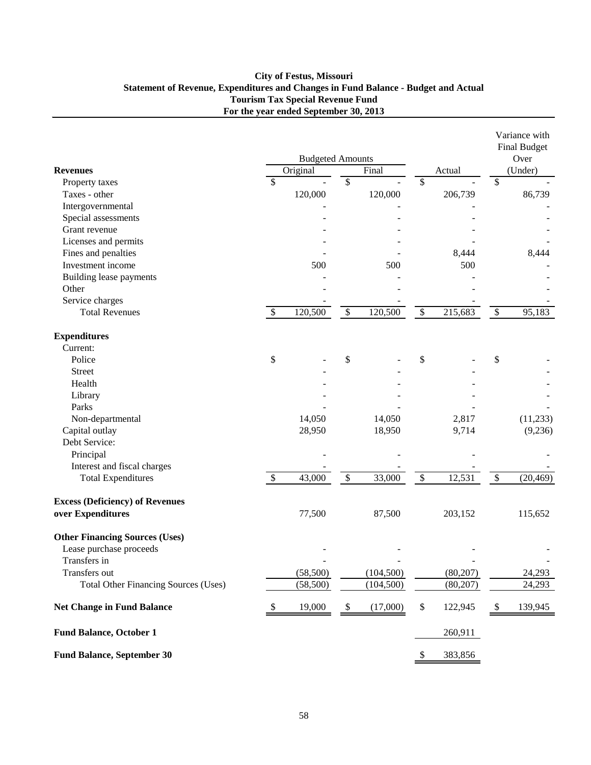**City of Festus, Missouri**
**Statement of Revenue, Expenditures and Changes in Fund Balance - Budget and Actual**
**Tourism Tax Special Revenue Fund**
**For the year ended September 30, 2013**

| | Budgeted Amounts | | | Variance with Final Budget Over |
|---|---|---|---|---|
| **Revenues** | Original | Final | Actual | (Under) |
| Property taxes | $ - | $ - | $ - | $ - |
| Taxes - other | 120,000 | 120,000 | 206,739 | 86,739 |
| Intergovernmental | - | - | - | - |
| Special assessments | - | - | - | - |
| Grant revenue | - | - | - | - |
| Licenses and permits | - | - | - | - |
| Fines and penalties | - | - | 8,444 | 8,444 |
| Investment income | 500 | 500 | 500 | - |
| Building lease payments | - | - | - | - |
| Other | - | - | - | - |
| Service charges | - | - | - | - |
| Total Revenues | $ 120,500 | $ 120,500 | $ 215,683 | $ 95,183 |
| **Expenditures** | | | | |
| Current: | | | | |
| Police | $ - | $ - | $ - | $ - |
| Street | - | - | - | - |
| Health | - | - | - | - |
| Library | - | - | - | - |
| Parks | - | - | - | - |
| Non-departmental | 14,050 | 14,050 | 2,817 | (11,233) |
| Capital outlay | 28,950 | 18,950 | 9,714 | (9,236) |
| Debt Service: | | | | |
| Principal | - | - | - | - |
| Interest and fiscal charges | - | - | - | - |
| Total Expenditures | $ 43,000 | $ 33,000 | $ 12,531 | $ (20,469) |
| **Excess (Deficiency) of Revenues over Expenditures** | 77,500 | 87,500 | 203,152 | 115,652 |
| **Other Financing Sources (Uses)** | | | | |
| Lease purchase proceeds | - | - | - | - |
| Transfers in | - | - | - | - |
| Transfers out | (58,500) | (104,500) | (80,207) | 24,293 |
| Total Other Financing Sources (Uses) | (58,500) | (104,500) | (80,207) | 24,293 |
| **Net Change in Fund Balance** | $ 19,000 | $ (17,000) | $ 122,945 | $ 139,945 |
| **Fund Balance, October 1** | | | 260,911 | |
| **Fund Balance, September 30** | | | $ 383,856 | |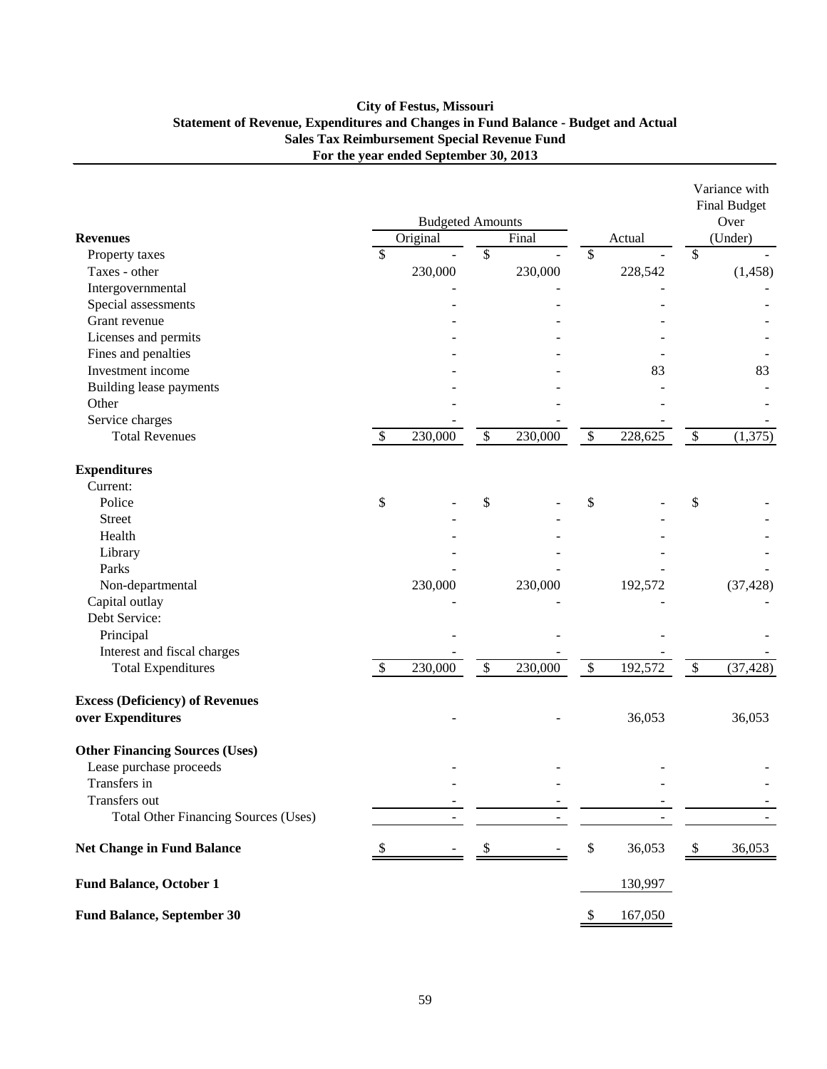**City of Festus, Missouri**
**Statement of Revenue, Expenditures and Changes in Fund Balance - Budget and Actual**
**Sales Tax Reimbursement Special Revenue Fund**
**For the year ended September 30, 2013**

| | Budgeted Amounts | | | Variance with Final Budget |
|---|---|---|---|---|
| **Revenues** | Original | Final | Actual | Over (Under) |
| Property taxes | $ - | $ - | $ - | $ - |
| Taxes - other | 230,000 | 230,000 | 228,542 | (1,458) |
| Intergovernmental | - | - | - | - |
| Special assessments | - | - | - | - |
| Grant revenue | - | - | - | - |
| Licenses and permits | - | - | - | - |
| Fines and penalties | - | - | - | - |
| Investment income | - | - | 83 | 83 |
| Building lease payments | - | - | - | - |
| Other | - | - | - | - |
| Service charges | - | - | - | - |
| Total Revenues | $ 230,000 | $ 230,000 | $ 228,625 | $ (1,375) |
| **Expenditures** | | | | |
| Current: | | | | |
| Police | $ - | $ - | $ - | $ - |
| Street | - | - | - | - |
| Health | - | - | - | - |
| Library | - | - | - | - |
| Parks | - | - | - | - |
| Non-departmental | 230,000 | 230,000 | 192,572 | (37,428) |
| Capital outlay | - | - | - | - |
| Debt Service: | | | | |
| Principal | - | - | - | - |
| Interest and fiscal charges | - | - | - | - |
| Total Expenditures | $ 230,000 | $ 230,000 | $ 192,572 | $ (37,428) |
| **Excess (Deficiency) of Revenues over Expenditures** | - | - | 36,053 | 36,053 |
| **Other Financing Sources (Uses)** | | | | |
| Lease purchase proceeds | - | - | - | - |
| Transfers in | - | - | - | - |
| Transfers out | - | - | - | - |
| Total Other Financing Sources (Uses) | - | - | - | - |
| **Net Change in Fund Balance** | $ - | $ - | $ 36,053 | $ 36,053 |
| **Fund Balance, October 1** | | | 130,997 | |
| **Fund Balance, September 30** | | | $ 167,050 | |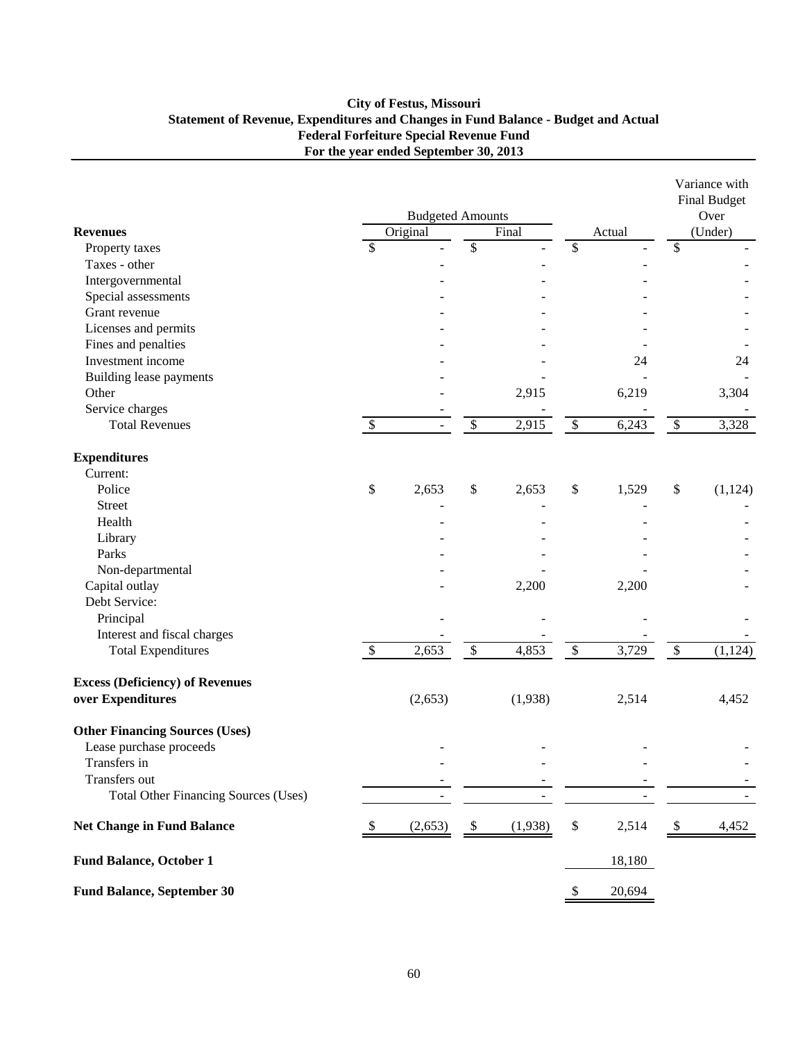**City of Festus, Missouri**
**Statement of Revenue, Expenditures and Changes in Fund Balance - Budget and Actual**
**Federal Forfeiture Special Revenue Fund**
**For the year ended September 30, 2013**

| | Budgeted Amounts | | | Variance with Final Budget Over |
|---|---|---|---|---|
| **Revenues** | Original | Final | Actual | (Under) |
| Property taxes | $ - | $ - | $ - | $ - |
| Taxes - other | - | - | - | - |
| Intergovernmental | - | - | - | - |
| Special assessments | - | - | - | - |
| Grant revenue | - | - | - | - |
| Licenses and permits | - | - | - | - |
| Fines and penalties | - | - | - | - |
| Investment income | - | - | 24 | 24 |
| Building lease payments | - | - | - | - |
| Other | - | 2,915 | 6,219 | 3,304 |
| Service charges | - | - | - | - |
| Total Revenues | $ - | $ 2,915 | $ 6,243 | $ 3,328 |
| **Expenditures** | | | | |
| Current: | | | | |
| Police | $ 2,653 | $ 2,653 | $ 1,529 | $ (1,124) |
| Street | - | - | - | - |
| Health | - | - | - | - |
| Library | - | - | - | - |
| Parks | - | - | - | - |
| Non-departmental | - | - | - | - |
| Capital outlay | - | 2,200 | 2,200 | - |
| Debt Service: | | | | |
| Principal | - | - | - | - |
| Interest and fiscal charges | - | - | - | - |
| Total Expenditures | $ 2,653 | $ 4,853 | $ 3,729 | $ (1,124) |
| **Excess (Deficiency) of Revenues over Expenditures** | (2,653) | (1,938) | 2,514 | 4,452 |
| **Other Financing Sources (Uses)** | | | | |
| Lease purchase proceeds | - | - | - | - |
| Transfers in | - | - | - | - |
| Transfers out | - | - | - | - |
| Total Other Financing Sources (Uses) | - | - | - | - |
| **Net Change in Fund Balance** | $ (2,653) | $ (1,938) | $ 2,514 | $ 4,452 |
| **Fund Balance, October 1** | | | 18,180 | |
| **Fund Balance, September 30** | | | $ 20,694 | |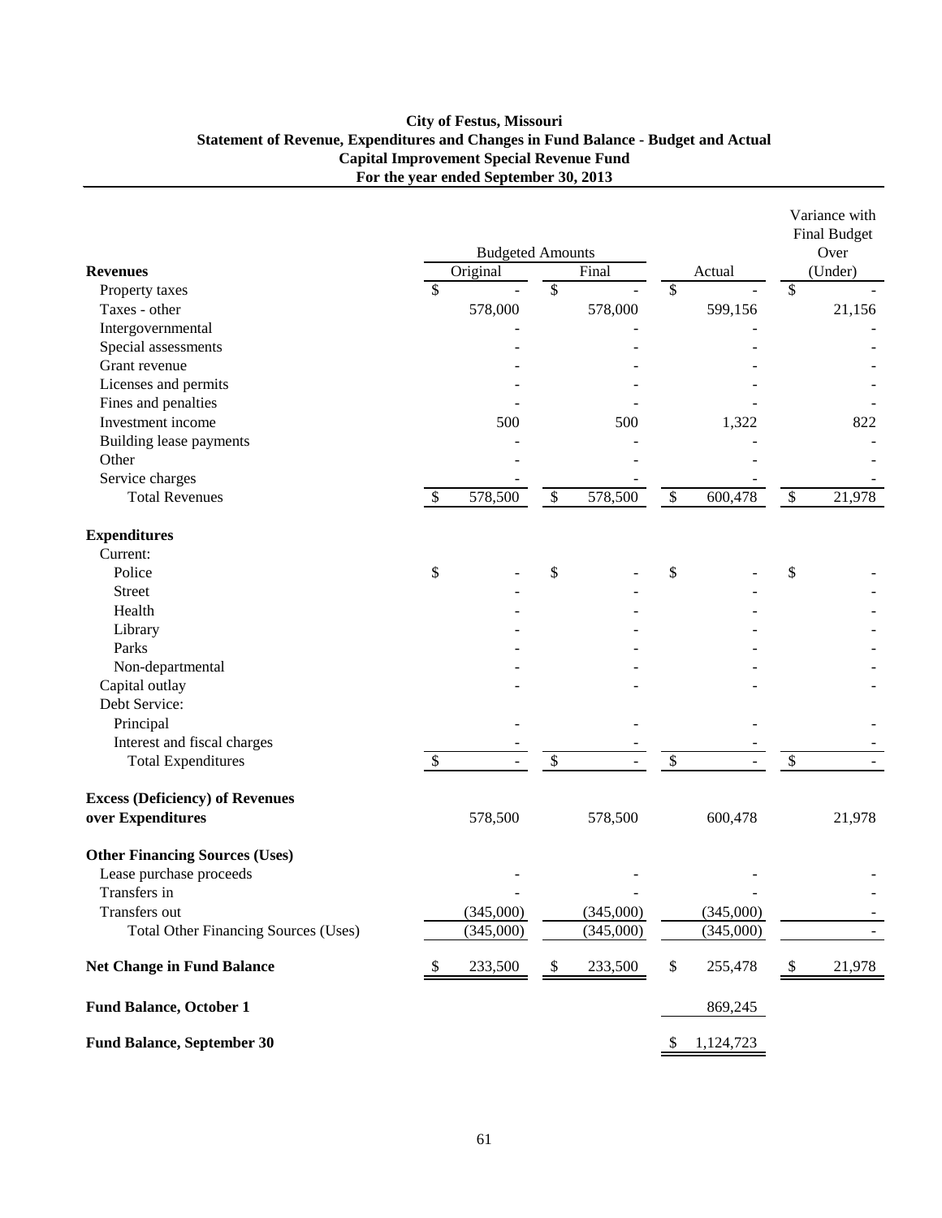**City of Festus, Missouri**
**Statement of Revenue, Expenditures and Changes in Fund Balance - Budget and Actual**
**Capital Improvement Special Revenue Fund**
**For the year ended September 30, 2013**

| | Budgeted Amounts | | | Variance with Final Budget |
|---|---|---|---|---|
| **Revenues** | Original | Final | Actual | Over (Under) |
| Property taxes | $ - | $ - | $ - | $ - |
| Taxes - other | 578,000 | 578,000 | 599,156 | 21,156 |
| Intergovernmental | - | - | - | - |
| Special assessments | - | - | - | - |
| Grant revenue | - | - | - | - |
| Licenses and permits | - | - | - | - |
| Fines and penalties | - | - | - | - |
| Investment income | 500 | 500 | 1,322 | 822 |
| Building lease payments | - | - | - | - |
| Other | - | - | - | - |
| Service charges | - | - | - | - |
| Total Revenues | $ 578,500 | $ 578,500 | $ 600,478 | $ 21,978 |
| **Expenditures** | | | | |
| Current: | | | | |
| Police | $ - | $ - | $ - | $ - |
| Street | - | - | - | - |
| Health | - | - | - | - |
| Library | - | - | - | - |
| Parks | - | - | - | - |
| Non-departmental | - | - | - | - |
| Capital outlay | - | - | - | - |
| Debt Service: | | | | |
| Principal | - | - | - | - |
| Interest and fiscal charges | - | - | - | - |
| Total Expenditures | $ - | $ - | $ - | $ - |
| **Excess (Deficiency) of Revenues over Expenditures** | 578,500 | 578,500 | 600,478 | 21,978 |
| **Other Financing Sources (Uses)** | | | | |
| Lease purchase proceeds | - | - | - | - |
| Transfers in | - | - | - | - |
| Transfers out | (345,000) | (345,000) | (345,000) | - |
| Total Other Financing Sources (Uses) | (345,000) | (345,000) | (345,000) | - |
| **Net Change in Fund Balance** | $ 233,500 | $ 233,500 | $ 255,478 | $ 21,978 |
| **Fund Balance, October 1** | | | 869,245 | |
| **Fund Balance, September 30** | | | $ 1,124,723 | |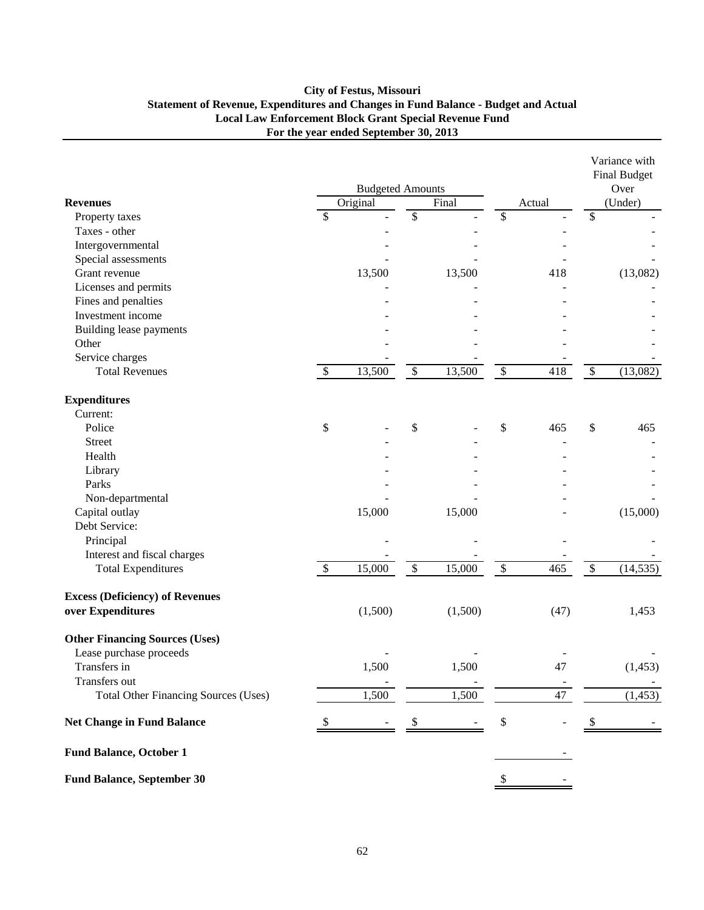**City of Festus, Missouri**
**Statement of Revenue, Expenditures and Changes in Fund Balance - Budget and Actual**
**Local Law Enforcement Block Grant Special Revenue Fund**
**For the year ended September 30, 2013**

| | Budgeted Amounts | | | Variance with Final Budget Over |
|---|---|---|---|---|
| **Revenues** | Original | Final | Actual | (Under) |
| Property taxes | $ - | $ - | $ - | $ - |
| Taxes - other | - | - | - | - |
| Intergovernmental | - | - | - | - |
| Special assessments | - | - | - | - |
| Grant revenue | 13,500 | 13,500 | 418 | (13,082) |
| Licenses and permits | - | - | - | - |
| Fines and penalties | - | - | - | - |
| Investment income | - | - | - | - |
| Building lease payments | - | - | - | - |
| Other | - | - | - | - |
| Service charges | - | - | - | - |
| Total Revenues | $ 13,500 | $ 13,500 | $ 418 | $ (13,082) |
| **Expenditures** | | | | |
| Current: | | | | |
| Police | $ - | $ - | $ 465 | $ 465 |
| Street | - | - | - | - |
| Health | - | - | - | - |
| Library | - | - | - | - |
| Parks | - | - | - | - |
| Non-departmental | - | - | - | - |
| Capital outlay | 15,000 | 15,000 | - | (15,000) |
| Debt Service: | | | | |
| Principal | - | - | - | - |
| Interest and fiscal charges | - | - | - | - |
| Total Expenditures | $ 15,000 | $ 15,000 | $ 465 | $ (14,535) |
| **Excess (Deficiency) of Revenues over Expenditures** | (1,500) | (1,500) | (47) | 1,453 |
| **Other Financing Sources (Uses)** | | | | |
| Lease purchase proceeds | - | - | - | - |
| Transfers in | 1,500 | 1,500 | 47 | (1,453) |
| Transfers out | - | - | - | - |
| Total Other Financing Sources (Uses) | 1,500 | 1,500 | 47 | (1,453) |
| **Net Change in Fund Balance** | $ - | $ - | $ - | $ - |
| **Fund Balance, October 1** | | | - | |
| **Fund Balance, September 30** | | | $ - | |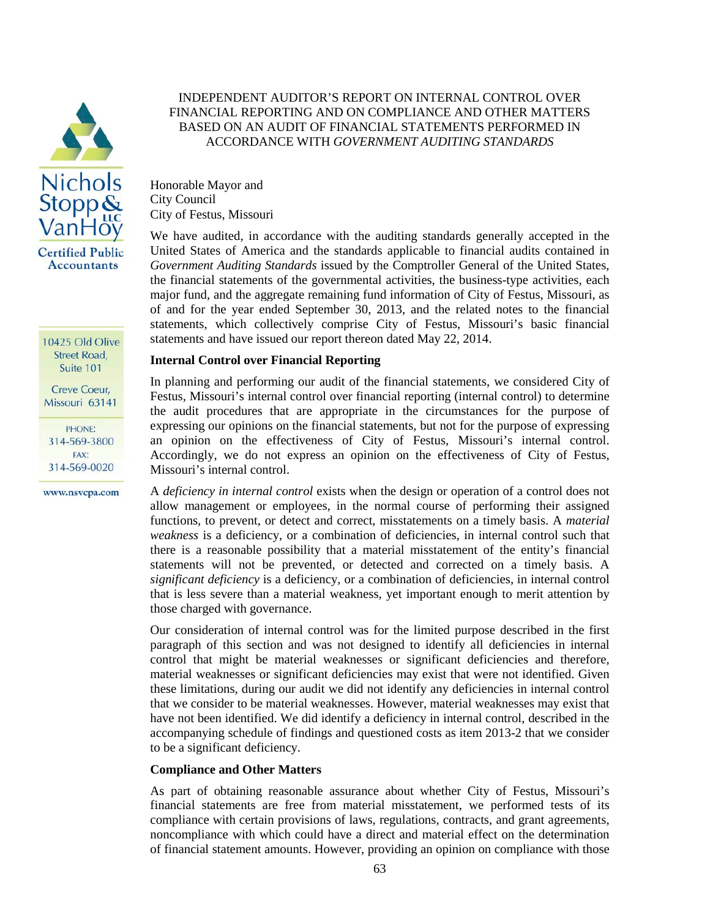Nichols Stopp & VanHoy LLC
Certified Public Accountants

10425 Old Olive Street Road, Suite 101
Creve Coeur, Missouri 63141

PHONE: 314-569-3800
FAX: 314-569-0020

www.nsvcpa.com

# INDEPENDENT AUDITOR'S REPORT ON INTERNAL CONTROL OVER FINANCIAL REPORTING AND ON COMPLIANCE AND OTHER MATTERS BASED ON AN AUDIT OF FINANCIAL STATEMENTS PERFORMED IN ACCORDANCE WITH *GOVERNMENT AUDITING STANDARDS*

Honorable Mayor and
City Council
City of Festus, Missouri

We have audited, in accordance with the auditing standards generally accepted in the United States of America and the standards applicable to financial audits contained in *Government Auditing Standards* issued by the Comptroller General of the United States, the financial statements of the governmental activities, the business-type activities, each major fund, and the aggregate remaining fund information of City of Festus, Missouri, as of and for the year ended September 30, 2013, and the related notes to the financial statements, which collectively comprise City of Festus, Missouri's basic financial statements and have issued our report thereon dated May 22, 2014.

**Internal Control over Financial Reporting**

In planning and performing our audit of the financial statements, we considered City of Festus, Missouri's internal control over financial reporting (internal control) to determine the audit procedures that are appropriate in the circumstances for the purpose of expressing our opinions on the financial statements, but not for the purpose of expressing an opinion on the effectiveness of City of Festus, Missouri's internal control. Accordingly, we do not express an opinion on the effectiveness of City of Festus, Missouri's internal control.

A *deficiency in internal control* exists when the design or operation of a control does not allow management or employees, in the normal course of performing their assigned functions, to prevent, or detect and correct, misstatements on a timely basis. A *material weakness* is a deficiency, or a combination of deficiencies, in internal control such that there is a reasonable possibility that a material misstatement of the entity's financial statements will not be prevented, or detected and corrected on a timely basis. A *significant deficiency* is a deficiency, or a combination of deficiencies, in internal control that is less severe than a material weakness, yet important enough to merit attention by those charged with governance.

Our consideration of internal control was for the limited purpose described in the first paragraph of this section and was not designed to identify all deficiencies in internal control that might be material weaknesses or significant deficiencies and therefore, material weaknesses or significant deficiencies may exist that were not identified. Given these limitations, during our audit we did not identify any deficiencies in internal control that we consider to be material weaknesses. However, material weaknesses may exist that have not been identified. We did identify a deficiency in internal control, described in the accompanying schedule of findings and questioned costs as item 2013-2 that we consider to be a significant deficiency.

**Compliance and Other Matters**

As part of obtaining reasonable assurance about whether City of Festus, Missouri's financial statements are free from material misstatement, we performed tests of its compliance with certain provisions of laws, regulations, contracts, and grant agreements, noncompliance with which could have a direct and material effect on the determination of financial statement amounts. However, providing an opinion on compliance with those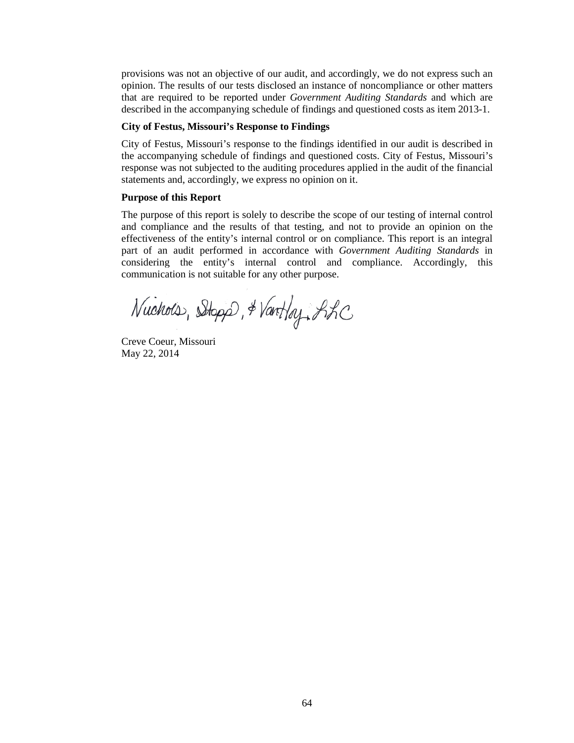provisions was not an objective of our audit, and accordingly, we do not express such an opinion. The results of our tests disclosed an instance of noncompliance or other matters that are required to be reported under *Government Auditing Standards* and which are described in the accompanying schedule of findings and questioned costs as item 2013-1.

**City of Festus, Missouri's Response to Findings**

City of Festus, Missouri's response to the findings identified in our audit is described in the accompanying schedule of findings and questioned costs. City of Festus, Missouri's response was not subjected to the auditing procedures applied in the audit of the financial statements and, accordingly, we express no opinion on it.

**Purpose of this Report**

The purpose of this report is solely to describe the scope of our testing of internal control and compliance and the results of that testing, and not to provide an opinion on the effectiveness of the entity's internal control or on compliance. This report is an integral part of an audit performed in accordance with *Government Auditing Standards* in considering the entity's internal control and compliance. Accordingly, this communication is not suitable for any other purpose.

Nichols, Stopp, & VanHoy, LLC

Creve Coeur, Missouri
May 22, 2014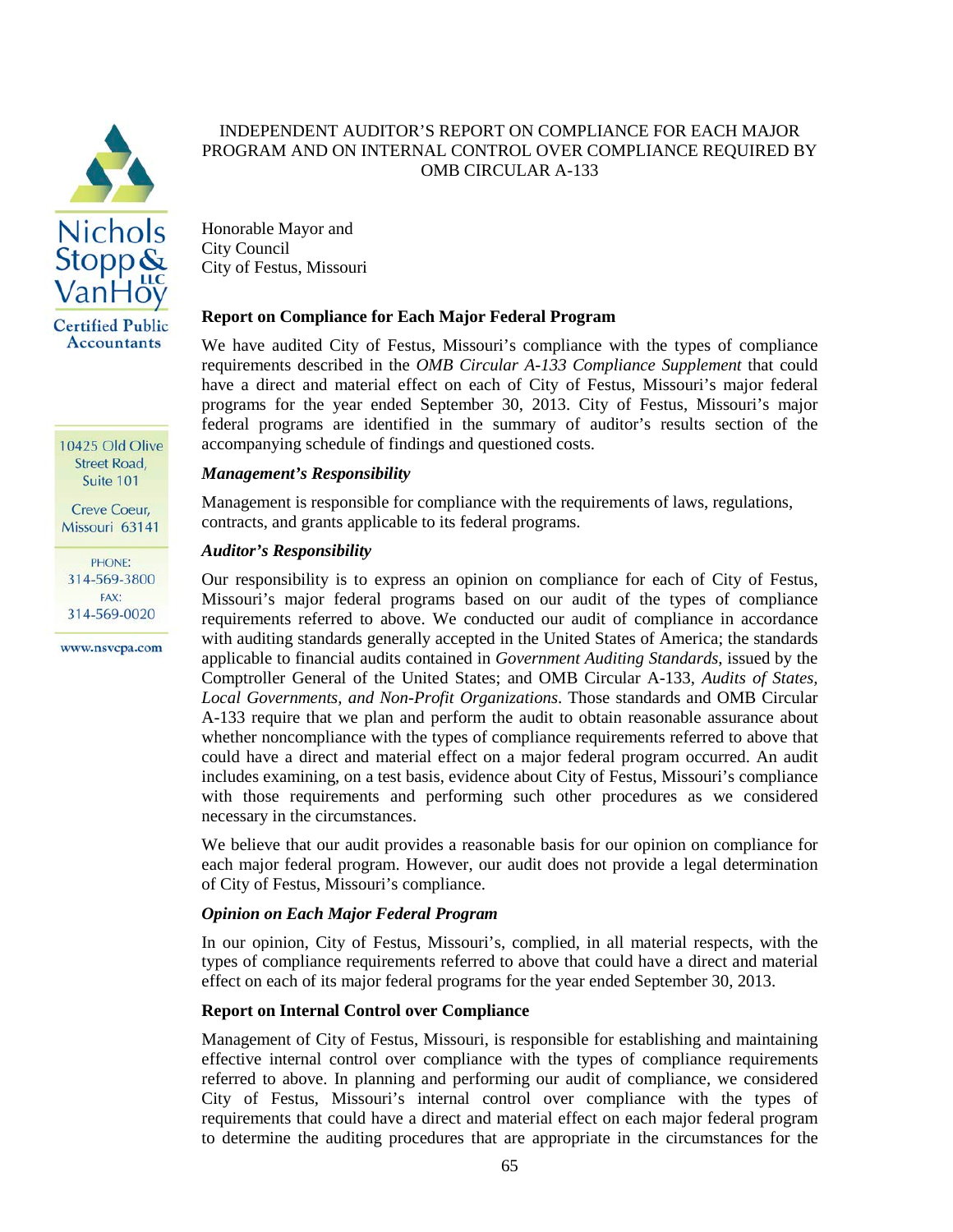Nichols Stopp & VanHoy LLC
Certified Public Accountants

10425 Old Olive Street Road, Suite 101
Creve Coeur, Missouri 63141
PHONE: 314-569-3800
FAX: 314-569-0020
www.nsvcpa.com

# INDEPENDENT AUDITOR'S REPORT ON COMPLIANCE FOR EACH MAJOR PROGRAM AND ON INTERNAL CONTROL OVER COMPLIANCE REQUIRED BY OMB CIRCULAR A-133

Honorable Mayor and
City Council
City of Festus, Missouri

## Report on Compliance for Each Major Federal Program

We have audited City of Festus, Missouri's compliance with the types of compliance requirements described in the *OMB Circular A-133 Compliance Supplement* that could have a direct and material effect on each of City of Festus, Missouri's major federal programs for the year ended September 30, 2013. City of Festus, Missouri's major federal programs are identified in the summary of auditor's results section of the accompanying schedule of findings and questioned costs.

### *Management's Responsibility*

Management is responsible for compliance with the requirements of laws, regulations, contracts, and grants applicable to its federal programs.

### *Auditor's Responsibility*

Our responsibility is to express an opinion on compliance for each of City of Festus, Missouri's major federal programs based on our audit of the types of compliance requirements referred to above. We conducted our audit of compliance in accordance with auditing standards generally accepted in the United States of America; the standards applicable to financial audits contained in *Government Auditing Standards*, issued by the Comptroller General of the United States; and OMB Circular A-133, *Audits of States, Local Governments, and Non-Profit Organizations*. Those standards and OMB Circular A-133 require that we plan and perform the audit to obtain reasonable assurance about whether noncompliance with the types of compliance requirements referred to above that could have a direct and material effect on a major federal program occurred. An audit includes examining, on a test basis, evidence about City of Festus, Missouri's compliance with those requirements and performing such other procedures as we considered necessary in the circumstances.

We believe that our audit provides a reasonable basis for our opinion on compliance for each major federal program. However, our audit does not provide a legal determination of City of Festus, Missouri's compliance.

### *Opinion on Each Major Federal Program*

In our opinion, City of Festus, Missouri's, complied, in all material respects, with the types of compliance requirements referred to above that could have a direct and material effect on each of its major federal programs for the year ended September 30, 2013.

## Report on Internal Control over Compliance

Management of City of Festus, Missouri, is responsible for establishing and maintaining effective internal control over compliance with the types of compliance requirements referred to above. In planning and performing our audit of compliance, we considered City of Festus, Missouri's internal control over compliance with the types of requirements that could have a direct and material effect on each major federal program to determine the auditing procedures that are appropriate in the circumstances for the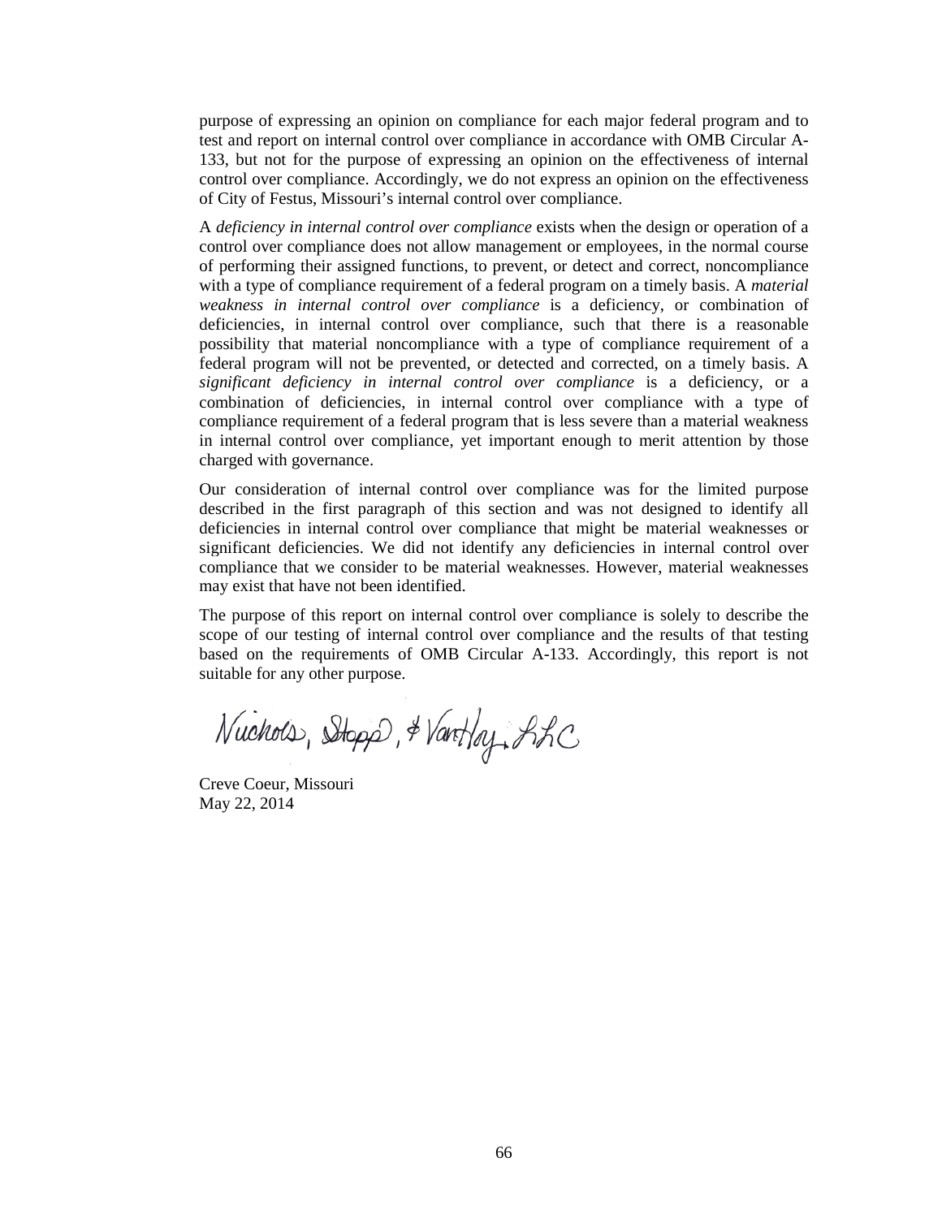purpose of expressing an opinion on compliance for each major federal program and to test and report on internal control over compliance in accordance with OMB Circular A-133, but not for the purpose of expressing an opinion on the effectiveness of internal control over compliance. Accordingly, we do not express an opinion on the effectiveness of City of Festus, Missouri's internal control over compliance.

A *deficiency in internal control over compliance* exists when the design or operation of a control over compliance does not allow management or employees, in the normal course of performing their assigned functions, to prevent, or detect and correct, noncompliance with a type of compliance requirement of a federal program on a timely basis. A *material weakness in internal control over compliance* is a deficiency, or combination of deficiencies, in internal control over compliance, such that there is a reasonable possibility that material noncompliance with a type of compliance requirement of a federal program will not be prevented, or detected and corrected, on a timely basis. A *significant deficiency in internal control over compliance* is a deficiency, or a combination of deficiencies, in internal control over compliance with a type of compliance requirement of a federal program that is less severe than a material weakness in internal control over compliance, yet important enough to merit attention by those charged with governance.

Our consideration of internal control over compliance was for the limited purpose described in the first paragraph of this section and was not designed to identify all deficiencies in internal control over compliance that might be material weaknesses or significant deficiencies. We did not identify any deficiencies in internal control over compliance that we consider to be material weaknesses. However, material weaknesses may exist that have not been identified.

The purpose of this report on internal control over compliance is solely to describe the scope of our testing of internal control over compliance and the results of that testing based on the requirements of OMB Circular A-133. Accordingly, this report is not suitable for any other purpose.

Nichols, Stopp, & VanHoy, LLC

Creve Coeur, Missouri
May 22, 2014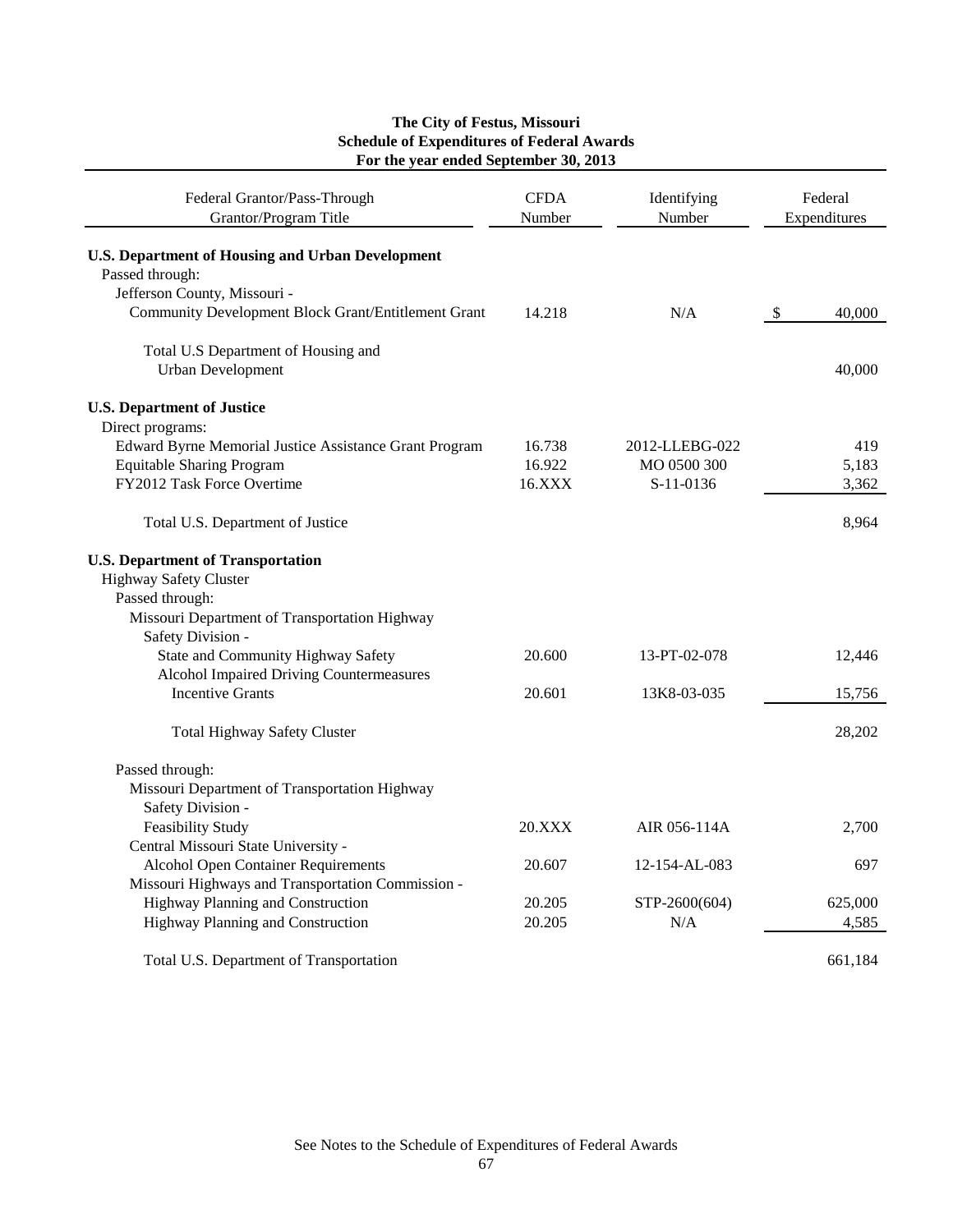**The City of Festus, Missouri**
**Schedule of Expenditures of Federal Awards**
**For the year ended September 30, 2013**

| Federal Grantor/Pass-Through Grantor/Program Title | CFDA Number | Identifying Number | Federal Expenditures |
|---|---|---|---|
| **U.S. Department of Housing and Urban Development** | | | |
| Passed through: | | | |
| Jefferson County, Missouri - | | | |
| Community Development Block Grant/Entitlement Grant | 14.218 | N/A | $ 40,000 |
| Total U.S Department of Housing and Urban Development | | | 40,000 |
| **U.S. Department of Justice** | | | |
| Direct programs: | | | |
| Edward Byrne Memorial Justice Assistance Grant Program | 16.738 | 2012-LLEBG-022 | 419 |
| Equitable Sharing Program | 16.922 | MO 0500 300 | 5,183 |
| FY2012 Task Force Overtime | 16.XXX | S-11-0136 | 3,362 |
| Total U.S. Department of Justice | | | 8,964 |
| **U.S. Department of Transportation** | | | |
| Highway Safety Cluster | | | |
| Passed through: | | | |
| Missouri Department of Transportation Highway Safety Division - | | | |
| State and Community Highway Safety | 20.600 | 13-PT-02-078 | 12,446 |
| Alcohol Impaired Driving Countermeasures Incentive Grants | 20.601 | 13K8-03-035 | 15,756 |
| Total Highway Safety Cluster | | | 28,202 |
| Passed through: | | | |
| Missouri Department of Transportation Highway Safety Division - | | | |
| Feasibility Study | 20.XXX | AIR 056-114A | 2,700 |
| Central Missouri State University - | | | |
| Alcohol Open Container Requirements | 20.607 | 12-154-AL-083 | 697 |
| Missouri Highways and Transportation Commission - | | | |
| Highway Planning and Construction | 20.205 | STP-2600(604) | 625,000 |
| Highway Planning and Construction | 20.205 | N/A | 4,585 |
| Total U.S. Department of Transportation | | | 661,184 |

See Notes to the Schedule of Expenditures of Federal Awards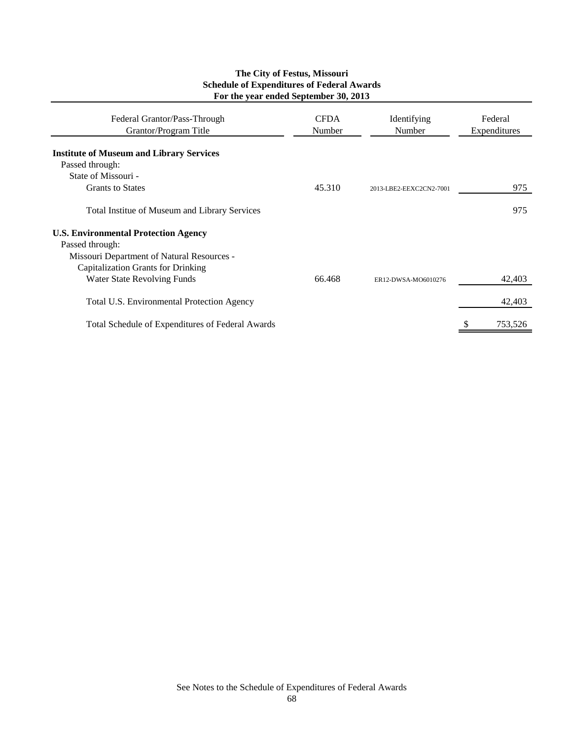# The City of Festus, Missouri
## Schedule of Expenditures of Federal Awards
### For the year ended September 30, 2013

| Federal Grantor/Pass-Through Grantor/Program Title | CFDA Number | Identifying Number | Federal Expenditures |
|---|---|---|---|
| **Institute of Museum and Library Services** | | | |
| Passed through: | | | |
| State of Missouri - | | | |
| Grants to States | 45.310 | 2013-LBE2-EEXC2CN2-7001 | 975 |
| Total Institue of Museum and Library Services | | | 975 |
| **U.S. Environmental Protection Agency** | | | |
| Passed through: | | | |
| Missouri Department of Natural Resources - | | | |
| Capitalization Grants for Drinking Water State Revolving Funds | 66.468 | ER12-DWSA-MO6010276 | 42,403 |
| Total U.S. Environmental Protection Agency | | | 42,403 |
| Total Schedule of Expenditures of Federal Awards | | | $ 753,526 |

See Notes to the Schedule of Expenditures of Federal Awards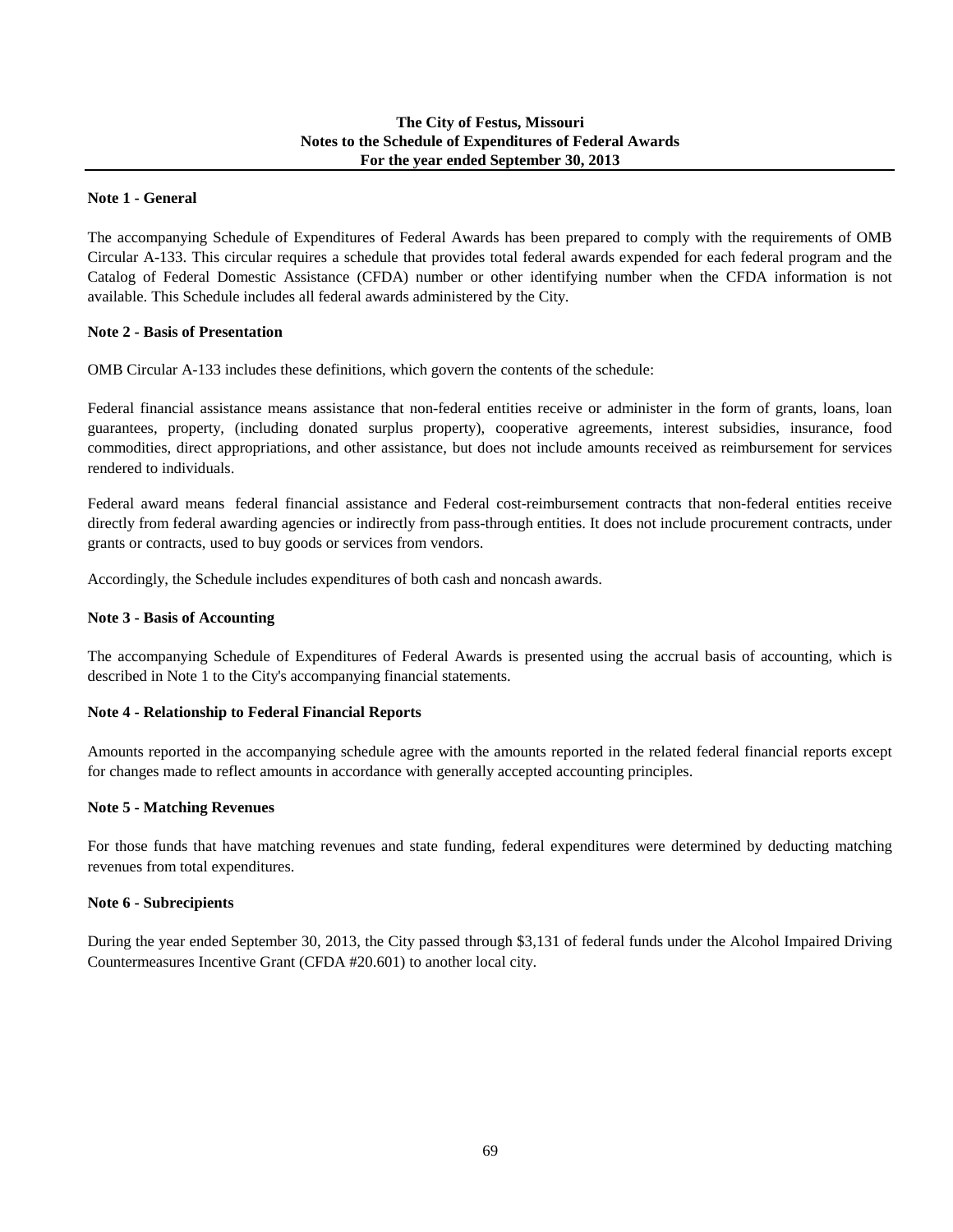**The City of Festus, Missouri**
**Notes to the Schedule of Expenditures of Federal Awards**
**For the year ended September 30, 2013**

**Note 1 - General**

The accompanying Schedule of Expenditures of Federal Awards has been prepared to comply with the requirements of OMB Circular A-133. This circular requires a schedule that provides total federal awards expended for each federal program and the Catalog of Federal Domestic Assistance (CFDA) number or other identifying number when the CFDA information is not available. This Schedule includes all federal awards administered by the City.

**Note 2 - Basis of Presentation**

OMB Circular A-133 includes these definitions, which govern the contents of the schedule:

Federal financial assistance means assistance that non-federal entities receive or administer in the form of grants, loans, loan guarantees, property, (including donated surplus property), cooperative agreements, interest subsidies, insurance, food commodities, direct appropriations, and other assistance, but does not include amounts received as reimbursement for services rendered to individuals.

Federal award means federal financial assistance and Federal cost-reimbursement contracts that non-federal entities receive directly from federal awarding agencies or indirectly from pass-through entities. It does not include procurement contracts, under grants or contracts, used to buy goods or services from vendors.

Accordingly, the Schedule includes expenditures of both cash and noncash awards.

**Note 3 - Basis of Accounting**

The accompanying Schedule of Expenditures of Federal Awards is presented using the accrual basis of accounting, which is described in Note 1 to the City's accompanying financial statements.

**Note 4 - Relationship to Federal Financial Reports**

Amounts reported in the accompanying schedule agree with the amounts reported in the related federal financial reports except for changes made to reflect amounts in accordance with generally accepted accounting principles.

**Note 5 - Matching Revenues**

For those funds that have matching revenues and state funding, federal expenditures were determined by deducting matching revenues from total expenditures.

**Note 6 - Subrecipients**

During the year ended September 30, 2013, the City passed through $3,131 of federal funds under the Alcohol Impaired Driving Countermeasures Incentive Grant (CFDA #20.601) to another local city.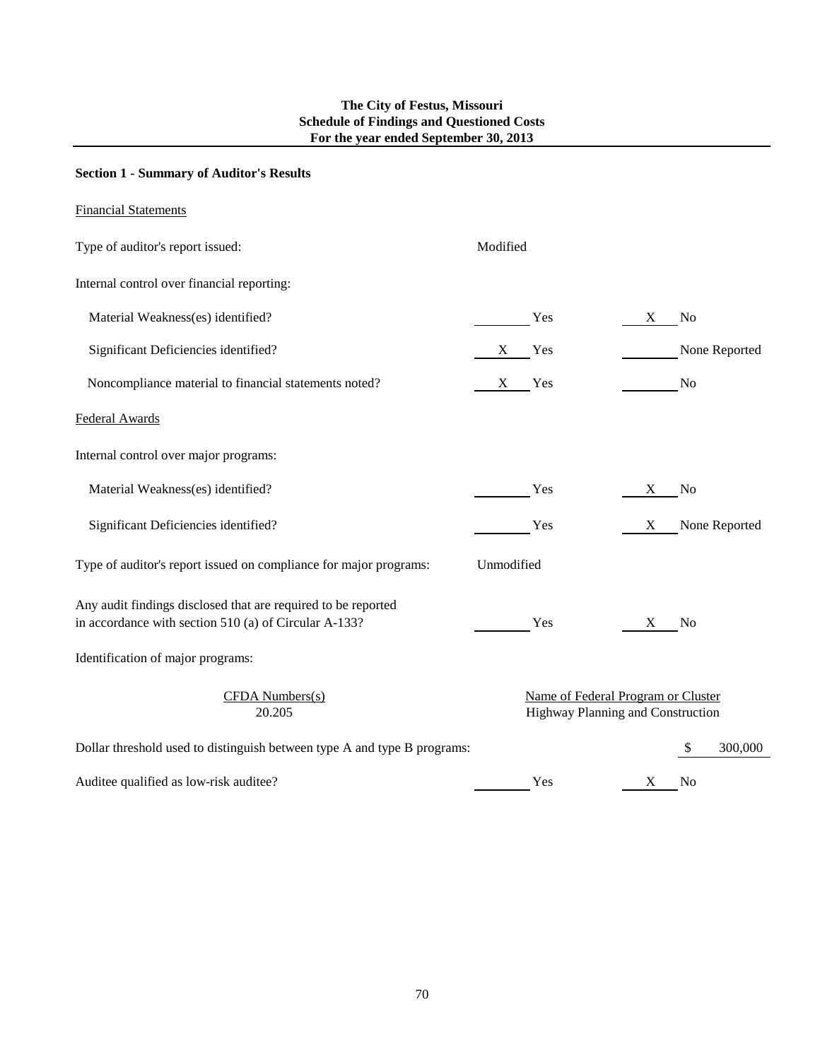**The City of Festus, Missouri**
**Schedule of Findings and Questioned Costs**
**For the year ended September 30, 2013**

### Section 1 - Summary of Auditor's Results

Financial Statements

Type of auditor's report issued: Modified

Internal control over financial reporting:

| | | |
|---|---|---|
| Material Weakness(es) identified? | ____ Yes | X No |
| Significant Deficiencies identified? | X Yes | ____ None Reported |
| Noncompliance material to financial statements noted? | X Yes | ____ No |

Federal Awards

Internal control over major programs:

| | | |
|---|---|---|
| Material Weakness(es) identified? | ____ Yes | X No |
| Significant Deficiencies identified? | ____ Yes | X None Reported |

Type of auditor's report issued on compliance for major programs: Unmodified

| | | |
|---|---|---|
| Any audit findings disclosed that are required to be reported in accordance with section 510 (a) of Circular A-133? | ____ Yes | X No |

Identification of major programs:

| CFDA Numbers(s) | Name of Federal Program or Cluster |
|---|---|
| 20.205 | Highway Planning and Construction |

Dollar threshold used to distinguish between type A and type B programs: $ 300,000

| | | |
|---|---|---|
| Auditee qualified as low-risk auditee? | ____ Yes | X No |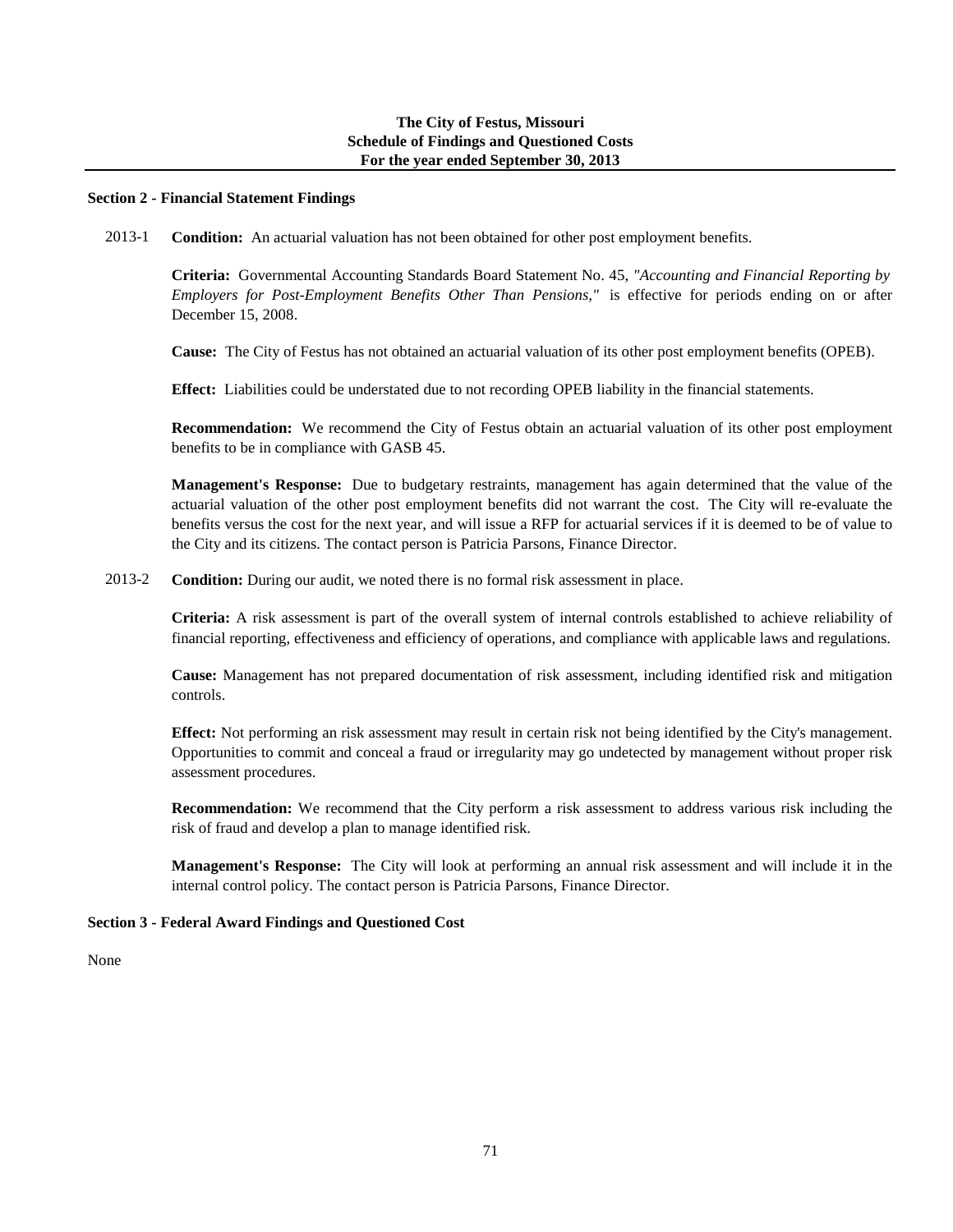**The City of Festus, Missouri**
**Schedule of Findings and Questioned Costs**
**For the year ended September 30, 2013**

### Section 2 - Financial Statement Findings

2013-1 **Condition:** An actuarial valuation has not been obtained for other post employment benefits.

**Criteria:** Governmental Accounting Standards Board Statement No. 45, *"Accounting and Financial Reporting by Employers for Post-Employment Benefits Other Than Pensions,"* is effective for periods ending on or after December 15, 2008.

**Cause:** The City of Festus has not obtained an actuarial valuation of its other post employment benefits (OPEB).

**Effect:** Liabilities could be understated due to not recording OPEB liability in the financial statements.

**Recommendation:** We recommend the City of Festus obtain an actuarial valuation of its other post employment benefits to be in compliance with GASB 45.

**Management's Response:** Due to budgetary restraints, management has again determined that the value of the actuarial valuation of the other post employment benefits did not warrant the cost. The City will re-evaluate the benefits versus the cost for the next year, and will issue a RFP for actuarial services if it is deemed to be of value to the City and its citizens. The contact person is Patricia Parsons, Finance Director.

2013-2 **Condition:** During our audit, we noted there is no formal risk assessment in place.

**Criteria:** A risk assessment is part of the overall system of internal controls established to achieve reliability of financial reporting, effectiveness and efficiency of operations, and compliance with applicable laws and regulations.

**Cause:** Management has not prepared documentation of risk assessment, including identified risk and mitigation controls.

**Effect:** Not performing an risk assessment may result in certain risk not being identified by the City's management. Opportunities to commit and conceal a fraud or irregularity may go undetected by management without proper risk assessment procedures.

**Recommendation:** We recommend that the City perform a risk assessment to address various risk including the risk of fraud and develop a plan to manage identified risk.

**Management's Response:** The City will look at performing an annual risk assessment and will include it in the internal control policy. The contact person is Patricia Parsons, Finance Director.

### Section 3 - Federal Award Findings and Questioned Cost

None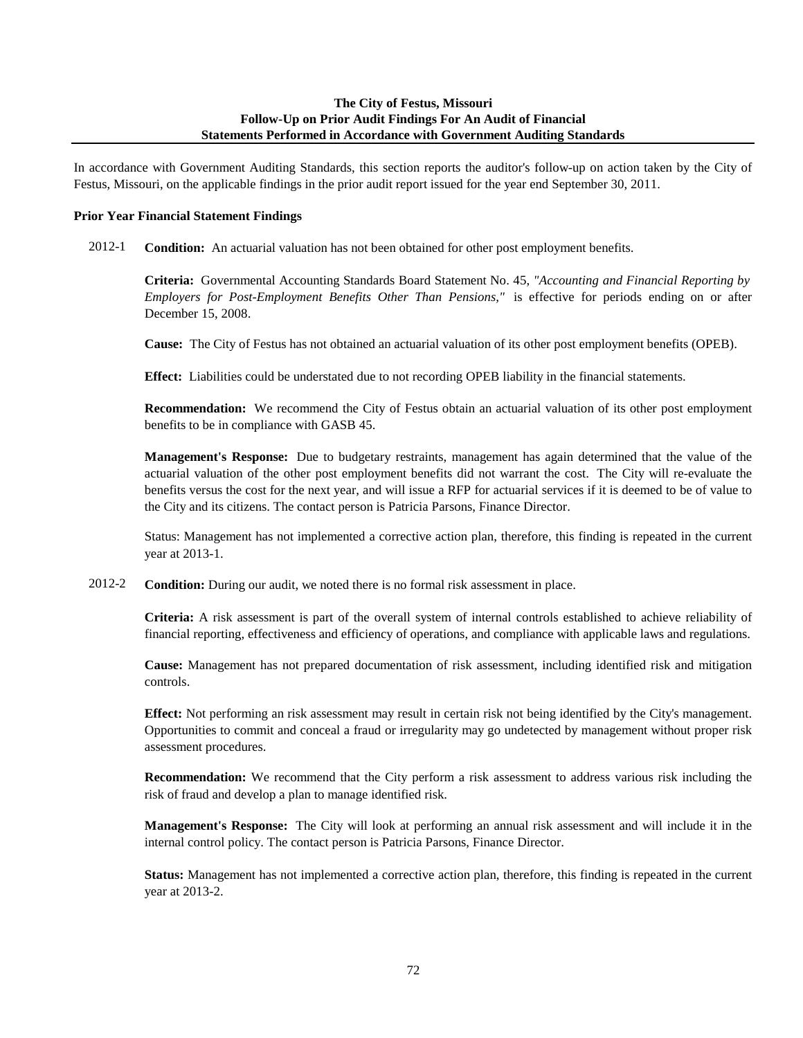# The City of Festus, Missouri
## Follow-Up on Prior Audit Findings For An Audit of Financial Statements Performed in Accordance with Government Auditing Standards

In accordance with Government Auditing Standards, this section reports the auditor's follow-up on action taken by the City of Festus, Missouri, on the applicable findings in the prior audit report issued for the year end September 30, 2011.

**Prior Year Financial Statement Findings**

2012-1 **Condition:** An actuarial valuation has not been obtained for other post employment benefits.

**Criteria:** Governmental Accounting Standards Board Statement No. 45, *"Accounting and Financial Reporting by Employers for Post-Employment Benefits Other Than Pensions,"* is effective for periods ending on or after December 15, 2008.

**Cause:** The City of Festus has not obtained an actuarial valuation of its other post employment benefits (OPEB).

**Effect:** Liabilities could be understated due to not recording OPEB liability in the financial statements.

**Recommendation:** We recommend the City of Festus obtain an actuarial valuation of its other post employment benefits to be in compliance with GASB 45.

**Management's Response:** Due to budgetary restraints, management has again determined that the value of the actuarial valuation of the other post employment benefits did not warrant the cost. The City will re-evaluate the benefits versus the cost for the next year, and will issue a RFP for actuarial services if it is deemed to be of value to the City and its citizens. The contact person is Patricia Parsons, Finance Director.

Status: Management has not implemented a corrective action plan, therefore, this finding is repeated in the current year at 2013-1.

2012-2 **Condition:** During our audit, we noted there is no formal risk assessment in place.

**Criteria:** A risk assessment is part of the overall system of internal controls established to achieve reliability of financial reporting, effectiveness and efficiency of operations, and compliance with applicable laws and regulations.

**Cause:** Management has not prepared documentation of risk assessment, including identified risk and mitigation controls.

**Effect:** Not performing an risk assessment may result in certain risk not being identified by the City's management. Opportunities to commit and conceal a fraud or irregularity may go undetected by management without proper risk assessment procedures.

**Recommendation:** We recommend that the City perform a risk assessment to address various risk including the risk of fraud and develop a plan to manage identified risk.

**Management's Response:** The City will look at performing an annual risk assessment and will include it in the internal control policy. The contact person is Patricia Parsons, Finance Director.

**Status:** Management has not implemented a corrective action plan, therefore, this finding is repeated in the current year at 2013-2.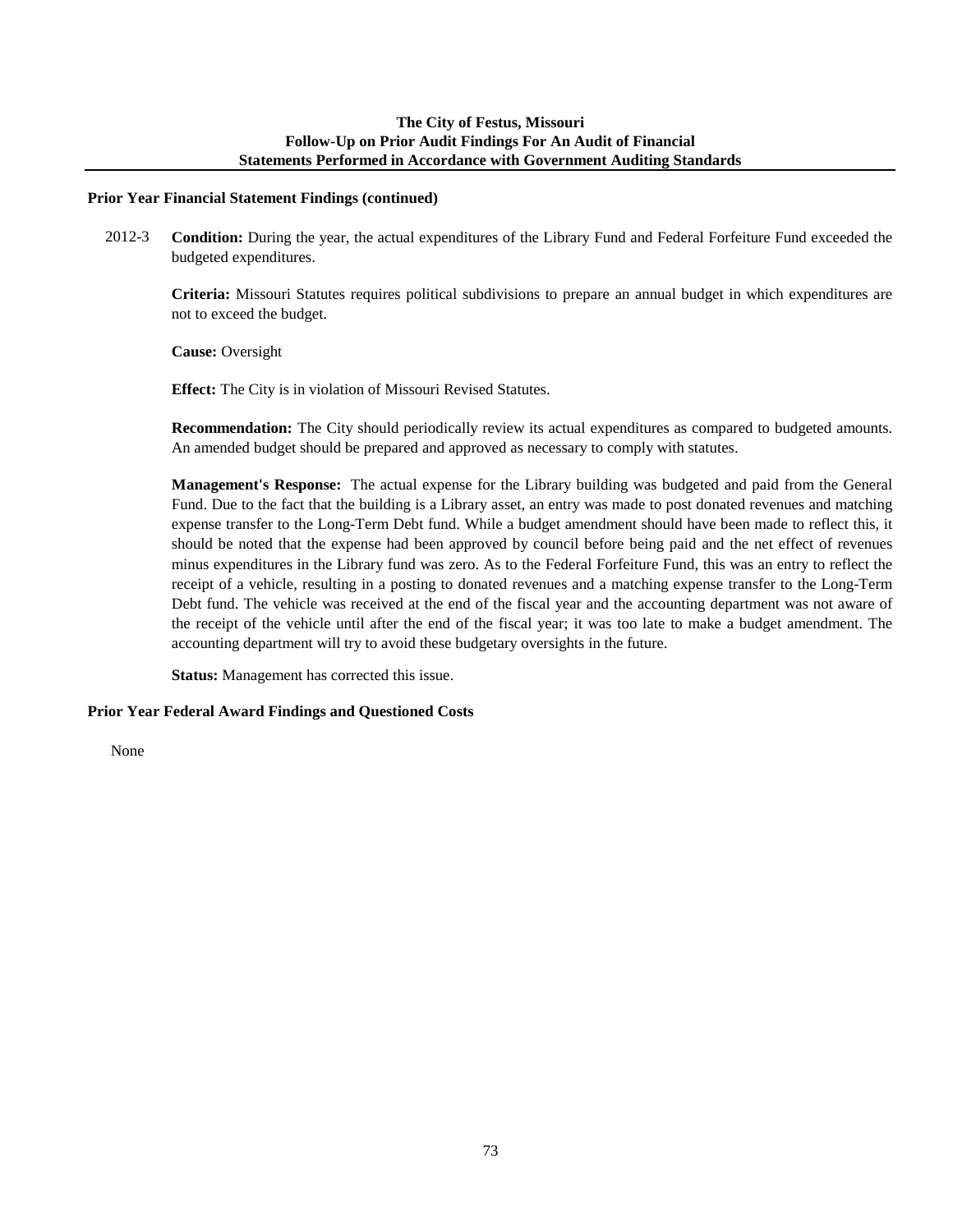# The City of Festus, Missouri
## Follow-Up on Prior Audit Findings For An Audit of Financial Statements Performed in Accordance with Government Auditing Standards

### Prior Year Financial Statement Findings (continued)

2012-3 **Condition:** During the year, the actual expenditures of the Library Fund and Federal Forfeiture Fund exceeded the budgeted expenditures.

**Criteria:** Missouri Statutes requires political subdivisions to prepare an annual budget in which expenditures are not to exceed the budget.

**Cause:** Oversight

**Effect:** The City is in violation of Missouri Revised Statutes.

**Recommendation:** The City should periodically review its actual expenditures as compared to budgeted amounts. An amended budget should be prepared and approved as necessary to comply with statutes.

**Management's Response:** The actual expense for the Library building was budgeted and paid from the General Fund. Due to the fact that the building is a Library asset, an entry was made to post donated revenues and matching expense transfer to the Long-Term Debt fund. While a budget amendment should have been made to reflect this, it should be noted that the expense had been approved by council before being paid and the net effect of revenues minus expenditures in the Library fund was zero. As to the Federal Forfeiture Fund, this was an entry to reflect the receipt of a vehicle, resulting in a posting to donated revenues and a matching expense transfer to the Long-Term Debt fund. The vehicle was received at the end of the fiscal year and the accounting department was not aware of the receipt of the vehicle until after the end of the fiscal year; it was too late to make a budget amendment. The accounting department will try to avoid these budgetary oversights in the future.

**Status:** Management has corrected this issue.

### Prior Year Federal Award Findings and Questioned Costs

None